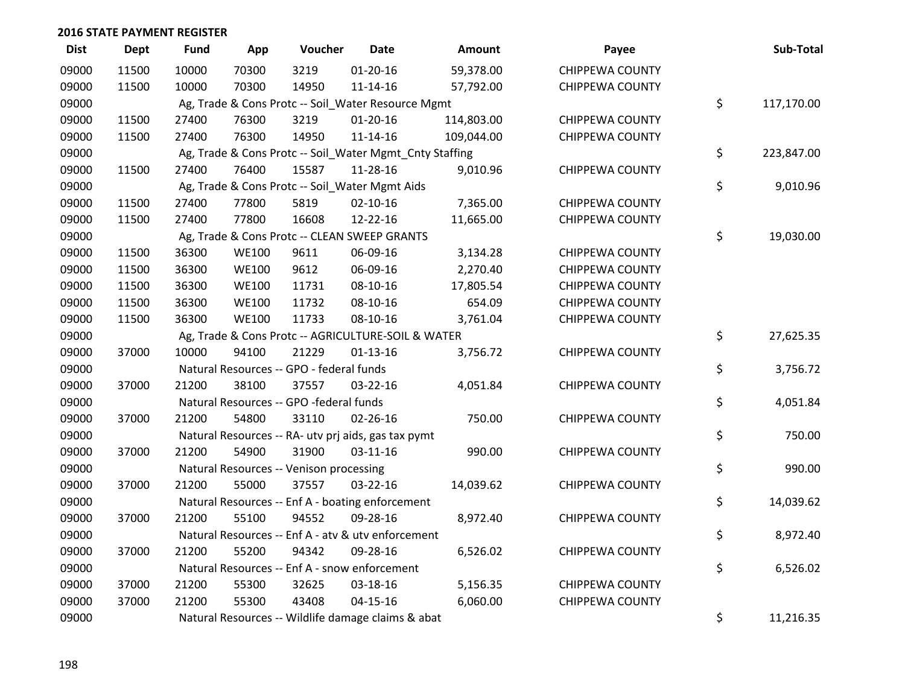## 2016 STATE PAYMENT REGISTER

| Dist | Dept | Fund | App | Voucher | Date | Amount | Payee | Sub-Total |
|---|---|---|---|---|---|---|---|---|
| 09000 | 11500 | 10000 | 70300 | 3219 | 01-20-16 | 59,378.00 | CHIPPEWA COUNTY | |
| 09000 | 11500 | 10000 | 70300 | 14950 | 11-14-16 | 57,792.00 | CHIPPEWA COUNTY | |
| 09000 | | Ag, Trade & Cons Protc -- Soil_Water Resource Mgmt | | | | | | $ 117,170.00 |
| 09000 | 11500 | 27400 | 76300 | 3219 | 01-20-16 | 114,803.00 | CHIPPEWA COUNTY | |
| 09000 | 11500 | 27400 | 76300 | 14950 | 11-14-16 | 109,044.00 | CHIPPEWA COUNTY | |
| 09000 | | Ag, Trade & Cons Protc -- Soil_Water Mgmt_Cnty Staffing | | | | | | $ 223,847.00 |
| 09000 | 11500 | 27400 | 76400 | 15587 | 11-28-16 | 9,010.96 | CHIPPEWA COUNTY | |
| 09000 | | Ag, Trade & Cons Protc -- Soil_Water Mgmt Aids | | | | | | $ 9,010.96 |
| 09000 | 11500 | 27400 | 77800 | 5819 | 02-10-16 | 7,365.00 | CHIPPEWA COUNTY | |
| 09000 | 11500 | 27400 | 77800 | 16608 | 12-22-16 | 11,665.00 | CHIPPEWA COUNTY | |
| 09000 | | Ag, Trade & Cons Protc -- CLEAN SWEEP GRANTS | | | | | | $ 19,030.00 |
| 09000 | 11500 | 36300 | WE100 | 9611 | 06-09-16 | 3,134.28 | CHIPPEWA COUNTY | |
| 09000 | 11500 | 36300 | WE100 | 9612 | 06-09-16 | 2,270.40 | CHIPPEWA COUNTY | |
| 09000 | 11500 | 36300 | WE100 | 11731 | 08-10-16 | 17,805.54 | CHIPPEWA COUNTY | |
| 09000 | 11500 | 36300 | WE100 | 11732 | 08-10-16 | 654.09 | CHIPPEWA COUNTY | |
| 09000 | 11500 | 36300 | WE100 | 11733 | 08-10-16 | 3,761.04 | CHIPPEWA COUNTY | |
| 09000 | | Ag, Trade & Cons Protc -- AGRICULTURE-SOIL & WATER | | | | | | $ 27,625.35 |
| 09000 | 37000 | 10000 | 94100 | 21229 | 01-13-16 | 3,756.72 | CHIPPEWA COUNTY | |
| 09000 | | Natural Resources -- GPO - federal funds | | | | | | $ 3,756.72 |
| 09000 | 37000 | 21200 | 38100 | 37557 | 03-22-16 | 4,051.84 | CHIPPEWA COUNTY | |
| 09000 | | Natural Resources -- GPO -federal funds | | | | | | $ 4,051.84 |
| 09000 | 37000 | 21200 | 54800 | 33110 | 02-26-16 | 750.00 | CHIPPEWA COUNTY | |
| 09000 | | Natural Resources -- RA- utv prj aids, gas tax pymt | | | | | | $ 750.00 |
| 09000 | 37000 | 21200 | 54900 | 31900 | 03-11-16 | 990.00 | CHIPPEWA COUNTY | |
| 09000 | | Natural Resources -- Venison processing | | | | | | $ 990.00 |
| 09000 | 37000 | 21200 | 55000 | 37557 | 03-22-16 | 14,039.62 | CHIPPEWA COUNTY | |
| 09000 | | Natural Resources -- Enf A - boating enforcement | | | | | | $ 14,039.62 |
| 09000 | 37000 | 21200 | 55100 | 94552 | 09-28-16 | 8,972.40 | CHIPPEWA COUNTY | |
| 09000 | | Natural Resources -- Enf A - atv & utv enforcement | | | | | | $ 8,972.40 |
| 09000 | 37000 | 21200 | 55200 | 94342 | 09-28-16 | 6,526.02 | CHIPPEWA COUNTY | |
| 09000 | | Natural Resources -- Enf A - snow enforcement | | | | | | $ 6,526.02 |
| 09000 | 37000 | 21200 | 55300 | 32625 | 03-18-16 | 5,156.35 | CHIPPEWA COUNTY | |
| 09000 | 37000 | 21200 | 55300 | 43408 | 04-15-16 | 6,060.00 | CHIPPEWA COUNTY | |
| 09000 | | Natural Resources -- Wildlife damage claims & abat | | | | | | $ 11,216.35 |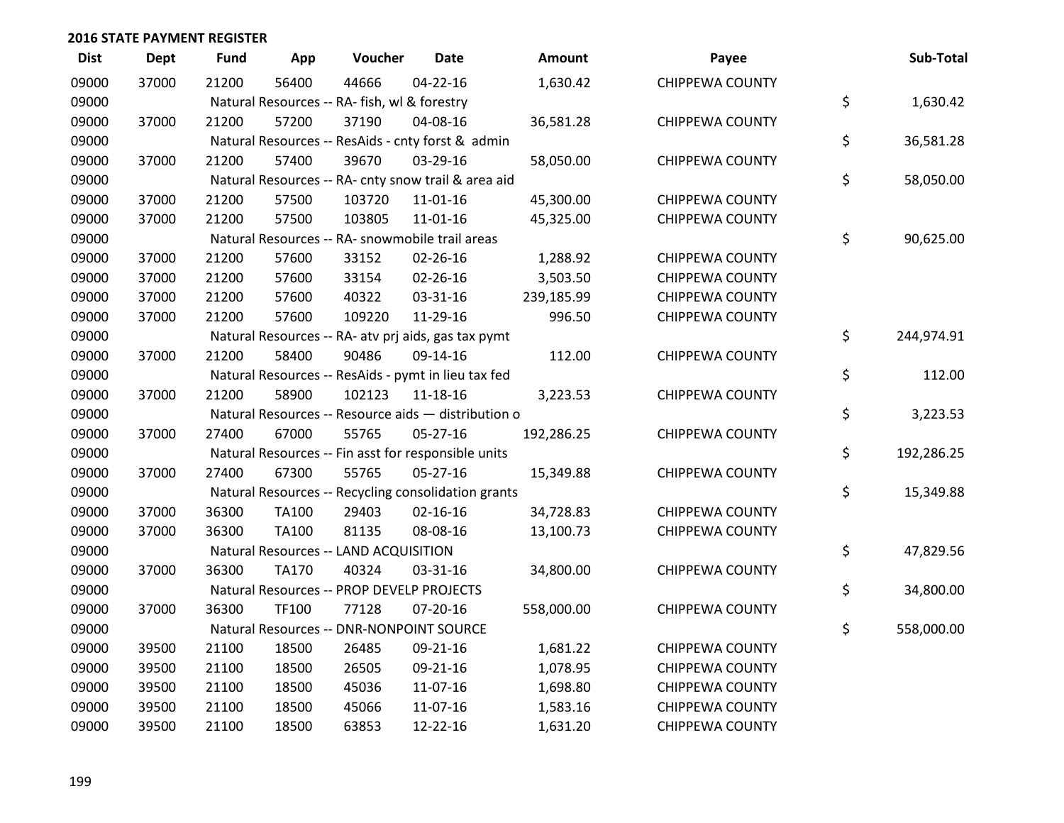## 2016 STATE PAYMENT REGISTER

| Dist | Dept | Fund | App | Voucher | Date | Amount | Payee | Sub-Total |
|---|---|---|---|---|---|---|---|---|
| 09000 | 37000 | 21200 | 56400 | 44666 | 04-22-16 | 1,630.42 | CHIPPEWA COUNTY | |
| 09000 | | Natural Resources -- RA- fish, wl & forestry | | | | | | $ 1,630.42 |
| 09000 | 37000 | 21200 | 57200 | 37190 | 04-08-16 | 36,581.28 | CHIPPEWA COUNTY | |
| 09000 | | Natural Resources -- ResAids - cnty forst & admin | | | | | | $ 36,581.28 |
| 09000 | 37000 | 21200 | 57400 | 39670 | 03-29-16 | 58,050.00 | CHIPPEWA COUNTY | |
| 09000 | | Natural Resources -- RA- cnty snow trail & area aid | | | | | | $ 58,050.00 |
| 09000 | 37000 | 21200 | 57500 | 103720 | 11-01-16 | 45,300.00 | CHIPPEWA COUNTY | |
| 09000 | 37000 | 21200 | 57500 | 103805 | 11-01-16 | 45,325.00 | CHIPPEWA COUNTY | |
| 09000 | | Natural Resources -- RA- snowmobile trail areas | | | | | | $ 90,625.00 |
| 09000 | 37000 | 21200 | 57600 | 33152 | 02-26-16 | 1,288.92 | CHIPPEWA COUNTY | |
| 09000 | 37000 | 21200 | 57600 | 33154 | 02-26-16 | 3,503.50 | CHIPPEWA COUNTY | |
| 09000 | 37000 | 21200 | 57600 | 40322 | 03-31-16 | 239,185.99 | CHIPPEWA COUNTY | |
| 09000 | 37000 | 21200 | 57600 | 109220 | 11-29-16 | 996.50 | CHIPPEWA COUNTY | |
| 09000 | | Natural Resources -- RA- atv prj aids, gas tax pymt | | | | | | $ 244,974.91 |
| 09000 | 37000 | 21200 | 58400 | 90486 | 09-14-16 | 112.00 | CHIPPEWA COUNTY | |
| 09000 | | Natural Resources -- ResAids - pymt in lieu tax fed | | | | | | $ 112.00 |
| 09000 | 37000 | 21200 | 58900 | 102123 | 11-18-16 | 3,223.53 | CHIPPEWA COUNTY | |
| 09000 | | Natural Resources -- Resource aids — distribution o | | | | | | $ 3,223.53 |
| 09000 | 37000 | 27400 | 67000 | 55765 | 05-27-16 | 192,286.25 | CHIPPEWA COUNTY | |
| 09000 | | Natural Resources -- Fin asst for responsible units | | | | | | $ 192,286.25 |
| 09000 | 37000 | 27400 | 67300 | 55765 | 05-27-16 | 15,349.88 | CHIPPEWA COUNTY | |
| 09000 | | Natural Resources -- Recycling consolidation grants | | | | | | $ 15,349.88 |
| 09000 | 37000 | 36300 | TA100 | 29403 | 02-16-16 | 34,728.83 | CHIPPEWA COUNTY | |
| 09000 | 37000 | 36300 | TA100 | 81135 | 08-08-16 | 13,100.73 | CHIPPEWA COUNTY | |
| 09000 | | Natural Resources -- LAND ACQUISITION | | | | | | $ 47,829.56 |
| 09000 | 37000 | 36300 | TA170 | 40324 | 03-31-16 | 34,800.00 | CHIPPEWA COUNTY | |
| 09000 | | Natural Resources -- PROP DEVELP PROJECTS | | | | | | $ 34,800.00 |
| 09000 | 37000 | 36300 | TF100 | 77128 | 07-20-16 | 558,000.00 | CHIPPEWA COUNTY | |
| 09000 | | Natural Resources -- DNR-NONPOINT SOURCE | | | | | | $ 558,000.00 |
| 09000 | 39500 | 21100 | 18500 | 26485 | 09-21-16 | 1,681.22 | CHIPPEWA COUNTY | |
| 09000 | 39500 | 21100 | 18500 | 26505 | 09-21-16 | 1,078.95 | CHIPPEWA COUNTY | |
| 09000 | 39500 | 21100 | 18500 | 45036 | 11-07-16 | 1,698.80 | CHIPPEWA COUNTY | |
| 09000 | 39500 | 21100 | 18500 | 45066 | 11-07-16 | 1,583.16 | CHIPPEWA COUNTY | |
| 09000 | 39500 | 21100 | 18500 | 63853 | 12-22-16 | 1,631.20 | CHIPPEWA COUNTY | |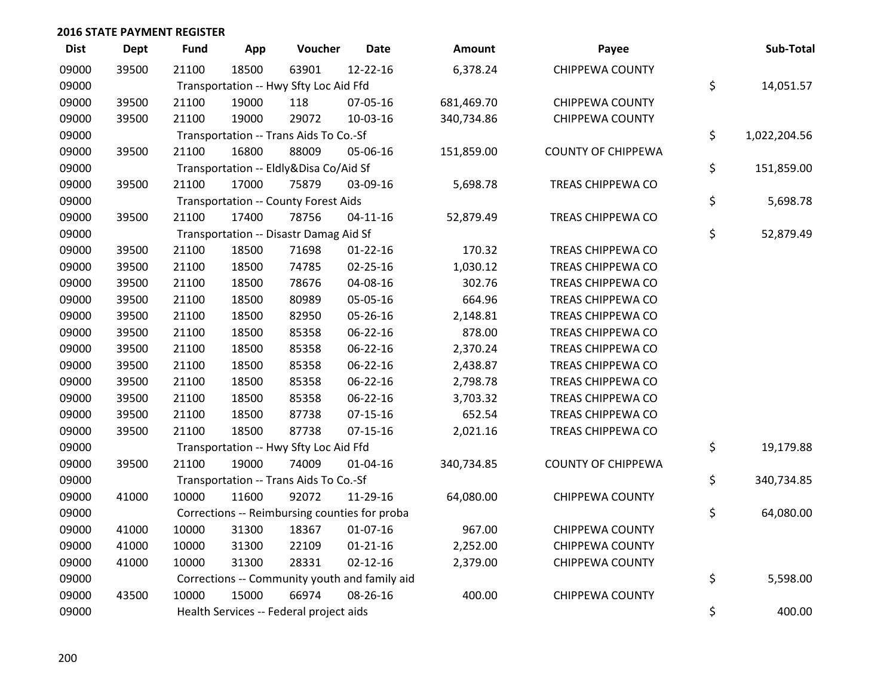## 2016 STATE PAYMENT REGISTER

| Dist | Dept | Fund | App | Voucher | Date | Amount | Payee | | Sub-Total |
|---|---|---|---|---|---|---|---|---|---|
| 09000 | 39500 | 21100 | 18500 | 63901 | 12-22-16 | 6,378.24 | CHIPPEWA COUNTY | | |
| 09000 | | Transportation -- Hwy Sfty Loc Aid Ffd | | | | | | $ | 14,051.57 |
| 09000 | 39500 | 21100 | 19000 | 118 | 07-05-16 | 681,469.70 | CHIPPEWA COUNTY | | |
| 09000 | 39500 | 21100 | 19000 | 29072 | 10-03-16 | 340,734.86 | CHIPPEWA COUNTY | | |
| 09000 | | Transportation -- Trans Aids To Co.-Sf | | | | | | $ | 1,022,204.56 |
| 09000 | 39500 | 21100 | 16800 | 88009 | 05-06-16 | 151,859.00 | COUNTY OF CHIPPEWA | | |
| 09000 | | Transportation -- Eldly&Disa Co/Aid Sf | | | | | | $ | 151,859.00 |
| 09000 | 39500 | 21100 | 17000 | 75879 | 03-09-16 | 5,698.78 | TREAS CHIPPEWA CO | | |
| 09000 | | Transportation -- County Forest Aids | | | | | | $ | 5,698.78 |
| 09000 | 39500 | 21100 | 17400 | 78756 | 04-11-16 | 52,879.49 | TREAS CHIPPEWA CO | | |
| 09000 | | Transportation -- Disastr Damag Aid Sf | | | | | | $ | 52,879.49 |
| 09000 | 39500 | 21100 | 18500 | 71698 | 01-22-16 | 170.32 | TREAS CHIPPEWA CO | | |
| 09000 | 39500 | 21100 | 18500 | 74785 | 02-25-16 | 1,030.12 | TREAS CHIPPEWA CO | | |
| 09000 | 39500 | 21100 | 18500 | 78676 | 04-08-16 | 302.76 | TREAS CHIPPEWA CO | | |
| 09000 | 39500 | 21100 | 18500 | 80989 | 05-05-16 | 664.96 | TREAS CHIPPEWA CO | | |
| 09000 | 39500 | 21100 | 18500 | 82950 | 05-26-16 | 2,148.81 | TREAS CHIPPEWA CO | | |
| 09000 | 39500 | 21100 | 18500 | 85358 | 06-22-16 | 878.00 | TREAS CHIPPEWA CO | | |
| 09000 | 39500 | 21100 | 18500 | 85358 | 06-22-16 | 2,370.24 | TREAS CHIPPEWA CO | | |
| 09000 | 39500 | 21100 | 18500 | 85358 | 06-22-16 | 2,438.87 | TREAS CHIPPEWA CO | | |
| 09000 | 39500 | 21100 | 18500 | 85358 | 06-22-16 | 2,798.78 | TREAS CHIPPEWA CO | | |
| 09000 | 39500 | 21100 | 18500 | 85358 | 06-22-16 | 3,703.32 | TREAS CHIPPEWA CO | | |
| 09000 | 39500 | 21100 | 18500 | 87738 | 07-15-16 | 652.54 | TREAS CHIPPEWA CO | | |
| 09000 | 39500 | 21100 | 18500 | 87738 | 07-15-16 | 2,021.16 | TREAS CHIPPEWA CO | | |
| 09000 | | Transportation -- Hwy Sfty Loc Aid Ffd | | | | | | $ | 19,179.88 |
| 09000 | 39500 | 21100 | 19000 | 74009 | 01-04-16 | 340,734.85 | COUNTY OF CHIPPEWA | | |
| 09000 | | Transportation -- Trans Aids To Co.-Sf | | | | | | $ | 340,734.85 |
| 09000 | 41000 | 10000 | 11600 | 92072 | 11-29-16 | 64,080.00 | CHIPPEWA COUNTY | | |
| 09000 | | Corrections -- Reimbursing counties for proba | | | | | | $ | 64,080.00 |
| 09000 | 41000 | 10000 | 31300 | 18367 | 01-07-16 | 967.00 | CHIPPEWA COUNTY | | |
| 09000 | 41000 | 10000 | 31300 | 22109 | 01-21-16 | 2,252.00 | CHIPPEWA COUNTY | | |
| 09000 | 41000 | 10000 | 31300 | 28331 | 02-12-16 | 2,379.00 | CHIPPEWA COUNTY | | |
| 09000 | | Corrections -- Community youth and family aid | | | | | | $ | 5,598.00 |
| 09000 | 43500 | 10000 | 15000 | 66974 | 08-26-16 | 400.00 | CHIPPEWA COUNTY | | |
| 09000 | | Health Services -- Federal project aids | | | | | | $ | 400.00 |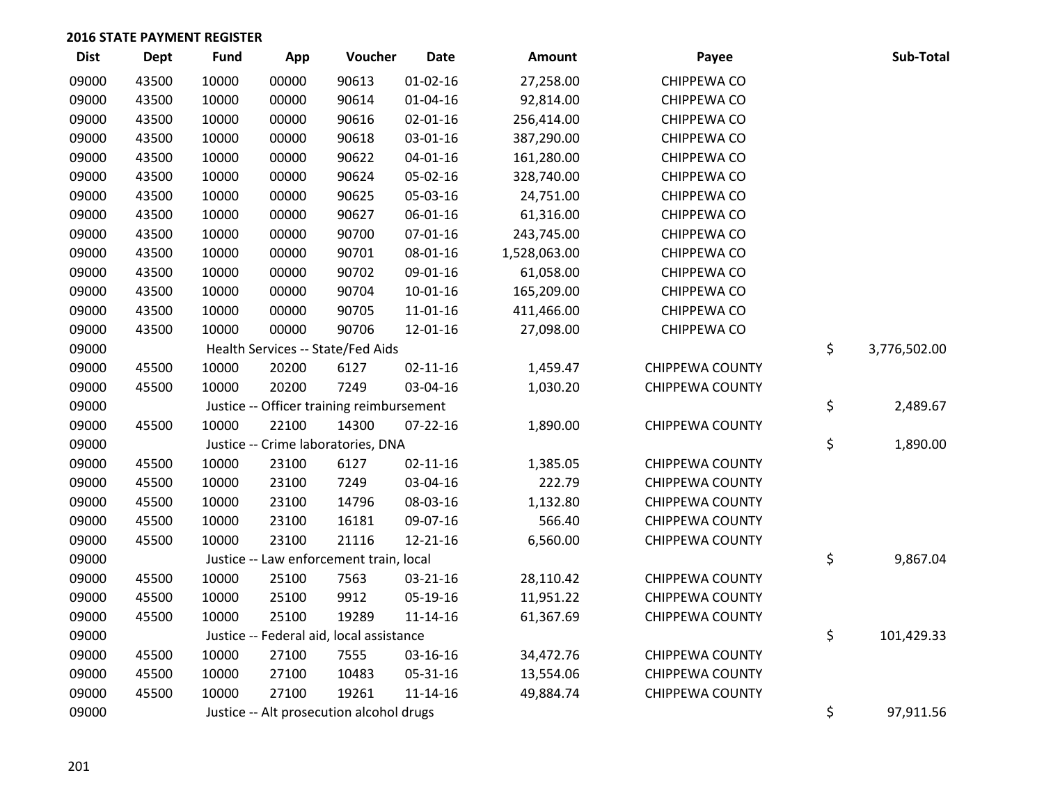## 2016 STATE PAYMENT REGISTER

| Dist | Dept | Fund | App | Voucher | Date | Amount | Payee | Sub-Total |
|---|---|---|---|---|---|---|---|---|
| 09000 | 43500 | 10000 | 00000 | 90613 | 01-02-16 | 27,258.00 | CHIPPEWA CO | |
| 09000 | 43500 | 10000 | 00000 | 90614 | 01-04-16 | 92,814.00 | CHIPPEWA CO | |
| 09000 | 43500 | 10000 | 00000 | 90616 | 02-01-16 | 256,414.00 | CHIPPEWA CO | |
| 09000 | 43500 | 10000 | 00000 | 90618 | 03-01-16 | 387,290.00 | CHIPPEWA CO | |
| 09000 | 43500 | 10000 | 00000 | 90622 | 04-01-16 | 161,280.00 | CHIPPEWA CO | |
| 09000 | 43500 | 10000 | 00000 | 90624 | 05-02-16 | 328,740.00 | CHIPPEWA CO | |
| 09000 | 43500 | 10000 | 00000 | 90625 | 05-03-16 | 24,751.00 | CHIPPEWA CO | |
| 09000 | 43500 | 10000 | 00000 | 90627 | 06-01-16 | 61,316.00 | CHIPPEWA CO | |
| 09000 | 43500 | 10000 | 00000 | 90700 | 07-01-16 | 243,745.00 | CHIPPEWA CO | |
| 09000 | 43500 | 10000 | 00000 | 90701 | 08-01-16 | 1,528,063.00 | CHIPPEWA CO | |
| 09000 | 43500 | 10000 | 00000 | 90702 | 09-01-16 | 61,058.00 | CHIPPEWA CO | |
| 09000 | 43500 | 10000 | 00000 | 90704 | 10-01-16 | 165,209.00 | CHIPPEWA CO | |
| 09000 | 43500 | 10000 | 00000 | 90705 | 11-01-16 | 411,466.00 | CHIPPEWA CO | |
| 09000 | 43500 | 10000 | 00000 | 90706 | 12-01-16 | 27,098.00 | CHIPPEWA CO | |
| 09000 | | Health Services -- State/Fed Aids | | | | | | $ 3,776,502.00 |
| 09000 | 45500 | 10000 | 20200 | 6127 | 02-11-16 | 1,459.47 | CHIPPEWA COUNTY | |
| 09000 | 45500 | 10000 | 20200 | 7249 | 03-04-16 | 1,030.20 | CHIPPEWA COUNTY | |
| 09000 | | Justice -- Officer training reimbursement | | | | | | $ 2,489.67 |
| 09000 | 45500 | 10000 | 22100 | 14300 | 07-22-16 | 1,890.00 | CHIPPEWA COUNTY | |
| 09000 | | Justice -- Crime laboratories, DNA | | | | | | $ 1,890.00 |
| 09000 | 45500 | 10000 | 23100 | 6127 | 02-11-16 | 1,385.05 | CHIPPEWA COUNTY | |
| 09000 | 45500 | 10000 | 23100 | 7249 | 03-04-16 | 222.79 | CHIPPEWA COUNTY | |
| 09000 | 45500 | 10000 | 23100 | 14796 | 08-03-16 | 1,132.80 | CHIPPEWA COUNTY | |
| 09000 | 45500 | 10000 | 23100 | 16181 | 09-07-16 | 566.40 | CHIPPEWA COUNTY | |
| 09000 | 45500 | 10000 | 23100 | 21116 | 12-21-16 | 6,560.00 | CHIPPEWA COUNTY | |
| 09000 | | Justice -- Law enforcement train, local | | | | | | $ 9,867.04 |
| 09000 | 45500 | 10000 | 25100 | 7563 | 03-21-16 | 28,110.42 | CHIPPEWA COUNTY | |
| 09000 | 45500 | 10000 | 25100 | 9912 | 05-19-16 | 11,951.22 | CHIPPEWA COUNTY | |
| 09000 | 45500 | 10000 | 25100 | 19289 | 11-14-16 | 61,367.69 | CHIPPEWA COUNTY | |
| 09000 | | Justice -- Federal aid, local assistance | | | | | | $ 101,429.33 |
| 09000 | 45500 | 10000 | 27100 | 7555 | 03-16-16 | 34,472.76 | CHIPPEWA COUNTY | |
| 09000 | 45500 | 10000 | 27100 | 10483 | 05-31-16 | 13,554.06 | CHIPPEWA COUNTY | |
| 09000 | 45500 | 10000 | 27100 | 19261 | 11-14-16 | 49,884.74 | CHIPPEWA COUNTY | |
| 09000 | | Justice -- Alt prosecution alcohol drugs | | | | | | $ 97,911.56 |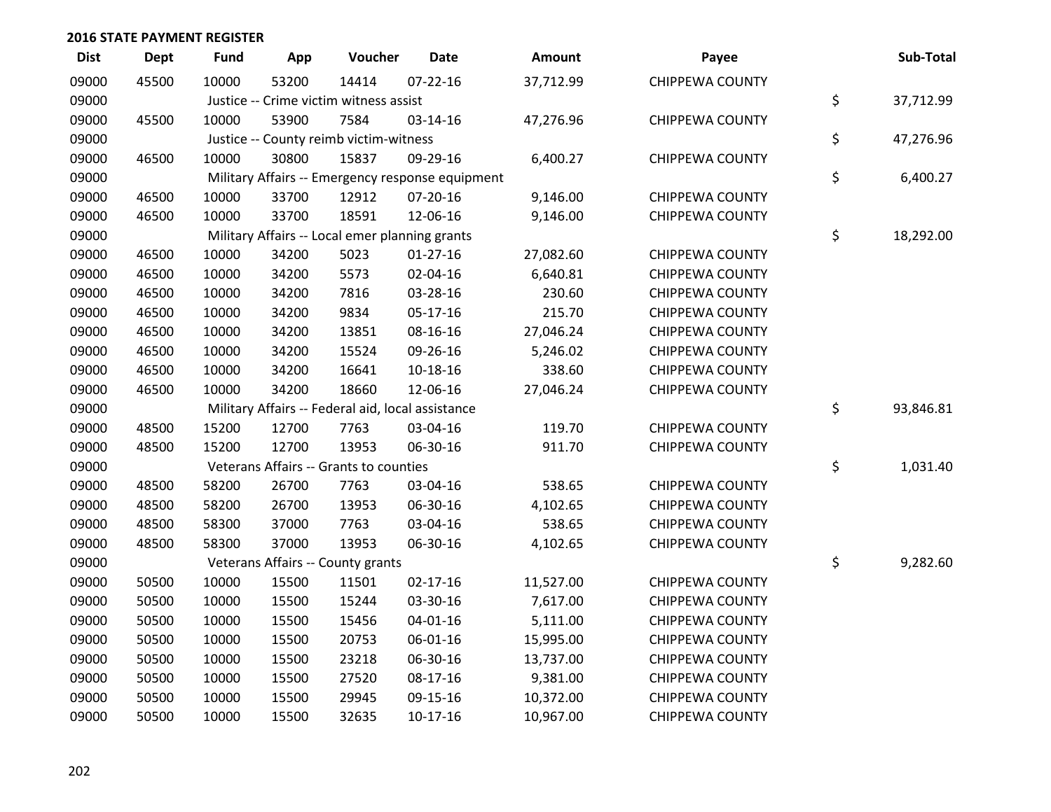## 2016 STATE PAYMENT REGISTER

| Dist | Dept | Fund | App | Voucher | Date | Amount | Payee | Sub-Total |
|---|---|---|---|---|---|---|---|---|
| 09000 | 45500 | 10000 | 53200 | 14414 | 07-22-16 | 37,712.99 | CHIPPEWA COUNTY | |
| 09000 | | Justice -- Crime victim witness assist | | | | | | $ 37,712.99 |
| 09000 | 45500 | 10000 | 53900 | 7584 | 03-14-16 | 47,276.96 | CHIPPEWA COUNTY | |
| 09000 | | Justice -- County reimb victim-witness | | | | | | $ 47,276.96 |
| 09000 | 46500 | 10000 | 30800 | 15837 | 09-29-16 | 6,400.27 | CHIPPEWA COUNTY | |
| 09000 | | Military Affairs -- Emergency response equipment | | | | | | $ 6,400.27 |
| 09000 | 46500 | 10000 | 33700 | 12912 | 07-20-16 | 9,146.00 | CHIPPEWA COUNTY | |
| 09000 | 46500 | 10000 | 33700 | 18591 | 12-06-16 | 9,146.00 | CHIPPEWA COUNTY | |
| 09000 | | Military Affairs -- Local emer planning grants | | | | | | $ 18,292.00 |
| 09000 | 46500 | 10000 | 34200 | 5023 | 01-27-16 | 27,082.60 | CHIPPEWA COUNTY | |
| 09000 | 46500 | 10000 | 34200 | 5573 | 02-04-16 | 6,640.81 | CHIPPEWA COUNTY | |
| 09000 | 46500 | 10000 | 34200 | 7816 | 03-28-16 | 230.60 | CHIPPEWA COUNTY | |
| 09000 | 46500 | 10000 | 34200 | 9834 | 05-17-16 | 215.70 | CHIPPEWA COUNTY | |
| 09000 | 46500 | 10000 | 34200 | 13851 | 08-16-16 | 27,046.24 | CHIPPEWA COUNTY | |
| 09000 | 46500 | 10000 | 34200 | 15524 | 09-26-16 | 5,246.02 | CHIPPEWA COUNTY | |
| 09000 | 46500 | 10000 | 34200 | 16641 | 10-18-16 | 338.60 | CHIPPEWA COUNTY | |
| 09000 | 46500 | 10000 | 34200 | 18660 | 12-06-16 | 27,046.24 | CHIPPEWA COUNTY | |
| 09000 | | Military Affairs -- Federal aid, local assistance | | | | | | $ 93,846.81 |
| 09000 | 48500 | 15200 | 12700 | 7763 | 03-04-16 | 119.70 | CHIPPEWA COUNTY | |
| 09000 | 48500 | 15200 | 12700 | 13953 | 06-30-16 | 911.70 | CHIPPEWA COUNTY | |
| 09000 | | Veterans Affairs -- Grants to counties | | | | | | $ 1,031.40 |
| 09000 | 48500 | 58200 | 26700 | 7763 | 03-04-16 | 538.65 | CHIPPEWA COUNTY | |
| 09000 | 48500 | 58200 | 26700 | 13953 | 06-30-16 | 4,102.65 | CHIPPEWA COUNTY | |
| 09000 | 48500 | 58300 | 37000 | 7763 | 03-04-16 | 538.65 | CHIPPEWA COUNTY | |
| 09000 | 48500 | 58300 | 37000 | 13953 | 06-30-16 | 4,102.65 | CHIPPEWA COUNTY | |
| 09000 | | Veterans Affairs -- County grants | | | | | | $ 9,282.60 |
| 09000 | 50500 | 10000 | 15500 | 11501 | 02-17-16 | 11,527.00 | CHIPPEWA COUNTY | |
| 09000 | 50500 | 10000 | 15500 | 15244 | 03-30-16 | 7,617.00 | CHIPPEWA COUNTY | |
| 09000 | 50500 | 10000 | 15500 | 15456 | 04-01-16 | 5,111.00 | CHIPPEWA COUNTY | |
| 09000 | 50500 | 10000 | 15500 | 20753 | 06-01-16 | 15,995.00 | CHIPPEWA COUNTY | |
| 09000 | 50500 | 10000 | 15500 | 23218 | 06-30-16 | 13,737.00 | CHIPPEWA COUNTY | |
| 09000 | 50500 | 10000 | 15500 | 27520 | 08-17-16 | 9,381.00 | CHIPPEWA COUNTY | |
| 09000 | 50500 | 10000 | 15500 | 29945 | 09-15-16 | 10,372.00 | CHIPPEWA COUNTY | |
| 09000 | 50500 | 10000 | 15500 | 32635 | 10-17-16 | 10,967.00 | CHIPPEWA COUNTY | |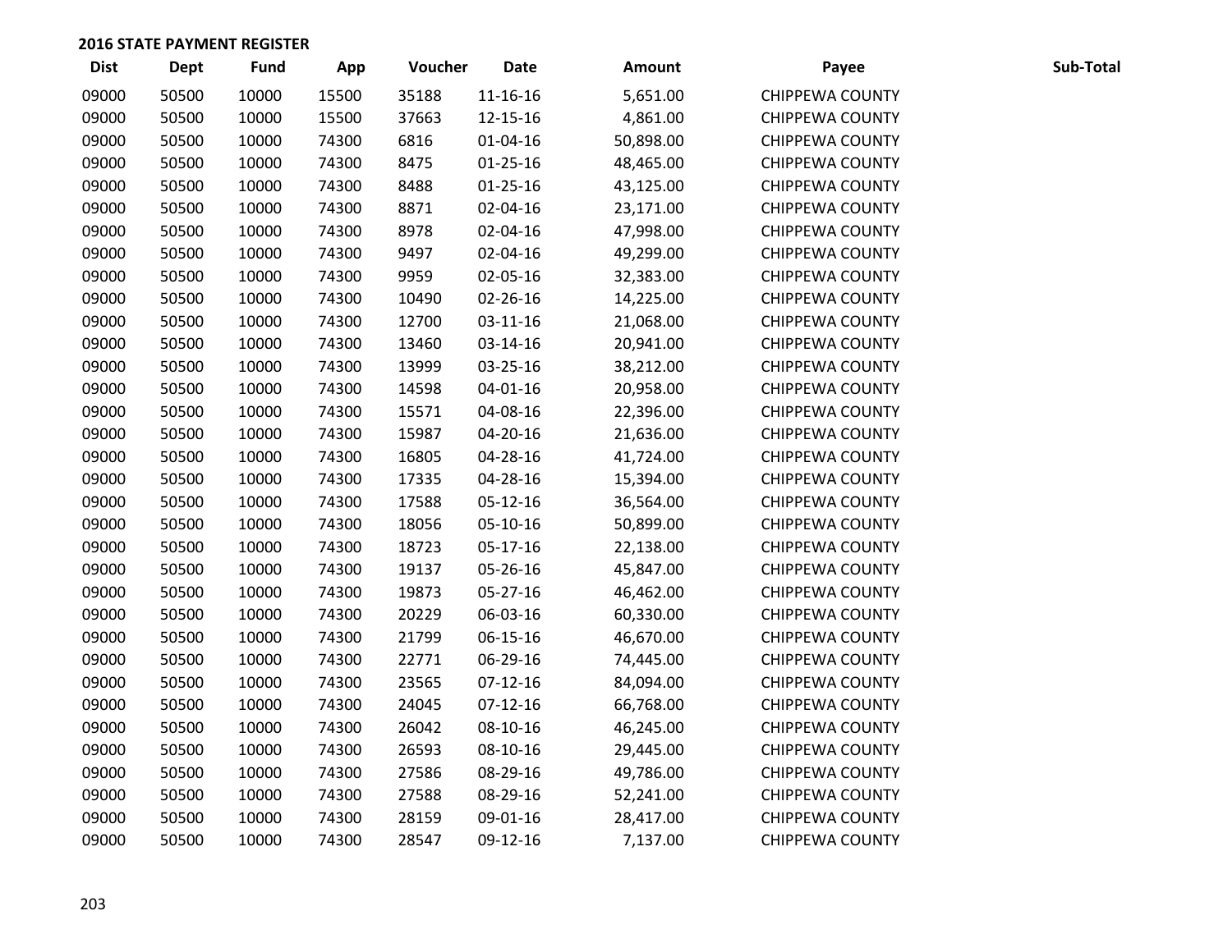## 2016 STATE PAYMENT REGISTER

| Dist | Dept | Fund | App | Voucher | Date | Amount | Payee | Sub-Total |
|---|---|---|---|---|---|---|---|---|
| 09000 | 50500 | 10000 | 15500 | 35188 | 11-16-16 | 5,651.00 | CHIPPEWA COUNTY | |
| 09000 | 50500 | 10000 | 15500 | 37663 | 12-15-16 | 4,861.00 | CHIPPEWA COUNTY | |
| 09000 | 50500 | 10000 | 74300 | 6816 | 01-04-16 | 50,898.00 | CHIPPEWA COUNTY | |
| 09000 | 50500 | 10000 | 74300 | 8475 | 01-25-16 | 48,465.00 | CHIPPEWA COUNTY | |
| 09000 | 50500 | 10000 | 74300 | 8488 | 01-25-16 | 43,125.00 | CHIPPEWA COUNTY | |
| 09000 | 50500 | 10000 | 74300 | 8871 | 02-04-16 | 23,171.00 | CHIPPEWA COUNTY | |
| 09000 | 50500 | 10000 | 74300 | 8978 | 02-04-16 | 47,998.00 | CHIPPEWA COUNTY | |
| 09000 | 50500 | 10000 | 74300 | 9497 | 02-04-16 | 49,299.00 | CHIPPEWA COUNTY | |
| 09000 | 50500 | 10000 | 74300 | 9959 | 02-05-16 | 32,383.00 | CHIPPEWA COUNTY | |
| 09000 | 50500 | 10000 | 74300 | 10490 | 02-26-16 | 14,225.00 | CHIPPEWA COUNTY | |
| 09000 | 50500 | 10000 | 74300 | 12700 | 03-11-16 | 21,068.00 | CHIPPEWA COUNTY | |
| 09000 | 50500 | 10000 | 74300 | 13460 | 03-14-16 | 20,941.00 | CHIPPEWA COUNTY | |
| 09000 | 50500 | 10000 | 74300 | 13999 | 03-25-16 | 38,212.00 | CHIPPEWA COUNTY | |
| 09000 | 50500 | 10000 | 74300 | 14598 | 04-01-16 | 20,958.00 | CHIPPEWA COUNTY | |
| 09000 | 50500 | 10000 | 74300 | 15571 | 04-08-16 | 22,396.00 | CHIPPEWA COUNTY | |
| 09000 | 50500 | 10000 | 74300 | 15987 | 04-20-16 | 21,636.00 | CHIPPEWA COUNTY | |
| 09000 | 50500 | 10000 | 74300 | 16805 | 04-28-16 | 41,724.00 | CHIPPEWA COUNTY | |
| 09000 | 50500 | 10000 | 74300 | 17335 | 04-28-16 | 15,394.00 | CHIPPEWA COUNTY | |
| 09000 | 50500 | 10000 | 74300 | 17588 | 05-12-16 | 36,564.00 | CHIPPEWA COUNTY | |
| 09000 | 50500 | 10000 | 74300 | 18056 | 05-10-16 | 50,899.00 | CHIPPEWA COUNTY | |
| 09000 | 50500 | 10000 | 74300 | 18723 | 05-17-16 | 22,138.00 | CHIPPEWA COUNTY | |
| 09000 | 50500 | 10000 | 74300 | 19137 | 05-26-16 | 45,847.00 | CHIPPEWA COUNTY | |
| 09000 | 50500 | 10000 | 74300 | 19873 | 05-27-16 | 46,462.00 | CHIPPEWA COUNTY | |
| 09000 | 50500 | 10000 | 74300 | 20229 | 06-03-16 | 60,330.00 | CHIPPEWA COUNTY | |
| 09000 | 50500 | 10000 | 74300 | 21799 | 06-15-16 | 46,670.00 | CHIPPEWA COUNTY | |
| 09000 | 50500 | 10000 | 74300 | 22771 | 06-29-16 | 74,445.00 | CHIPPEWA COUNTY | |
| 09000 | 50500 | 10000 | 74300 | 23565 | 07-12-16 | 84,094.00 | CHIPPEWA COUNTY | |
| 09000 | 50500 | 10000 | 74300 | 24045 | 07-12-16 | 66,768.00 | CHIPPEWA COUNTY | |
| 09000 | 50500 | 10000 | 74300 | 26042 | 08-10-16 | 46,245.00 | CHIPPEWA COUNTY | |
| 09000 | 50500 | 10000 | 74300 | 26593 | 08-10-16 | 29,445.00 | CHIPPEWA COUNTY | |
| 09000 | 50500 | 10000 | 74300 | 27586 | 08-29-16 | 49,786.00 | CHIPPEWA COUNTY | |
| 09000 | 50500 | 10000 | 74300 | 27588 | 08-29-16 | 52,241.00 | CHIPPEWA COUNTY | |
| 09000 | 50500 | 10000 | 74300 | 28159 | 09-01-16 | 28,417.00 | CHIPPEWA COUNTY | |
| 09000 | 50500 | 10000 | 74300 | 28547 | 09-12-16 | 7,137.00 | CHIPPEWA COUNTY | |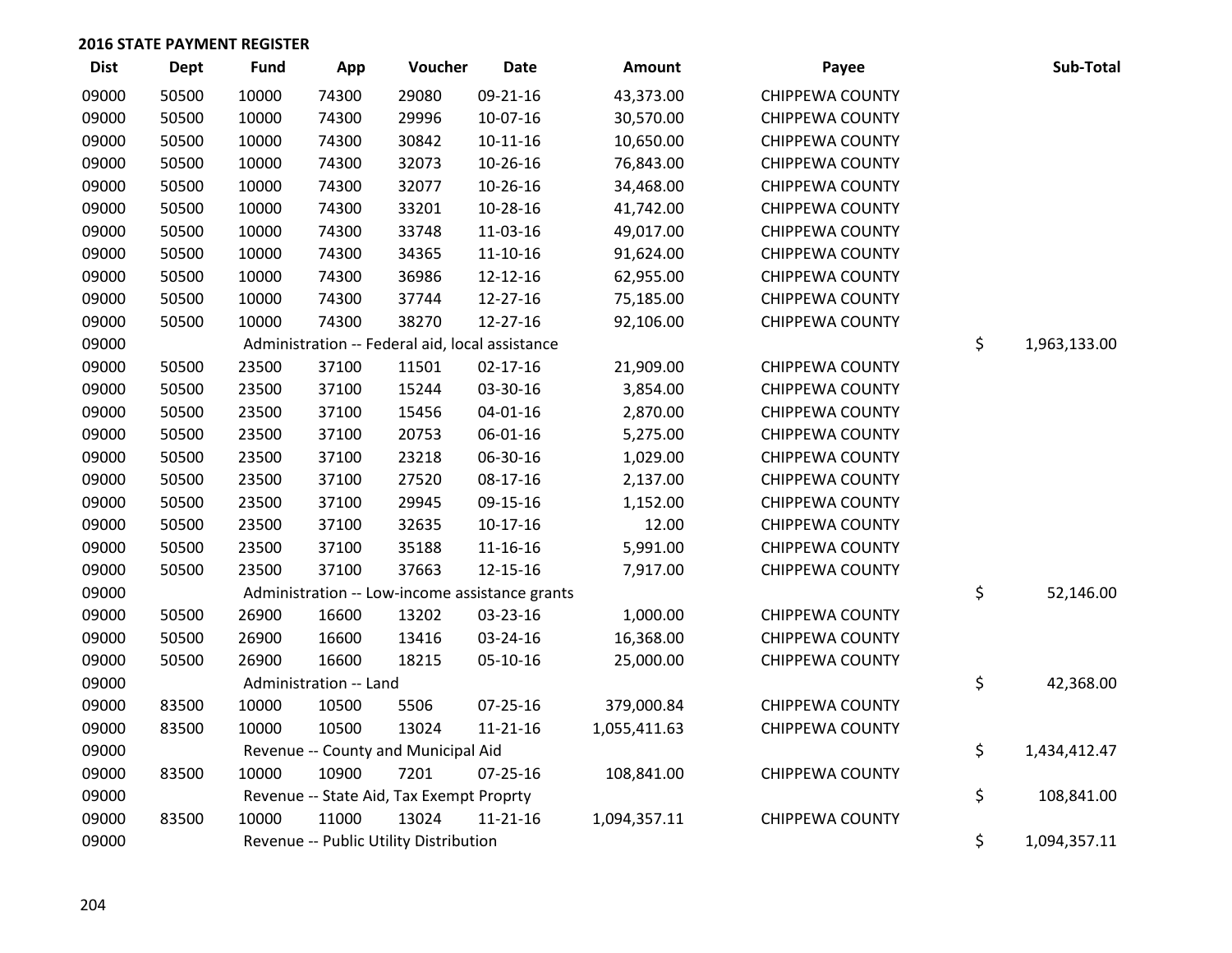## 2016 STATE PAYMENT REGISTER

| Dist | Dept | Fund | App | Voucher | Date | Amount | Payee | Sub-Total |
|---|---|---|---|---|---|---|---|---|
| 09000 | 50500 | 10000 | 74300 | 29080 | 09-21-16 | 43,373.00 | CHIPPEWA COUNTY | |
| 09000 | 50500 | 10000 | 74300 | 29996 | 10-07-16 | 30,570.00 | CHIPPEWA COUNTY | |
| 09000 | 50500 | 10000 | 74300 | 30842 | 10-11-16 | 10,650.00 | CHIPPEWA COUNTY | |
| 09000 | 50500 | 10000 | 74300 | 32073 | 10-26-16 | 76,843.00 | CHIPPEWA COUNTY | |
| 09000 | 50500 | 10000 | 74300 | 32077 | 10-26-16 | 34,468.00 | CHIPPEWA COUNTY | |
| 09000 | 50500 | 10000 | 74300 | 33201 | 10-28-16 | 41,742.00 | CHIPPEWA COUNTY | |
| 09000 | 50500 | 10000 | 74300 | 33748 | 11-03-16 | 49,017.00 | CHIPPEWA COUNTY | |
| 09000 | 50500 | 10000 | 74300 | 34365 | 11-10-16 | 91,624.00 | CHIPPEWA COUNTY | |
| 09000 | 50500 | 10000 | 74300 | 36986 | 12-12-16 | 62,955.00 | CHIPPEWA COUNTY | |
| 09000 | 50500 | 10000 | 74300 | 37744 | 12-27-16 | 75,185.00 | CHIPPEWA COUNTY | |
| 09000 | 50500 | 10000 | 74300 | 38270 | 12-27-16 | 92,106.00 | CHIPPEWA COUNTY | |
| 09000 | | Administration -- Federal aid, local assistance | | | | | | $ 1,963,133.00 |
| 09000 | 50500 | 23500 | 37100 | 11501 | 02-17-16 | 21,909.00 | CHIPPEWA COUNTY | |
| 09000 | 50500 | 23500 | 37100 | 15244 | 03-30-16 | 3,854.00 | CHIPPEWA COUNTY | |
| 09000 | 50500 | 23500 | 37100 | 15456 | 04-01-16 | 2,870.00 | CHIPPEWA COUNTY | |
| 09000 | 50500 | 23500 | 37100 | 20753 | 06-01-16 | 5,275.00 | CHIPPEWA COUNTY | |
| 09000 | 50500 | 23500 | 37100 | 23218 | 06-30-16 | 1,029.00 | CHIPPEWA COUNTY | |
| 09000 | 50500 | 23500 | 37100 | 27520 | 08-17-16 | 2,137.00 | CHIPPEWA COUNTY | |
| 09000 | 50500 | 23500 | 37100 | 29945 | 09-15-16 | 1,152.00 | CHIPPEWA COUNTY | |
| 09000 | 50500 | 23500 | 37100 | 32635 | 10-17-16 | 12.00 | CHIPPEWA COUNTY | |
| 09000 | 50500 | 23500 | 37100 | 35188 | 11-16-16 | 5,991.00 | CHIPPEWA COUNTY | |
| 09000 | 50500 | 23500 | 37100 | 37663 | 12-15-16 | 7,917.00 | CHIPPEWA COUNTY | |
| 09000 | | Administration -- Low-income assistance grants | | | | | | $ 52,146.00 |
| 09000 | 50500 | 26900 | 16600 | 13202 | 03-23-16 | 1,000.00 | CHIPPEWA COUNTY | |
| 09000 | 50500 | 26900 | 16600 | 13416 | 03-24-16 | 16,368.00 | CHIPPEWA COUNTY | |
| 09000 | 50500 | 26900 | 16600 | 18215 | 05-10-16 | 25,000.00 | CHIPPEWA COUNTY | |
| 09000 | | Administration -- Land | | | | | | $ 42,368.00 |
| 09000 | 83500 | 10000 | 10500 | 5506 | 07-25-16 | 379,000.84 | CHIPPEWA COUNTY | |
| 09000 | 83500 | 10000 | 10500 | 13024 | 11-21-16 | 1,055,411.63 | CHIPPEWA COUNTY | |
| 09000 | | Revenue -- County and Municipal Aid | | | | | | $ 1,434,412.47 |
| 09000 | 83500 | 10000 | 10900 | 7201 | 07-25-16 | 108,841.00 | CHIPPEWA COUNTY | |
| 09000 | | Revenue -- State Aid, Tax Exempt Proprty | | | | | | $ 108,841.00 |
| 09000 | 83500 | 10000 | 11000 | 13024 | 11-21-16 | 1,094,357.11 | CHIPPEWA COUNTY | |
| 09000 | | Revenue -- Public Utility Distribution | | | | | | $ 1,094,357.11 |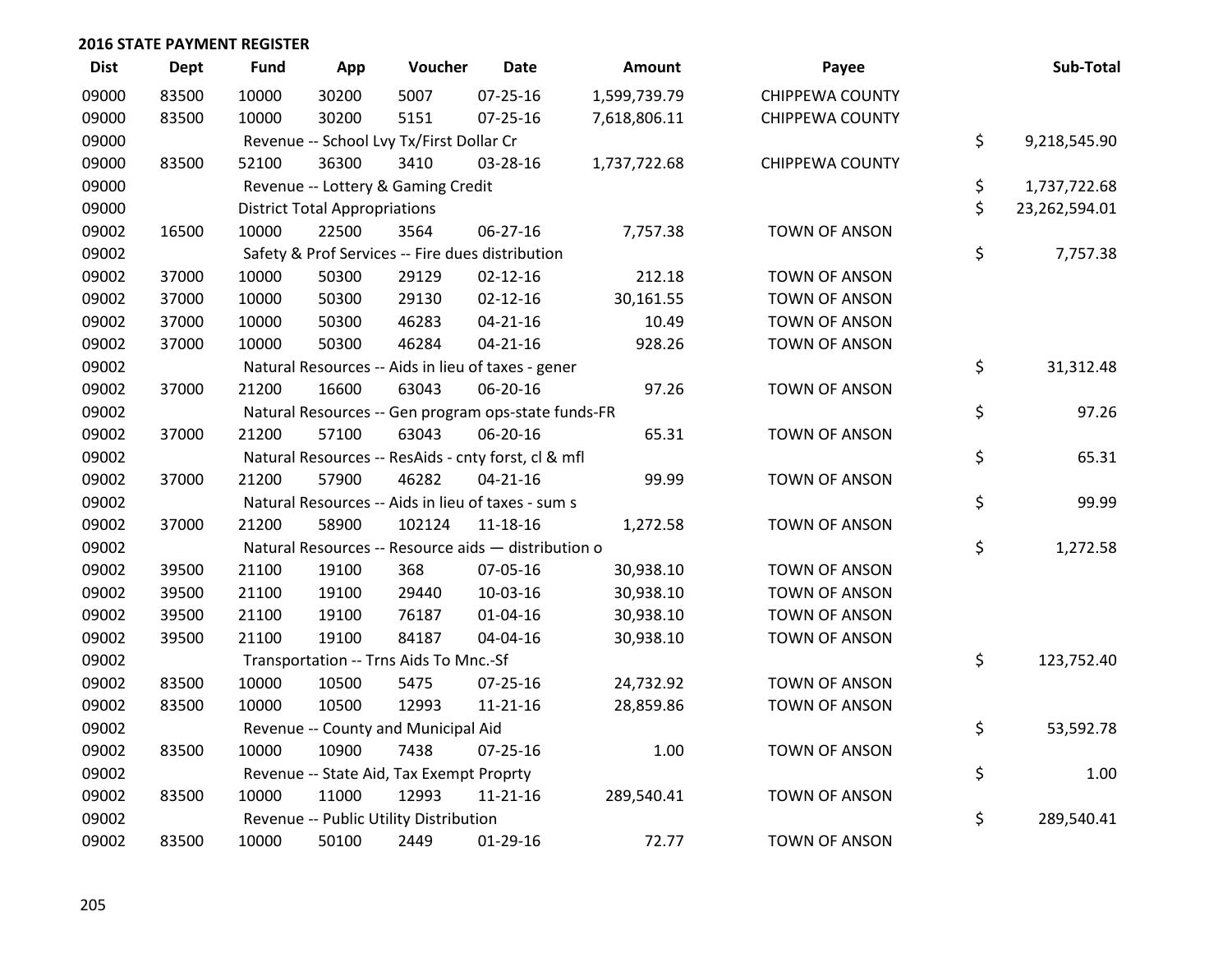## 2016 STATE PAYMENT REGISTER

| Dist | Dept | Fund | App | Voucher | Date | Amount | Payee | Sub-Total |
|---|---|---|---|---|---|---|---|---|
| 09000 | 83500 | 10000 | 30200 | 5007 | 07-25-16 | 1,599,739.79 | CHIPPEWA COUNTY | |
| 09000 | 83500 | 10000 | 30200 | 5151 | 07-25-16 | 7,618,806.11 | CHIPPEWA COUNTY | |
| 09000 | | Revenue -- School Lvy Tx/First Dollar Cr | | | | | | $ 9,218,545.90 |
| 09000 | 83500 | 52100 | 36300 | 3410 | 03-28-16 | 1,737,722.68 | CHIPPEWA COUNTY | |
| 09000 | | Revenue -- Lottery & Gaming Credit | | | | | | $ 1,737,722.68 |
| 09000 | | District Total Appropriations | | | | | | $ 23,262,594.01 |
| 09002 | 16500 | 10000 | 22500 | 3564 | 06-27-16 | 7,757.38 | TOWN OF ANSON | |
| 09002 | | Safety & Prof Services -- Fire dues distribution | | | | | | $ 7,757.38 |
| 09002 | 37000 | 10000 | 50300 | 29129 | 02-12-16 | 212.18 | TOWN OF ANSON | |
| 09002 | 37000 | 10000 | 50300 | 29130 | 02-12-16 | 30,161.55 | TOWN OF ANSON | |
| 09002 | 37000 | 10000 | 50300 | 46283 | 04-21-16 | 10.49 | TOWN OF ANSON | |
| 09002 | 37000 | 10000 | 50300 | 46284 | 04-21-16 | 928.26 | TOWN OF ANSON | |
| 09002 | | Natural Resources -- Aids in lieu of taxes - gener | | | | | | $ 31,312.48 |
| 09002 | 37000 | 21200 | 16600 | 63043 | 06-20-16 | 97.26 | TOWN OF ANSON | |
| 09002 | | Natural Resources -- Gen program ops-state funds-FR | | | | | | $ 97.26 |
| 09002 | 37000 | 21200 | 57100 | 63043 | 06-20-16 | 65.31 | TOWN OF ANSON | |
| 09002 | | Natural Resources -- ResAids - cnty forst, cl & mfl | | | | | | $ 65.31 |
| 09002 | 37000 | 21200 | 57900 | 46282 | 04-21-16 | 99.99 | TOWN OF ANSON | |
| 09002 | | Natural Resources -- Aids in lieu of taxes - sum s | | | | | | $ 99.99 |
| 09002 | 37000 | 21200 | 58900 | 102124 | 11-18-16 | 1,272.58 | TOWN OF ANSON | |
| 09002 | | Natural Resources -- Resource aids — distribution o | | | | | | $ 1,272.58 |
| 09002 | 39500 | 21100 | 19100 | 368 | 07-05-16 | 30,938.10 | TOWN OF ANSON | |
| 09002 | 39500 | 21100 | 19100 | 29440 | 10-03-16 | 30,938.10 | TOWN OF ANSON | |
| 09002 | 39500 | 21100 | 19100 | 76187 | 01-04-16 | 30,938.10 | TOWN OF ANSON | |
| 09002 | 39500 | 21100 | 19100 | 84187 | 04-04-16 | 30,938.10 | TOWN OF ANSON | |
| 09002 | | Transportation -- Trns Aids To Mnc.-Sf | | | | | | $ 123,752.40 |
| 09002 | 83500 | 10000 | 10500 | 5475 | 07-25-16 | 24,732.92 | TOWN OF ANSON | |
| 09002 | 83500 | 10000 | 10500 | 12993 | 11-21-16 | 28,859.86 | TOWN OF ANSON | |
| 09002 | | Revenue -- County and Municipal Aid | | | | | | $ 53,592.78 |
| 09002 | 83500 | 10000 | 10900 | 7438 | 07-25-16 | 1.00 | TOWN OF ANSON | |
| 09002 | | Revenue -- State Aid, Tax Exempt Proprty | | | | | | $ 1.00 |
| 09002 | 83500 | 10000 | 11000 | 12993 | 11-21-16 | 289,540.41 | TOWN OF ANSON | |
| 09002 | | Revenue -- Public Utility Distribution | | | | | | $ 289,540.41 |
| 09002 | 83500 | 10000 | 50100 | 2449 | 01-29-16 | 72.77 | TOWN OF ANSON | |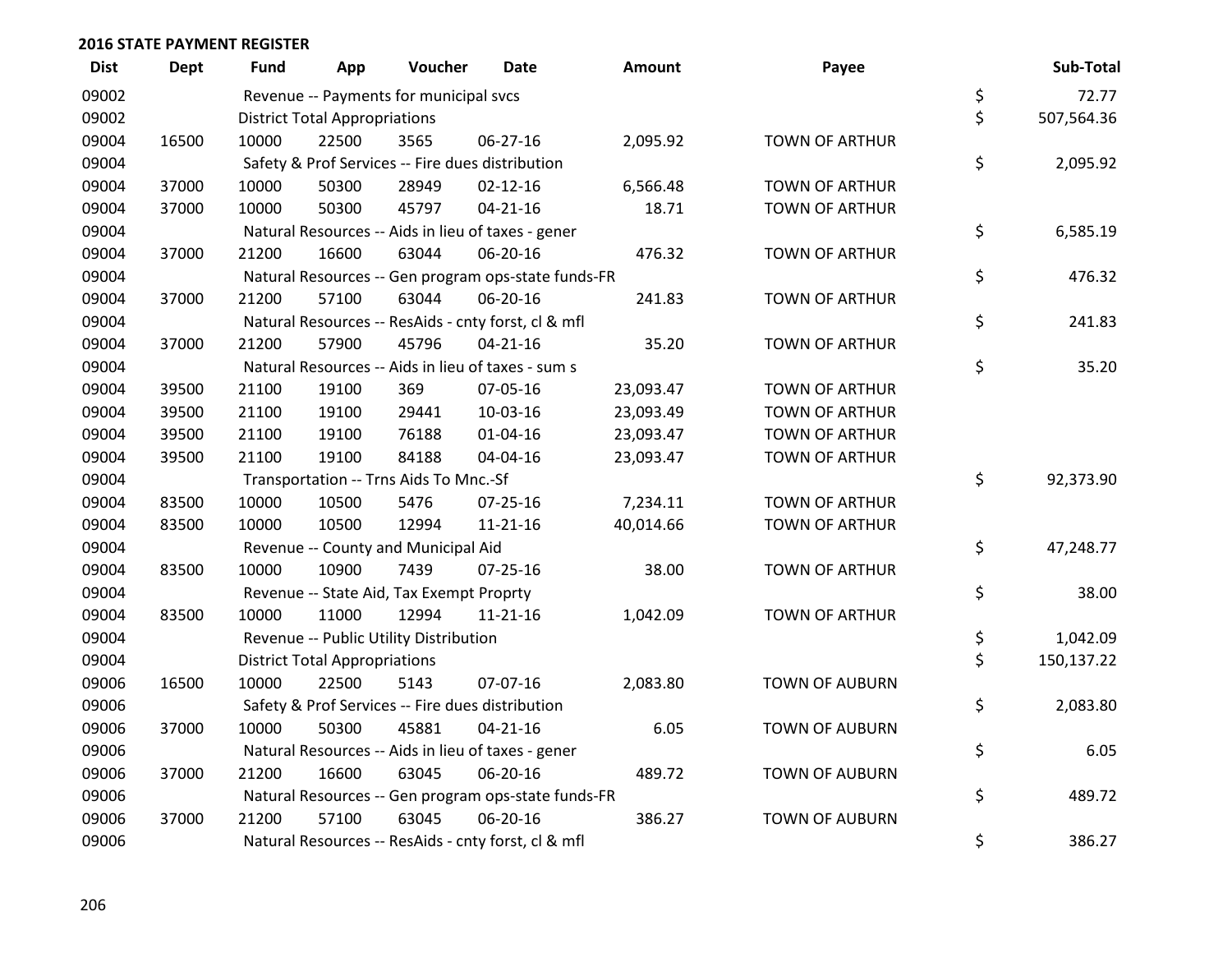**2016 STATE PAYMENT REGISTER**

| Dist | Dept | Fund | App | Voucher | Date | Amount | Payee | | Sub-Total |
|---|---|---|---|---|---|---|---|---|---|
| 09002 | | Revenue -- Payments for municipal svcs | | | | | | $ | 72.77 |
| 09002 | | District Total Appropriations | | | | | | $ | 507,564.36 |
| 09004 | 16500 | 10000 | 22500 | 3565 | 06-27-16 | 2,095.92 | TOWN OF ARTHUR | | |
| 09004 | | Safety & Prof Services -- Fire dues distribution | | | | | | $ | 2,095.92 |
| 09004 | 37000 | 10000 | 50300 | 28949 | 02-12-16 | 6,566.48 | TOWN OF ARTHUR | | |
| 09004 | 37000 | 10000 | 50300 | 45797 | 04-21-16 | 18.71 | TOWN OF ARTHUR | | |
| 09004 | | Natural Resources -- Aids in lieu of taxes - gener | | | | | | $ | 6,585.19 |
| 09004 | 37000 | 21200 | 16600 | 63044 | 06-20-16 | 476.32 | TOWN OF ARTHUR | | |
| 09004 | | Natural Resources -- Gen program ops-state funds-FR | | | | | | $ | 476.32 |
| 09004 | 37000 | 21200 | 57100 | 63044 | 06-20-16 | 241.83 | TOWN OF ARTHUR | | |
| 09004 | | Natural Resources -- ResAids - cnty forst, cl & mfl | | | | | | $ | 241.83 |
| 09004 | 37000 | 21200 | 57900 | 45796 | 04-21-16 | 35.20 | TOWN OF ARTHUR | | |
| 09004 | | Natural Resources -- Aids in lieu of taxes - sum s | | | | | | $ | 35.20 |
| 09004 | 39500 | 21100 | 19100 | 369 | 07-05-16 | 23,093.47 | TOWN OF ARTHUR | | |
| 09004 | 39500 | 21100 | 19100 | 29441 | 10-03-16 | 23,093.49 | TOWN OF ARTHUR | | |
| 09004 | 39500 | 21100 | 19100 | 76188 | 01-04-16 | 23,093.47 | TOWN OF ARTHUR | | |
| 09004 | 39500 | 21100 | 19100 | 84188 | 04-04-16 | 23,093.47 | TOWN OF ARTHUR | | |
| 09004 | | Transportation -- Trns Aids To Mnc.-Sf | | | | | | $ | 92,373.90 |
| 09004 | 83500 | 10000 | 10500 | 5476 | 07-25-16 | 7,234.11 | TOWN OF ARTHUR | | |
| 09004 | 83500 | 10000 | 10500 | 12994 | 11-21-16 | 40,014.66 | TOWN OF ARTHUR | | |
| 09004 | | Revenue -- County and Municipal Aid | | | | | | $ | 47,248.77 |
| 09004 | 83500 | 10000 | 10900 | 7439 | 07-25-16 | 38.00 | TOWN OF ARTHUR | | |
| 09004 | | Revenue -- State Aid, Tax Exempt Proprty | | | | | | $ | 38.00 |
| 09004 | 83500 | 10000 | 11000 | 12994 | 11-21-16 | 1,042.09 | TOWN OF ARTHUR | | |
| 09004 | | Revenue -- Public Utility Distribution | | | | | | $ | 1,042.09 |
| 09004 | | District Total Appropriations | | | | | | $ | 150,137.22 |
| 09006 | 16500 | 10000 | 22500 | 5143 | 07-07-16 | 2,083.80 | TOWN OF AUBURN | | |
| 09006 | | Safety & Prof Services -- Fire dues distribution | | | | | | $ | 2,083.80 |
| 09006 | 37000 | 10000 | 50300 | 45881 | 04-21-16 | 6.05 | TOWN OF AUBURN | | |
| 09006 | | Natural Resources -- Aids in lieu of taxes - gener | | | | | | $ | 6.05 |
| 09006 | 37000 | 21200 | 16600 | 63045 | 06-20-16 | 489.72 | TOWN OF AUBURN | | |
| 09006 | | Natural Resources -- Gen program ops-state funds-FR | | | | | | $ | 489.72 |
| 09006 | 37000 | 21200 | 57100 | 63045 | 06-20-16 | 386.27 | TOWN OF AUBURN | | |
| 09006 | | Natural Resources -- ResAids - cnty forst, cl & mfl | | | | | | $ | 386.27 |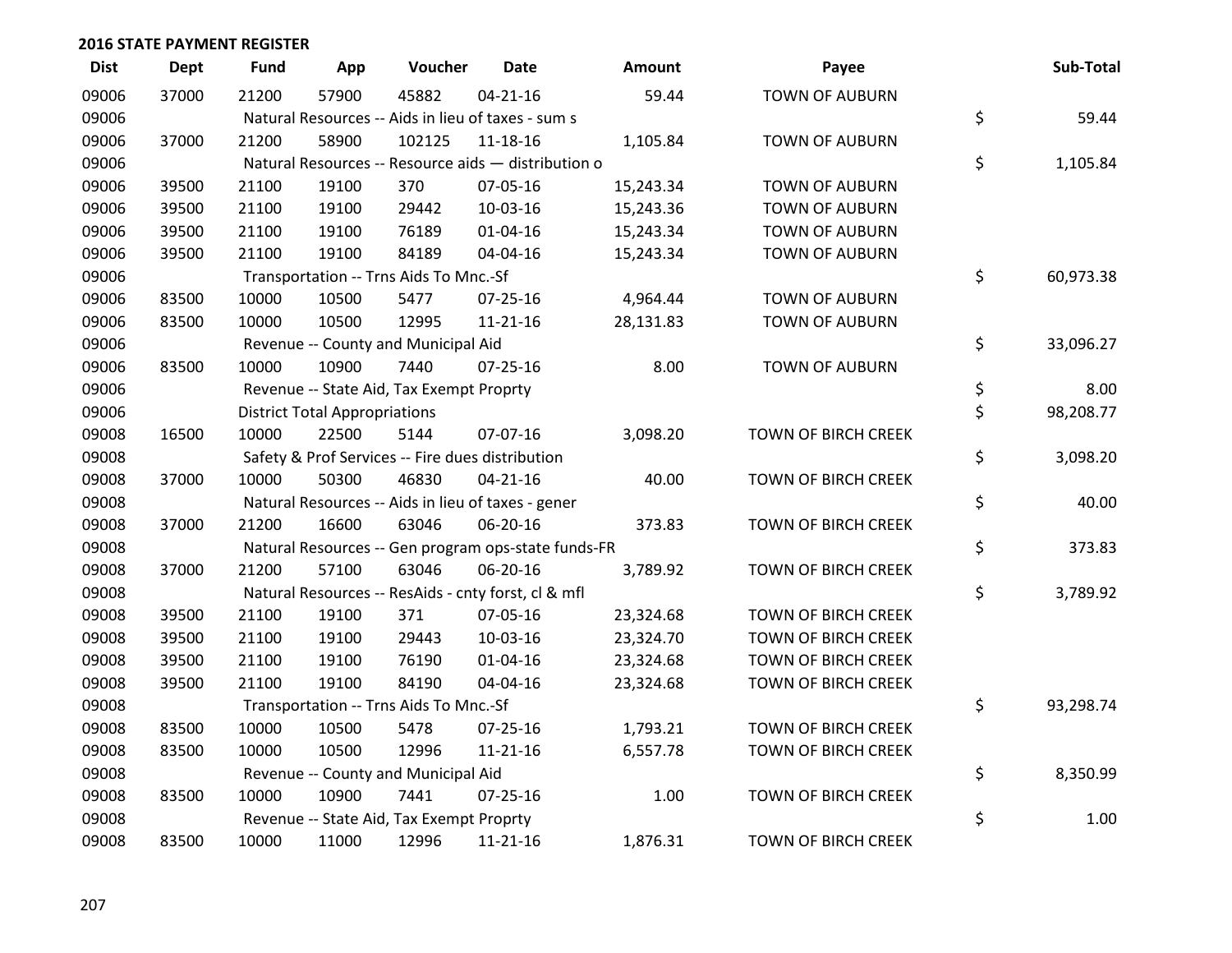## 2016 STATE PAYMENT REGISTER

| Dist | Dept | Fund | App | Voucher | Date | Amount | Payee | Sub-Total |
|---|---|---|---|---|---|---|---|---|
| 09006 | 37000 | 21200 | 57900 | 45882 | 04-21-16 | 59.44 | TOWN OF AUBURN | |
| 09006 | | Natural Resources -- Aids in lieu of taxes - sum s | | | | | | $ 59.44 |
| 09006 | 37000 | 21200 | 58900 | 102125 | 11-18-16 | 1,105.84 | TOWN OF AUBURN | |
| 09006 | | Natural Resources -- Resource aids — distribution o | | | | | | $ 1,105.84 |
| 09006 | 39500 | 21100 | 19100 | 370 | 07-05-16 | 15,243.34 | TOWN OF AUBURN | |
| 09006 | 39500 | 21100 | 19100 | 29442 | 10-03-16 | 15,243.36 | TOWN OF AUBURN | |
| 09006 | 39500 | 21100 | 19100 | 76189 | 01-04-16 | 15,243.34 | TOWN OF AUBURN | |
| 09006 | 39500 | 21100 | 19100 | 84189 | 04-04-16 | 15,243.34 | TOWN OF AUBURN | |
| 09006 | | Transportation -- Trns Aids To Mnc.-Sf | | | | | | $ 60,973.38 |
| 09006 | 83500 | 10000 | 10500 | 5477 | 07-25-16 | 4,964.44 | TOWN OF AUBURN | |
| 09006 | 83500 | 10000 | 10500 | 12995 | 11-21-16 | 28,131.83 | TOWN OF AUBURN | |
| 09006 | | Revenue -- County and Municipal Aid | | | | | | $ 33,096.27 |
| 09006 | 83500 | 10000 | 10900 | 7440 | 07-25-16 | 8.00 | TOWN OF AUBURN | |
| 09006 | | Revenue -- State Aid, Tax Exempt Proprty | | | | | | $ 8.00 |
| 09006 | | District Total Appropriations | | | | | | $ 98,208.77 |
| 09008 | 16500 | 10000 | 22500 | 5144 | 07-07-16 | 3,098.20 | TOWN OF BIRCH CREEK | |
| 09008 | | Safety & Prof Services -- Fire dues distribution | | | | | | $ 3,098.20 |
| 09008 | 37000 | 10000 | 50300 | 46830 | 04-21-16 | 40.00 | TOWN OF BIRCH CREEK | |
| 09008 | | Natural Resources -- Aids in lieu of taxes - gener | | | | | | $ 40.00 |
| 09008 | 37000 | 21200 | 16600 | 63046 | 06-20-16 | 373.83 | TOWN OF BIRCH CREEK | |
| 09008 | | Natural Resources -- Gen program ops-state funds-FR | | | | | | $ 373.83 |
| 09008 | 37000 | 21200 | 57100 | 63046 | 06-20-16 | 3,789.92 | TOWN OF BIRCH CREEK | |
| 09008 | | Natural Resources -- ResAids - cnty forst, cl & mfl | | | | | | $ 3,789.92 |
| 09008 | 39500 | 21100 | 19100 | 371 | 07-05-16 | 23,324.68 | TOWN OF BIRCH CREEK | |
| 09008 | 39500 | 21100 | 19100 | 29443 | 10-03-16 | 23,324.70 | TOWN OF BIRCH CREEK | |
| 09008 | 39500 | 21100 | 19100 | 76190 | 01-04-16 | 23,324.68 | TOWN OF BIRCH CREEK | |
| 09008 | 39500 | 21100 | 19100 | 84190 | 04-04-16 | 23,324.68 | TOWN OF BIRCH CREEK | |
| 09008 | | Transportation -- Trns Aids To Mnc.-Sf | | | | | | $ 93,298.74 |
| 09008 | 83500 | 10000 | 10500 | 5478 | 07-25-16 | 1,793.21 | TOWN OF BIRCH CREEK | |
| 09008 | 83500 | 10000 | 10500 | 12996 | 11-21-16 | 6,557.78 | TOWN OF BIRCH CREEK | |
| 09008 | | Revenue -- County and Municipal Aid | | | | | | $ 8,350.99 |
| 09008 | 83500 | 10000 | 10900 | 7441 | 07-25-16 | 1.00 | TOWN OF BIRCH CREEK | |
| 09008 | | Revenue -- State Aid, Tax Exempt Proprty | | | | | | $ 1.00 |
| 09008 | 83500 | 10000 | 11000 | 12996 | 11-21-16 | 1,876.31 | TOWN OF BIRCH CREEK | |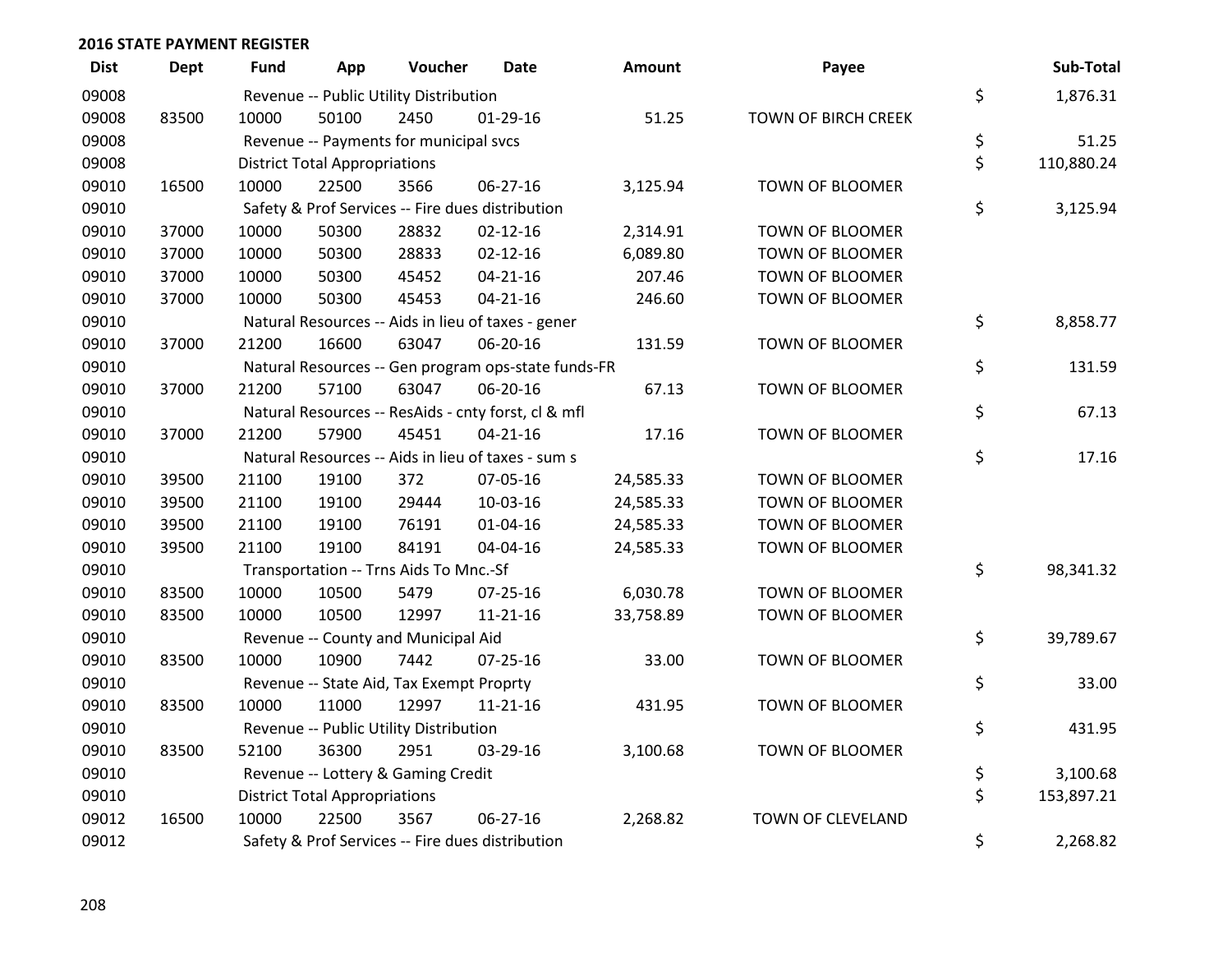## 2016 STATE PAYMENT REGISTER

| Dist | Dept | Fund | App | Voucher | Date | Amount | Payee | Sub-Total |
|---|---|---|---|---|---|---|---|---|
| 09008 | | Revenue -- Public Utility Distribution | | | | | | $ 1,876.31 |
| 09008 | 83500 | 10000 | 50100 | 2450 | 01-29-16 | 51.25 | TOWN OF BIRCH CREEK | |
| 09008 | | Revenue -- Payments for municipal svcs | | | | | | $ 51.25 |
| 09008 | | District Total Appropriations | | | | | | $ 110,880.24 |
| 09010 | 16500 | 10000 | 22500 | 3566 | 06-27-16 | 3,125.94 | TOWN OF BLOOMER | |
| 09010 | | Safety & Prof Services -- Fire dues distribution | | | | | | $ 3,125.94 |
| 09010 | 37000 | 10000 | 50300 | 28832 | 02-12-16 | 2,314.91 | TOWN OF BLOOMER | |
| 09010 | 37000 | 10000 | 50300 | 28833 | 02-12-16 | 6,089.80 | TOWN OF BLOOMER | |
| 09010 | 37000 | 10000 | 50300 | 45452 | 04-21-16 | 207.46 | TOWN OF BLOOMER | |
| 09010 | 37000 | 10000 | 50300 | 45453 | 04-21-16 | 246.60 | TOWN OF BLOOMER | |
| 09010 | | Natural Resources -- Aids in lieu of taxes - gener | | | | | | $ 8,858.77 |
| 09010 | 37000 | 21200 | 16600 | 63047 | 06-20-16 | 131.59 | TOWN OF BLOOMER | |
| 09010 | | Natural Resources -- Gen program ops-state funds-FR | | | | | | $ 131.59 |
| 09010 | 37000 | 21200 | 57100 | 63047 | 06-20-16 | 67.13 | TOWN OF BLOOMER | |
| 09010 | | Natural Resources -- ResAids - cnty forst, cl & mfl | | | | | | $ 67.13 |
| 09010 | 37000 | 21200 | 57900 | 45451 | 04-21-16 | 17.16 | TOWN OF BLOOMER | |
| 09010 | | Natural Resources -- Aids in lieu of taxes - sum s | | | | | | $ 17.16 |
| 09010 | 39500 | 21100 | 19100 | 372 | 07-05-16 | 24,585.33 | TOWN OF BLOOMER | |
| 09010 | 39500 | 21100 | 19100 | 29444 | 10-03-16 | 24,585.33 | TOWN OF BLOOMER | |
| 09010 | 39500 | 21100 | 19100 | 76191 | 01-04-16 | 24,585.33 | TOWN OF BLOOMER | |
| 09010 | 39500 | 21100 | 19100 | 84191 | 04-04-16 | 24,585.33 | TOWN OF BLOOMER | |
| 09010 | | Transportation -- Trns Aids To Mnc.-Sf | | | | | | $ 98,341.32 |
| 09010 | 83500 | 10000 | 10500 | 5479 | 07-25-16 | 6,030.78 | TOWN OF BLOOMER | |
| 09010 | 83500 | 10000 | 10500 | 12997 | 11-21-16 | 33,758.89 | TOWN OF BLOOMER | |
| 09010 | | Revenue -- County and Municipal Aid | | | | | | $ 39,789.67 |
| 09010 | 83500 | 10000 | 10900 | 7442 | 07-25-16 | 33.00 | TOWN OF BLOOMER | |
| 09010 | | Revenue -- State Aid, Tax Exempt Proprty | | | | | | $ 33.00 |
| 09010 | 83500 | 10000 | 11000 | 12997 | 11-21-16 | 431.95 | TOWN OF BLOOMER | |
| 09010 | | Revenue -- Public Utility Distribution | | | | | | $ 431.95 |
| 09010 | 83500 | 52100 | 36300 | 2951 | 03-29-16 | 3,100.68 | TOWN OF BLOOMER | |
| 09010 | | Revenue -- Lottery & Gaming Credit | | | | | | $ 3,100.68 |
| 09010 | | District Total Appropriations | | | | | | $ 153,897.21 |
| 09012 | 16500 | 10000 | 22500 | 3567 | 06-27-16 | 2,268.82 | TOWN OF CLEVELAND | |
| 09012 | | Safety & Prof Services -- Fire dues distribution | | | | | | $ 2,268.82 |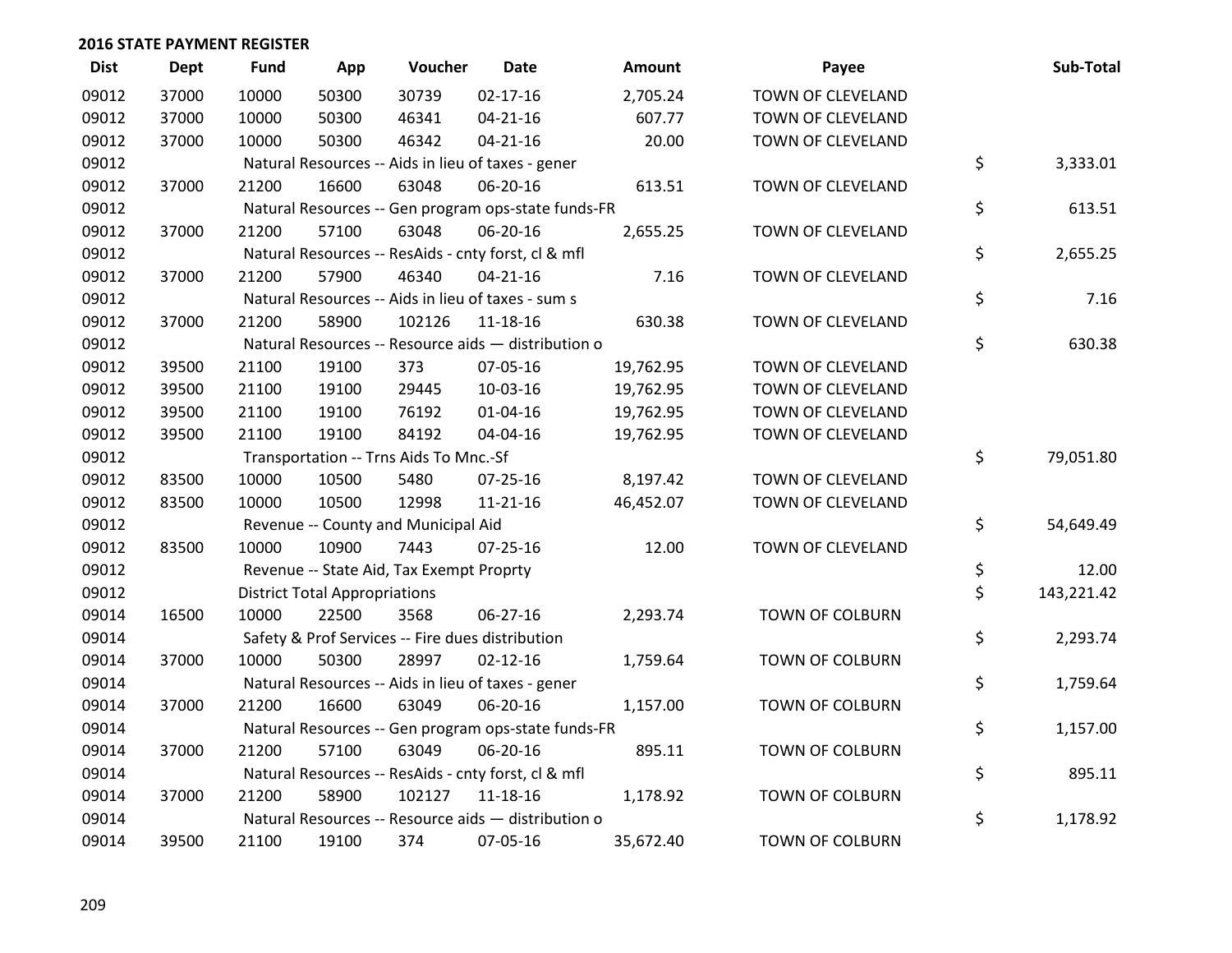**2016 STATE PAYMENT REGISTER**

| Dist | Dept | Fund | App | Voucher | Date | Amount | Payee | Sub-Total |
|---|---|---|---|---|---|---|---|---|
| 09012 | 37000 | 10000 | 50300 | 30739 | 02-17-16 | 2,705.24 | TOWN OF CLEVELAND | |
| 09012 | 37000 | 10000 | 50300 | 46341 | 04-21-16 | 607.77 | TOWN OF CLEVELAND | |
| 09012 | 37000 | 10000 | 50300 | 46342 | 04-21-16 | 20.00 | TOWN OF CLEVELAND | |
| 09012 | | Natural Resources -- Aids in lieu of taxes - gener | | | | | | $ 3,333.01 |
| 09012 | 37000 | 21200 | 16600 | 63048 | 06-20-16 | 613.51 | TOWN OF CLEVELAND | |
| 09012 | | Natural Resources -- Gen program ops-state funds-FR | | | | | | $ 613.51 |
| 09012 | 37000 | 21200 | 57100 | 63048 | 06-20-16 | 2,655.25 | TOWN OF CLEVELAND | |
| 09012 | | Natural Resources -- ResAids - cnty forst, cl & mfl | | | | | | $ 2,655.25 |
| 09012 | 37000 | 21200 | 57900 | 46340 | 04-21-16 | 7.16 | TOWN OF CLEVELAND | |
| 09012 | | Natural Resources -- Aids in lieu of taxes - sum s | | | | | | $ 7.16 |
| 09012 | 37000 | 21200 | 58900 | 102126 | 11-18-16 | 630.38 | TOWN OF CLEVELAND | |
| 09012 | | Natural Resources -- Resource aids — distribution o | | | | | | $ 630.38 |
| 09012 | 39500 | 21100 | 19100 | 373 | 07-05-16 | 19,762.95 | TOWN OF CLEVELAND | |
| 09012 | 39500 | 21100 | 19100 | 29445 | 10-03-16 | 19,762.95 | TOWN OF CLEVELAND | |
| 09012 | 39500 | 21100 | 19100 | 76192 | 01-04-16 | 19,762.95 | TOWN OF CLEVELAND | |
| 09012 | 39500 | 21100 | 19100 | 84192 | 04-04-16 | 19,762.95 | TOWN OF CLEVELAND | |
| 09012 | | Transportation -- Trns Aids To Mnc.-Sf | | | | | | $ 79,051.80 |
| 09012 | 83500 | 10000 | 10500 | 5480 | 07-25-16 | 8,197.42 | TOWN OF CLEVELAND | |
| 09012 | 83500 | 10000 | 10500 | 12998 | 11-21-16 | 46,452.07 | TOWN OF CLEVELAND | |
| 09012 | | Revenue -- County and Municipal Aid | | | | | | $ 54,649.49 |
| 09012 | 83500 | 10000 | 10900 | 7443 | 07-25-16 | 12.00 | TOWN OF CLEVELAND | |
| 09012 | | Revenue -- State Aid, Tax Exempt Proprty | | | | | | $ 12.00 |
| 09012 | | District Total Appropriations | | | | | | $ 143,221.42 |
| 09014 | 16500 | 10000 | 22500 | 3568 | 06-27-16 | 2,293.74 | TOWN OF COLBURN | |
| 09014 | | Safety & Prof Services -- Fire dues distribution | | | | | | $ 2,293.74 |
| 09014 | 37000 | 10000 | 50300 | 28997 | 02-12-16 | 1,759.64 | TOWN OF COLBURN | |
| 09014 | | Natural Resources -- Aids in lieu of taxes - gener | | | | | | $ 1,759.64 |
| 09014 | 37000 | 21200 | 16600 | 63049 | 06-20-16 | 1,157.00 | TOWN OF COLBURN | |
| 09014 | | Natural Resources -- Gen program ops-state funds-FR | | | | | | $ 1,157.00 |
| 09014 | 37000 | 21200 | 57100 | 63049 | 06-20-16 | 895.11 | TOWN OF COLBURN | |
| 09014 | | Natural Resources -- ResAids - cnty forst, cl & mfl | | | | | | $ 895.11 |
| 09014 | 37000 | 21200 | 58900 | 102127 | 11-18-16 | 1,178.92 | TOWN OF COLBURN | |
| 09014 | | Natural Resources -- Resource aids — distribution o | | | | | | $ 1,178.92 |
| 09014 | 39500 | 21100 | 19100 | 374 | 07-05-16 | 35,672.40 | TOWN OF COLBURN | |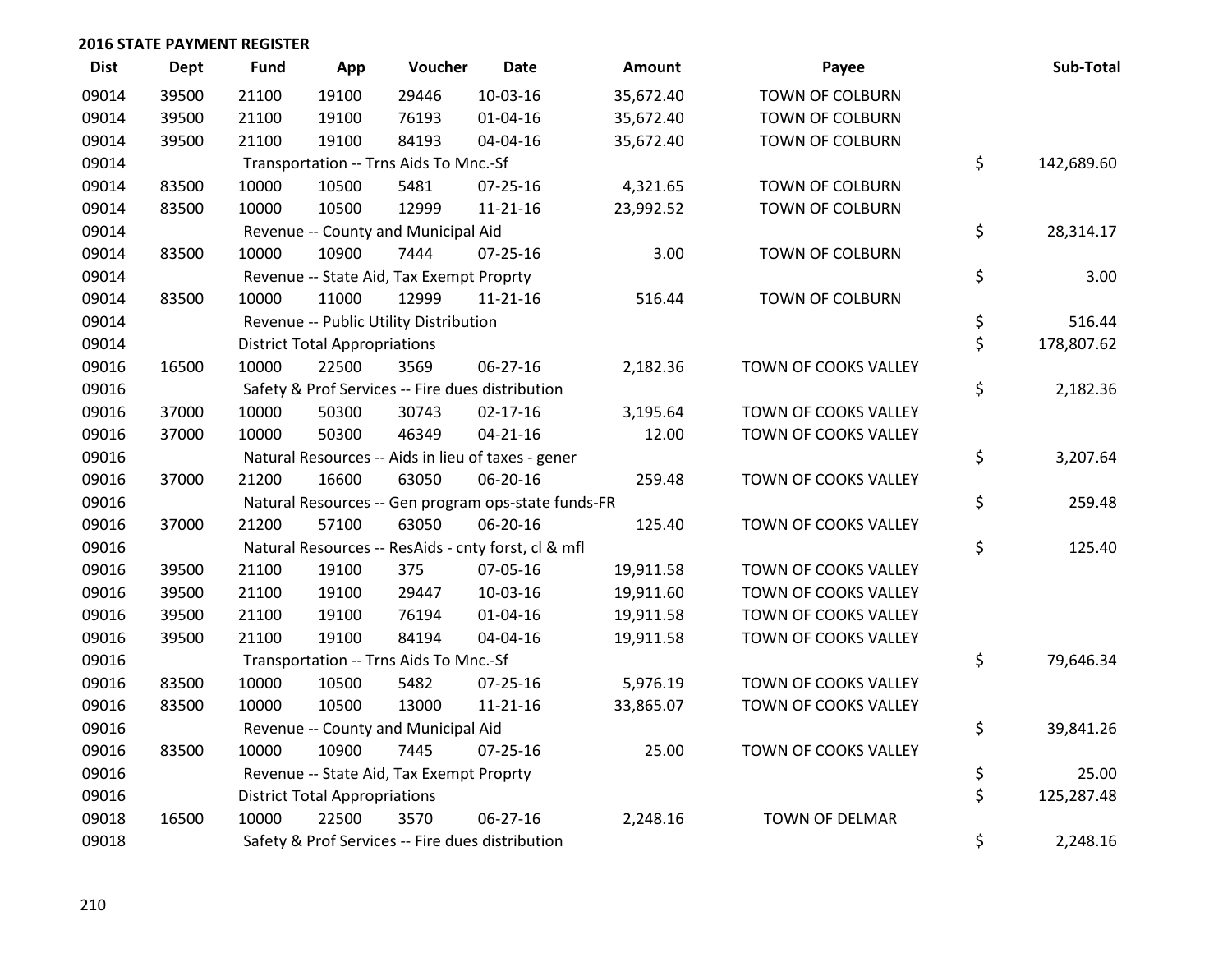## 2016 STATE PAYMENT REGISTER

| Dist | Dept | Fund | App | Voucher | Date | Amount | Payee | Sub-Total |
|---|---|---|---|---|---|---|---|---|
| 09014 | 39500 | 21100 | 19100 | 29446 | 10-03-16 | 35,672.40 | TOWN OF COLBURN | |
| 09014 | 39500 | 21100 | 19100 | 76193 | 01-04-16 | 35,672.40 | TOWN OF COLBURN | |
| 09014 | 39500 | 21100 | 19100 | 84193 | 04-04-16 | 35,672.40 | TOWN OF COLBURN | |
| 09014 | | Transportation -- Trns Aids To Mnc.-Sf | | | | | | $ 142,689.60 |
| 09014 | 83500 | 10000 | 10500 | 5481 | 07-25-16 | 4,321.65 | TOWN OF COLBURN | |
| 09014 | 83500 | 10000 | 10500 | 12999 | 11-21-16 | 23,992.52 | TOWN OF COLBURN | |
| 09014 | | Revenue -- County and Municipal Aid | | | | | | $ 28,314.17 |
| 09014 | 83500 | 10000 | 10900 | 7444 | 07-25-16 | 3.00 | TOWN OF COLBURN | |
| 09014 | | Revenue -- State Aid, Tax Exempt Proprty | | | | | | $ 3.00 |
| 09014 | 83500 | 10000 | 11000 | 12999 | 11-21-16 | 516.44 | TOWN OF COLBURN | |
| 09014 | | Revenue -- Public Utility Distribution | | | | | | $ 516.44 |
| 09014 | | District Total Appropriations | | | | | | $ 178,807.62 |
| 09016 | 16500 | 10000 | 22500 | 3569 | 06-27-16 | 2,182.36 | TOWN OF COOKS VALLEY | |
| 09016 | | Safety & Prof Services -- Fire dues distribution | | | | | | $ 2,182.36 |
| 09016 | 37000 | 10000 | 50300 | 30743 | 02-17-16 | 3,195.64 | TOWN OF COOKS VALLEY | |
| 09016 | 37000 | 10000 | 50300 | 46349 | 04-21-16 | 12.00 | TOWN OF COOKS VALLEY | |
| 09016 | | Natural Resources -- Aids in lieu of taxes - gener | | | | | | $ 3,207.64 |
| 09016 | 37000 | 21200 | 16600 | 63050 | 06-20-16 | 259.48 | TOWN OF COOKS VALLEY | |
| 09016 | | Natural Resources -- Gen program ops-state funds-FR | | | | | | $ 259.48 |
| 09016 | 37000 | 21200 | 57100 | 63050 | 06-20-16 | 125.40 | TOWN OF COOKS VALLEY | |
| 09016 | | Natural Resources -- ResAids - cnty forst, cl & mfl | | | | | | $ 125.40 |
| 09016 | 39500 | 21100 | 19100 | 375 | 07-05-16 | 19,911.58 | TOWN OF COOKS VALLEY | |
| 09016 | 39500 | 21100 | 19100 | 29447 | 10-03-16 | 19,911.60 | TOWN OF COOKS VALLEY | |
| 09016 | 39500 | 21100 | 19100 | 76194 | 01-04-16 | 19,911.58 | TOWN OF COOKS VALLEY | |
| 09016 | 39500 | 21100 | 19100 | 84194 | 04-04-16 | 19,911.58 | TOWN OF COOKS VALLEY | |
| 09016 | | Transportation -- Trns Aids To Mnc.-Sf | | | | | | $ 79,646.34 |
| 09016 | 83500 | 10000 | 10500 | 5482 | 07-25-16 | 5,976.19 | TOWN OF COOKS VALLEY | |
| 09016 | 83500 | 10000 | 10500 | 13000 | 11-21-16 | 33,865.07 | TOWN OF COOKS VALLEY | |
| 09016 | | Revenue -- County and Municipal Aid | | | | | | $ 39,841.26 |
| 09016 | 83500 | 10000 | 10900 | 7445 | 07-25-16 | 25.00 | TOWN OF COOKS VALLEY | |
| 09016 | | Revenue -- State Aid, Tax Exempt Proprty | | | | | | $ 25.00 |
| 09016 | | District Total Appropriations | | | | | | $ 125,287.48 |
| 09018 | 16500 | 10000 | 22500 | 3570 | 06-27-16 | 2,248.16 | TOWN OF DELMAR | |
| 09018 | | Safety & Prof Services -- Fire dues distribution | | | | | | $ 2,248.16 |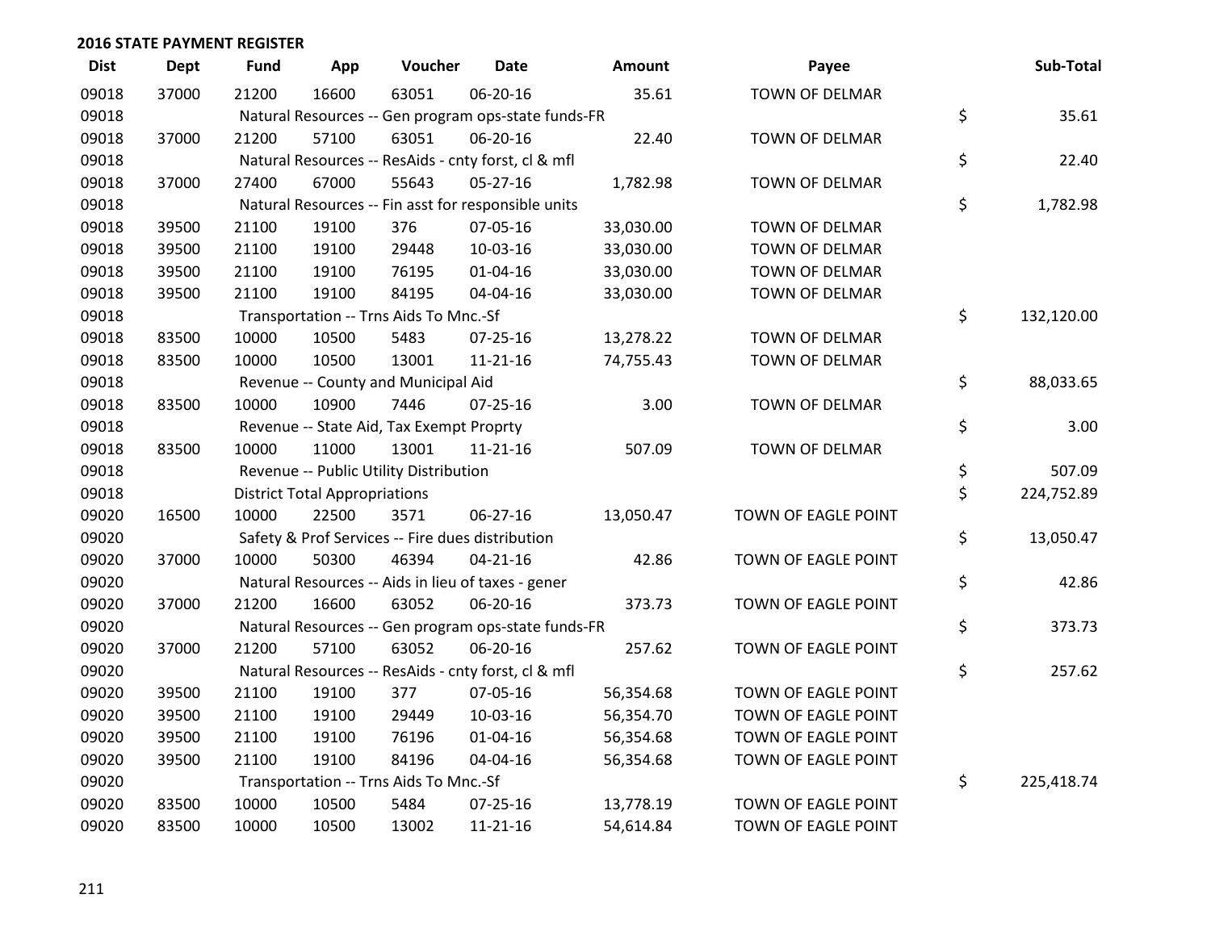## 2016 STATE PAYMENT REGISTER

| Dist | Dept | Fund | App | Voucher | Date | Amount | Payee | Sub-Total |
|---|---|---|---|---|---|---|---|---|
| 09018 | 37000 | 21200 | 16600 | 63051 | 06-20-16 | 35.61 | TOWN OF DELMAR | |
| 09018 | | Natural Resources -- Gen program ops-state funds-FR | | | | | | $ 35.61 |
| 09018 | 37000 | 21200 | 57100 | 63051 | 06-20-16 | 22.40 | TOWN OF DELMAR | |
| 09018 | | Natural Resources -- ResAids - cnty forst, cl & mfl | | | | | | $ 22.40 |
| 09018 | 37000 | 27400 | 67000 | 55643 | 05-27-16 | 1,782.98 | TOWN OF DELMAR | |
| 09018 | | Natural Resources -- Fin asst for responsible units | | | | | | $ 1,782.98 |
| 09018 | 39500 | 21100 | 19100 | 376 | 07-05-16 | 33,030.00 | TOWN OF DELMAR | |
| 09018 | 39500 | 21100 | 19100 | 29448 | 10-03-16 | 33,030.00 | TOWN OF DELMAR | |
| 09018 | 39500 | 21100 | 19100 | 76195 | 01-04-16 | 33,030.00 | TOWN OF DELMAR | |
| 09018 | 39500 | 21100 | 19100 | 84195 | 04-04-16 | 33,030.00 | TOWN OF DELMAR | |
| 09018 | | Transportation -- Trns Aids To Mnc.-Sf | | | | | | $ 132,120.00 |
| 09018 | 83500 | 10000 | 10500 | 5483 | 07-25-16 | 13,278.22 | TOWN OF DELMAR | |
| 09018 | 83500 | 10000 | 10500 | 13001 | 11-21-16 | 74,755.43 | TOWN OF DELMAR | |
| 09018 | | Revenue -- County and Municipal Aid | | | | | | $ 88,033.65 |
| 09018 | 83500 | 10000 | 10900 | 7446 | 07-25-16 | 3.00 | TOWN OF DELMAR | |
| 09018 | | Revenue -- State Aid, Tax Exempt Proprty | | | | | | $ 3.00 |
| 09018 | 83500 | 10000 | 11000 | 13001 | 11-21-16 | 507.09 | TOWN OF DELMAR | |
| 09018 | | Revenue -- Public Utility Distribution | | | | | | $ 507.09 |
| 09018 | | District Total Appropriations | | | | | | $ 224,752.89 |
| 09020 | 16500 | 10000 | 22500 | 3571 | 06-27-16 | 13,050.47 | TOWN OF EAGLE POINT | |
| 09020 | | Safety & Prof Services -- Fire dues distribution | | | | | | $ 13,050.47 |
| 09020 | 37000 | 10000 | 50300 | 46394 | 04-21-16 | 42.86 | TOWN OF EAGLE POINT | |
| 09020 | | Natural Resources -- Aids in lieu of taxes - gener | | | | | | $ 42.86 |
| 09020 | 37000 | 21200 | 16600 | 63052 | 06-20-16 | 373.73 | TOWN OF EAGLE POINT | |
| 09020 | | Natural Resources -- Gen program ops-state funds-FR | | | | | | $ 373.73 |
| 09020 | 37000 | 21200 | 57100 | 63052 | 06-20-16 | 257.62 | TOWN OF EAGLE POINT | |
| 09020 | | Natural Resources -- ResAids - cnty forst, cl & mfl | | | | | | $ 257.62 |
| 09020 | 39500 | 21100 | 19100 | 377 | 07-05-16 | 56,354.68 | TOWN OF EAGLE POINT | |
| 09020 | 39500 | 21100 | 19100 | 29449 | 10-03-16 | 56,354.70 | TOWN OF EAGLE POINT | |
| 09020 | 39500 | 21100 | 19100 | 76196 | 01-04-16 | 56,354.68 | TOWN OF EAGLE POINT | |
| 09020 | 39500 | 21100 | 19100 | 84196 | 04-04-16 | 56,354.68 | TOWN OF EAGLE POINT | |
| 09020 | | Transportation -- Trns Aids To Mnc.-Sf | | | | | | $ 225,418.74 |
| 09020 | 83500 | 10000 | 10500 | 5484 | 07-25-16 | 13,778.19 | TOWN OF EAGLE POINT | |
| 09020 | 83500 | 10000 | 10500 | 13002 | 11-21-16 | 54,614.84 | TOWN OF EAGLE POINT | |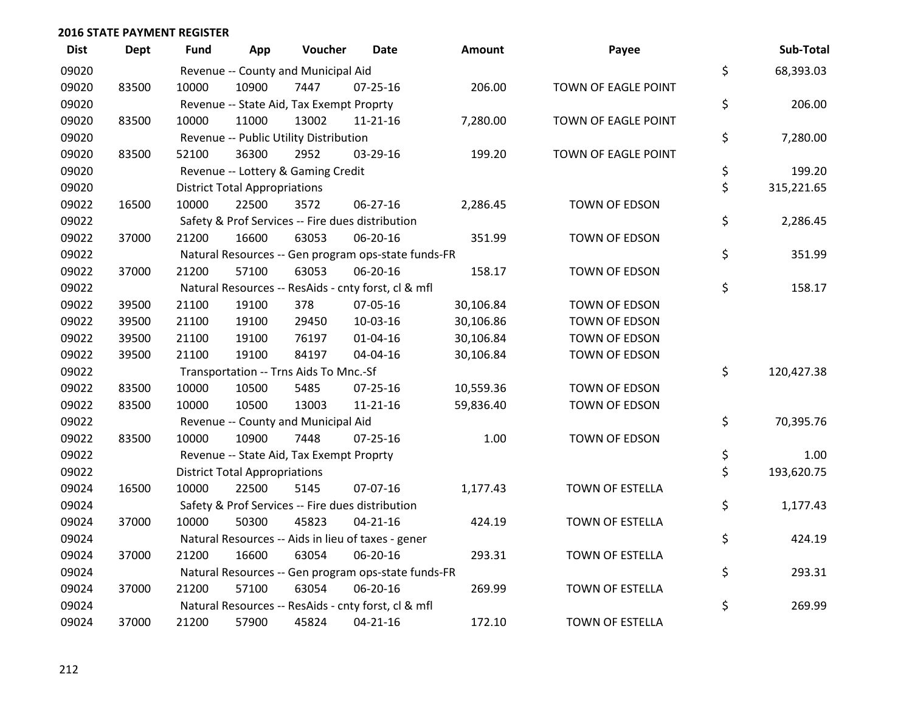## 2016 STATE PAYMENT REGISTER

| Dist | Dept | Fund | App | Voucher | Date | Amount | Payee | | Sub-Total |
|---|---|---|---|---|---|---|---|---|---|
| 09020 | | Revenue -- County and Municipal Aid | | | | | | $ | 68,393.03 |
| 09020 | 83500 | 10000 | 10900 | 7447 | 07-25-16 | 206.00 | TOWN OF EAGLE POINT | | |
| 09020 | | Revenue -- State Aid, Tax Exempt Proprty | | | | | | $ | 206.00 |
| 09020 | 83500 | 10000 | 11000 | 13002 | 11-21-16 | 7,280.00 | TOWN OF EAGLE POINT | | |
| 09020 | | Revenue -- Public Utility Distribution | | | | | | $ | 7,280.00 |
| 09020 | 83500 | 52100 | 36300 | 2952 | 03-29-16 | 199.20 | TOWN OF EAGLE POINT | | |
| 09020 | | Revenue -- Lottery & Gaming Credit | | | | | | $ | 199.20 |
| 09020 | | District Total Appropriations | | | | | | $ | 315,221.65 |
| 09022 | 16500 | 10000 | 22500 | 3572 | 06-27-16 | 2,286.45 | TOWN OF EDSON | | |
| 09022 | | Safety & Prof Services -- Fire dues distribution | | | | | | $ | 2,286.45 |
| 09022 | 37000 | 21200 | 16600 | 63053 | 06-20-16 | 351.99 | TOWN OF EDSON | | |
| 09022 | | Natural Resources -- Gen program ops-state funds-FR | | | | | | $ | 351.99 |
| 09022 | 37000 | 21200 | 57100 | 63053 | 06-20-16 | 158.17 | TOWN OF EDSON | | |
| 09022 | | Natural Resources -- ResAids - cnty forst, cl & mfl | | | | | | $ | 158.17 |
| 09022 | 39500 | 21100 | 19100 | 378 | 07-05-16 | 30,106.84 | TOWN OF EDSON | | |
| 09022 | 39500 | 21100 | 19100 | 29450 | 10-03-16 | 30,106.86 | TOWN OF EDSON | | |
| 09022 | 39500 | 21100 | 19100 | 76197 | 01-04-16 | 30,106.84 | TOWN OF EDSON | | |
| 09022 | 39500 | 21100 | 19100 | 84197 | 04-04-16 | 30,106.84 | TOWN OF EDSON | | |
| 09022 | | Transportation -- Trns Aids To Mnc.-Sf | | | | | | $ | 120,427.38 |
| 09022 | 83500 | 10000 | 10500 | 5485 | 07-25-16 | 10,559.36 | TOWN OF EDSON | | |
| 09022 | 83500 | 10000 | 10500 | 13003 | 11-21-16 | 59,836.40 | TOWN OF EDSON | | |
| 09022 | | Revenue -- County and Municipal Aid | | | | | | $ | 70,395.76 |
| 09022 | 83500 | 10000 | 10900 | 7448 | 07-25-16 | 1.00 | TOWN OF EDSON | | |
| 09022 | | Revenue -- State Aid, Tax Exempt Proprty | | | | | | $ | 1.00 |
| 09022 | | District Total Appropriations | | | | | | $ | 193,620.75 |
| 09024 | 16500 | 10000 | 22500 | 5145 | 07-07-16 | 1,177.43 | TOWN OF ESTELLA | | |
| 09024 | | Safety & Prof Services -- Fire dues distribution | | | | | | $ | 1,177.43 |
| 09024 | 37000 | 10000 | 50300 | 45823 | 04-21-16 | 424.19 | TOWN OF ESTELLA | | |
| 09024 | | Natural Resources -- Aids in lieu of taxes - gener | | | | | | $ | 424.19 |
| 09024 | 37000 | 21200 | 16600 | 63054 | 06-20-16 | 293.31 | TOWN OF ESTELLA | | |
| 09024 | | Natural Resources -- Gen program ops-state funds-FR | | | | | | $ | 293.31 |
| 09024 | 37000 | 21200 | 57100 | 63054 | 06-20-16 | 269.99 | TOWN OF ESTELLA | | |
| 09024 | | Natural Resources -- ResAids - cnty forst, cl & mfl | | | | | | $ | 269.99 |
| 09024 | 37000 | 21200 | 57900 | 45824 | 04-21-16 | 172.10 | TOWN OF ESTELLA | | |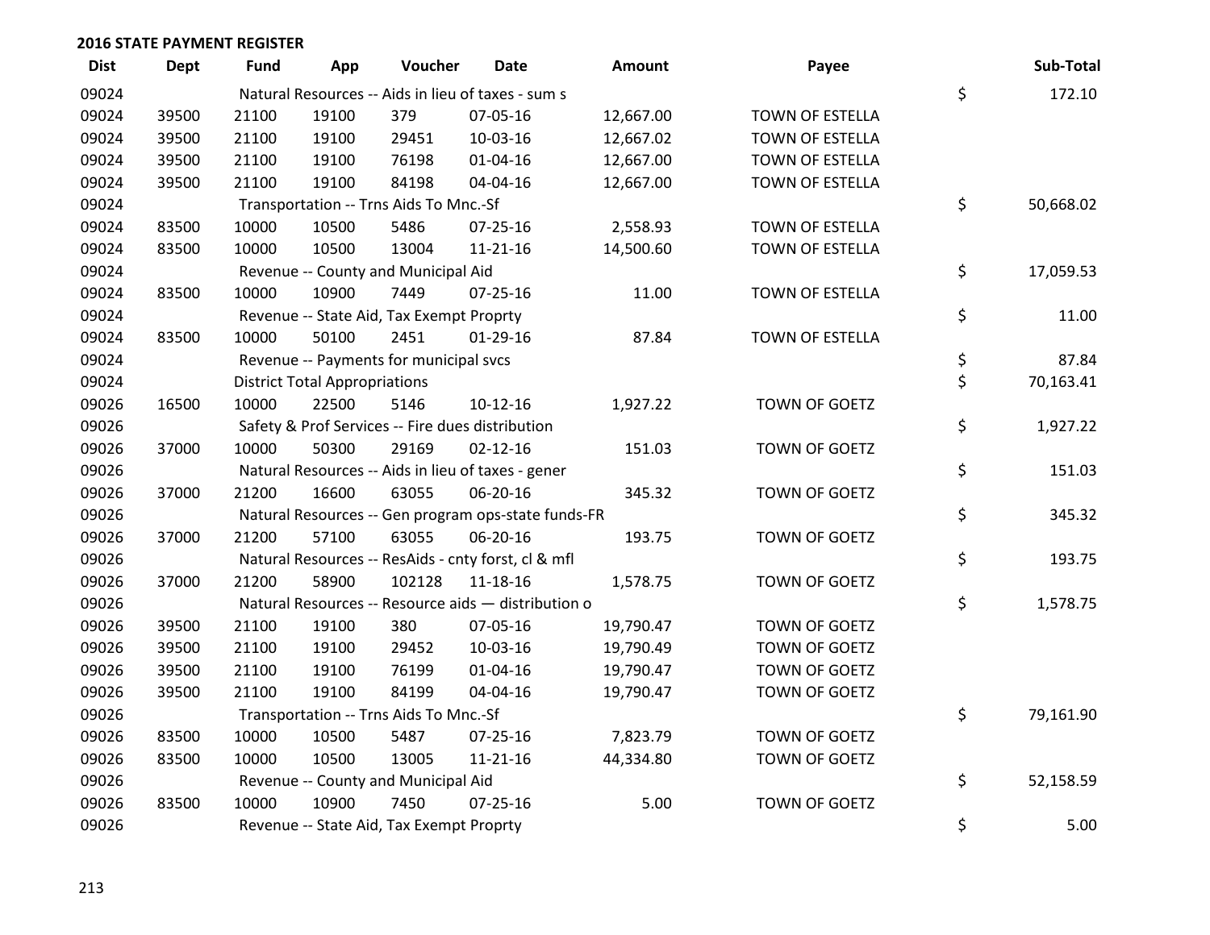**2016 STATE PAYMENT REGISTER**

| Dist | Dept | Fund | App | Voucher | Date | Amount | Payee | | Sub-Total |
|---|---|---|---|---|---|---|---|---|---|
| 09024 | | Natural Resources -- Aids in lieu of taxes - sum s | | | | | | $ | 172.10 |
| 09024 | 39500 | 21100 | 19100 | 379 | 07-05-16 | 12,667.00 | TOWN OF ESTELLA | | |
| 09024 | 39500 | 21100 | 19100 | 29451 | 10-03-16 | 12,667.02 | TOWN OF ESTELLA | | |
| 09024 | 39500 | 21100 | 19100 | 76198 | 01-04-16 | 12,667.00 | TOWN OF ESTELLA | | |
| 09024 | 39500 | 21100 | 19100 | 84198 | 04-04-16 | 12,667.00 | TOWN OF ESTELLA | | |
| 09024 | | Transportation -- Trns Aids To Mnc.-Sf | | | | | | $ | 50,668.02 |
| 09024 | 83500 | 10000 | 10500 | 5486 | 07-25-16 | 2,558.93 | TOWN OF ESTELLA | | |
| 09024 | 83500 | 10000 | 10500 | 13004 | 11-21-16 | 14,500.60 | TOWN OF ESTELLA | | |
| 09024 | | Revenue -- County and Municipal Aid | | | | | | $ | 17,059.53 |
| 09024 | 83500 | 10000 | 10900 | 7449 | 07-25-16 | 11.00 | TOWN OF ESTELLA | | |
| 09024 | | Revenue -- State Aid, Tax Exempt Proprty | | | | | | $ | 11.00 |
| 09024 | 83500 | 10000 | 50100 | 2451 | 01-29-16 | 87.84 | TOWN OF ESTELLA | | |
| 09024 | | Revenue -- Payments for municipal svcs | | | | | | $ | 87.84 |
| 09024 | | District Total Appropriations | | | | | | $ | 70,163.41 |
| 09026 | 16500 | 10000 | 22500 | 5146 | 10-12-16 | 1,927.22 | TOWN OF GOETZ | | |
| 09026 | | Safety & Prof Services -- Fire dues distribution | | | | | | $ | 1,927.22 |
| 09026 | 37000 | 10000 | 50300 | 29169 | 02-12-16 | 151.03 | TOWN OF GOETZ | | |
| 09026 | | Natural Resources -- Aids in lieu of taxes - gener | | | | | | $ | 151.03 |
| 09026 | 37000 | 21200 | 16600 | 63055 | 06-20-16 | 345.32 | TOWN OF GOETZ | | |
| 09026 | | Natural Resources -- Gen program ops-state funds-FR | | | | | | $ | 345.32 |
| 09026 | 37000 | 21200 | 57100 | 63055 | 06-20-16 | 193.75 | TOWN OF GOETZ | | |
| 09026 | | Natural Resources -- ResAids - cnty forst, cl & mfl | | | | | | $ | 193.75 |
| 09026 | 37000 | 21200 | 58900 | 102128 | 11-18-16 | 1,578.75 | TOWN OF GOETZ | | |
| 09026 | | Natural Resources -- Resource aids — distribution o | | | | | | $ | 1,578.75 |
| 09026 | 39500 | 21100 | 19100 | 380 | 07-05-16 | 19,790.47 | TOWN OF GOETZ | | |
| 09026 | 39500 | 21100 | 19100 | 29452 | 10-03-16 | 19,790.49 | TOWN OF GOETZ | | |
| 09026 | 39500 | 21100 | 19100 | 76199 | 01-04-16 | 19,790.47 | TOWN OF GOETZ | | |
| 09026 | 39500 | 21100 | 19100 | 84199 | 04-04-16 | 19,790.47 | TOWN OF GOETZ | | |
| 09026 | | Transportation -- Trns Aids To Mnc.-Sf | | | | | | $ | 79,161.90 |
| 09026 | 83500 | 10000 | 10500 | 5487 | 07-25-16 | 7,823.79 | TOWN OF GOETZ | | |
| 09026 | 83500 | 10000 | 10500 | 13005 | 11-21-16 | 44,334.80 | TOWN OF GOETZ | | |
| 09026 | | Revenue -- County and Municipal Aid | | | | | | $ | 52,158.59 |
| 09026 | 83500 | 10000 | 10900 | 7450 | 07-25-16 | 5.00 | TOWN OF GOETZ | | |
| 09026 | | Revenue -- State Aid, Tax Exempt Proprty | | | | | | $ | 5.00 |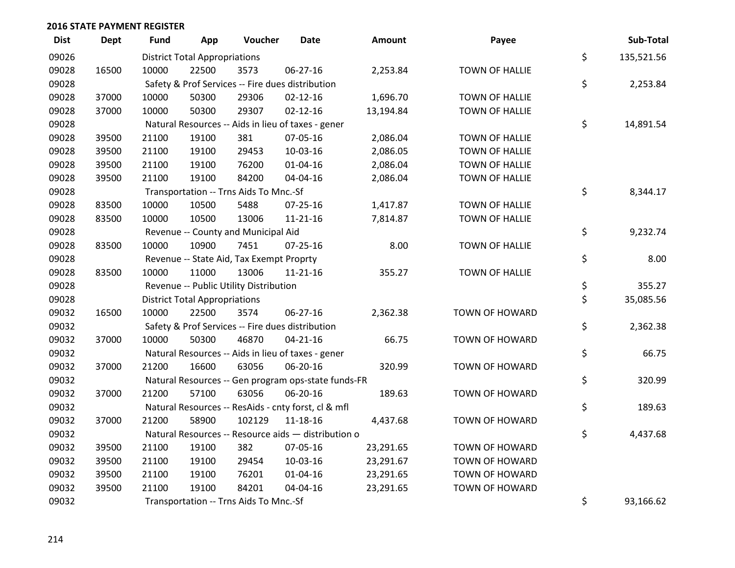**2016 STATE PAYMENT REGISTER**

| Dist | Dept | Fund | App | Voucher | Date | Amount | Payee | | Sub-Total |
|---|---|---|---|---|---|---|---|---|---|
| 09026 | | District Total Appropriations | | | | | | $ | 135,521.56 |
| 09028 | 16500 | 10000 | 22500 | 3573 | 06-27-16 | 2,253.84 | TOWN OF HALLIE | | |
| 09028 | | Safety & Prof Services -- Fire dues distribution | | | | | | $ | 2,253.84 |
| 09028 | 37000 | 10000 | 50300 | 29306 | 02-12-16 | 1,696.70 | TOWN OF HALLIE | | |
| 09028 | 37000 | 10000 | 50300 | 29307 | 02-12-16 | 13,194.84 | TOWN OF HALLIE | | |
| 09028 | | Natural Resources -- Aids in lieu of taxes - gener | | | | | | $ | 14,891.54 |
| 09028 | 39500 | 21100 | 19100 | 381 | 07-05-16 | 2,086.04 | TOWN OF HALLIE | | |
| 09028 | 39500 | 21100 | 19100 | 29453 | 10-03-16 | 2,086.05 | TOWN OF HALLIE | | |
| 09028 | 39500 | 21100 | 19100 | 76200 | 01-04-16 | 2,086.04 | TOWN OF HALLIE | | |
| 09028 | 39500 | 21100 | 19100 | 84200 | 04-04-16 | 2,086.04 | TOWN OF HALLIE | | |
| 09028 | | Transportation -- Trns Aids To Mnc.-Sf | | | | | | $ | 8,344.17 |
| 09028 | 83500 | 10000 | 10500 | 5488 | 07-25-16 | 1,417.87 | TOWN OF HALLIE | | |
| 09028 | 83500 | 10000 | 10500 | 13006 | 11-21-16 | 7,814.87 | TOWN OF HALLIE | | |
| 09028 | | Revenue -- County and Municipal Aid | | | | | | $ | 9,232.74 |
| 09028 | 83500 | 10000 | 10900 | 7451 | 07-25-16 | 8.00 | TOWN OF HALLIE | | |
| 09028 | | Revenue -- State Aid, Tax Exempt Proprty | | | | | | $ | 8.00 |
| 09028 | 83500 | 10000 | 11000 | 13006 | 11-21-16 | 355.27 | TOWN OF HALLIE | | |
| 09028 | | Revenue -- Public Utility Distribution | | | | | | $ | 355.27 |
| 09028 | | District Total Appropriations | | | | | | $ | 35,085.56 |
| 09032 | 16500 | 10000 | 22500 | 3574 | 06-27-16 | 2,362.38 | TOWN OF HOWARD | | |
| 09032 | | Safety & Prof Services -- Fire dues distribution | | | | | | $ | 2,362.38 |
| 09032 | 37000 | 10000 | 50300 | 46870 | 04-21-16 | 66.75 | TOWN OF HOWARD | | |
| 09032 | | Natural Resources -- Aids in lieu of taxes - gener | | | | | | $ | 66.75 |
| 09032 | 37000 | 21200 | 16600 | 63056 | 06-20-16 | 320.99 | TOWN OF HOWARD | | |
| 09032 | | Natural Resources -- Gen program ops-state funds-FR | | | | | | $ | 320.99 |
| 09032 | 37000 | 21200 | 57100 | 63056 | 06-20-16 | 189.63 | TOWN OF HOWARD | | |
| 09032 | | Natural Resources -- ResAids - cnty forst, cl & mfl | | | | | | $ | 189.63 |
| 09032 | 37000 | 21200 | 58900 | 102129 | 11-18-16 | 4,437.68 | TOWN OF HOWARD | | |
| 09032 | | Natural Resources -- Resource aids — distribution o | | | | | | $ | 4,437.68 |
| 09032 | 39500 | 21100 | 19100 | 382 | 07-05-16 | 23,291.65 | TOWN OF HOWARD | | |
| 09032 | 39500 | 21100 | 19100 | 29454 | 10-03-16 | 23,291.67 | TOWN OF HOWARD | | |
| 09032 | 39500 | 21100 | 19100 | 76201 | 01-04-16 | 23,291.65 | TOWN OF HOWARD | | |
| 09032 | 39500 | 21100 | 19100 | 84201 | 04-04-16 | 23,291.65 | TOWN OF HOWARD | | |
| 09032 | | Transportation -- Trns Aids To Mnc.-Sf | | | | | | $ | 93,166.62 |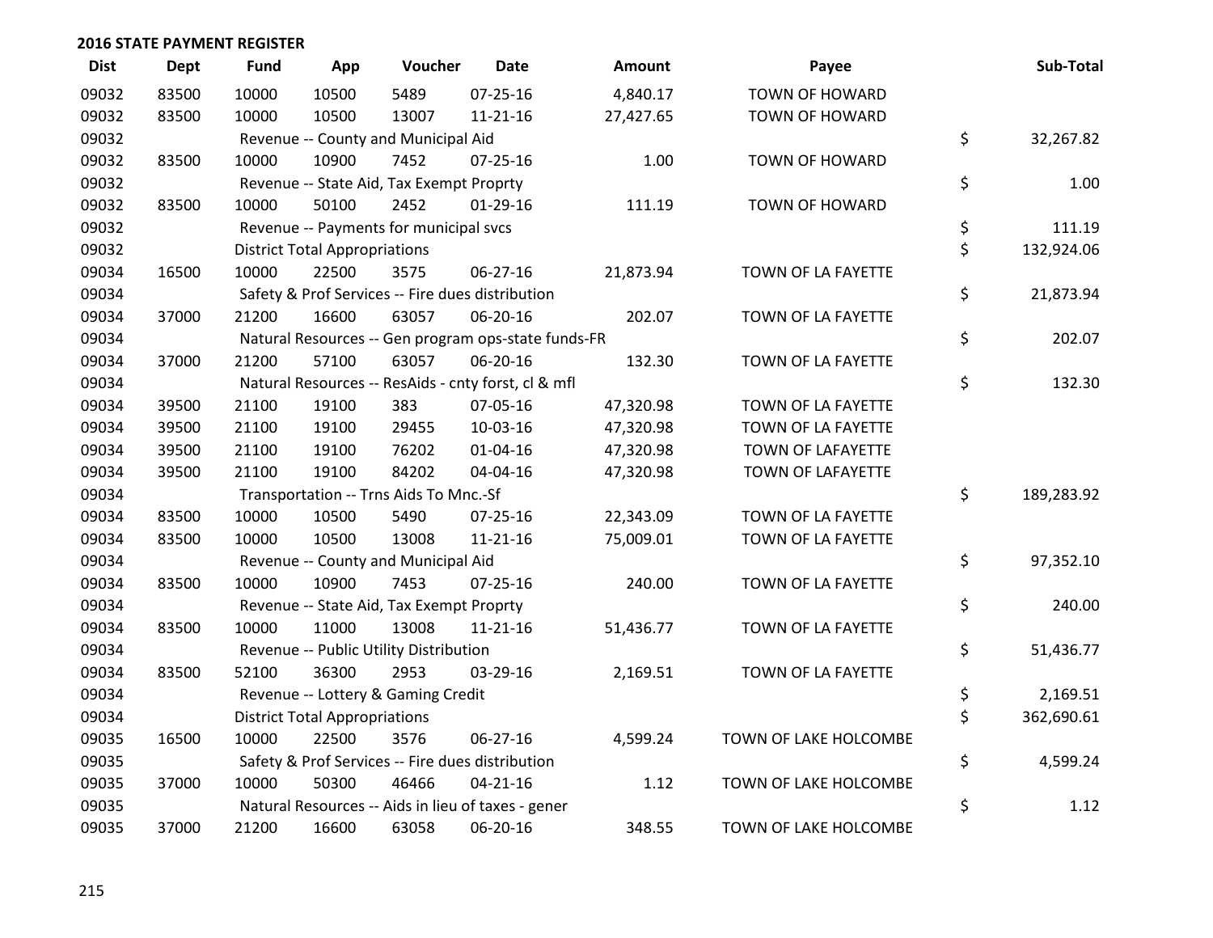## 2016 STATE PAYMENT REGISTER

| Dist | Dept | Fund | App | Voucher | Date | Amount | Payee | Sub-Total |
|---|---|---|---|---|---|---|---|---|
| 09032 | 83500 | 10000 | 10500 | 5489 | 07-25-16 | 4,840.17 | TOWN OF HOWARD | |
| 09032 | 83500 | 10000 | 10500 | 13007 | 11-21-16 | 27,427.65 | TOWN OF HOWARD | |
| 09032 | | Revenue -- County and Municipal Aid | | | | | | $ 32,267.82 |
| 09032 | 83500 | 10000 | 10900 | 7452 | 07-25-16 | 1.00 | TOWN OF HOWARD | |
| 09032 | | Revenue -- State Aid, Tax Exempt Proprty | | | | | | $ 1.00 |
| 09032 | 83500 | 10000 | 50100 | 2452 | 01-29-16 | 111.19 | TOWN OF HOWARD | |
| 09032 | | Revenue -- Payments for municipal svcs | | | | | | $ 111.19 |
| 09032 | | District Total Appropriations | | | | | | $ 132,924.06 |
| 09034 | 16500 | 10000 | 22500 | 3575 | 06-27-16 | 21,873.94 | TOWN OF LA FAYETTE | |
| 09034 | | Safety & Prof Services -- Fire dues distribution | | | | | | $ 21,873.94 |
| 09034 | 37000 | 21200 | 16600 | 63057 | 06-20-16 | 202.07 | TOWN OF LA FAYETTE | |
| 09034 | | Natural Resources -- Gen program ops-state funds-FR | | | | | | $ 202.07 |
| 09034 | 37000 | 21200 | 57100 | 63057 | 06-20-16 | 132.30 | TOWN OF LA FAYETTE | |
| 09034 | | Natural Resources -- ResAids - cnty forst, cl & mfl | | | | | | $ 132.30 |
| 09034 | 39500 | 21100 | 19100 | 383 | 07-05-16 | 47,320.98 | TOWN OF LA FAYETTE | |
| 09034 | 39500 | 21100 | 19100 | 29455 | 10-03-16 | 47,320.98 | TOWN OF LA FAYETTE | |
| 09034 | 39500 | 21100 | 19100 | 76202 | 01-04-16 | 47,320.98 | TOWN OF LAFAYETTE | |
| 09034 | 39500 | 21100 | 19100 | 84202 | 04-04-16 | 47,320.98 | TOWN OF LAFAYETTE | |
| 09034 | | Transportation -- Trns Aids To Mnc.-Sf | | | | | | $ 189,283.92 |
| 09034 | 83500 | 10000 | 10500 | 5490 | 07-25-16 | 22,343.09 | TOWN OF LA FAYETTE | |
| 09034 | 83500 | 10000 | 10500 | 13008 | 11-21-16 | 75,009.01 | TOWN OF LA FAYETTE | |
| 09034 | | Revenue -- County and Municipal Aid | | | | | | $ 97,352.10 |
| 09034 | 83500 | 10000 | 10900 | 7453 | 07-25-16 | 240.00 | TOWN OF LA FAYETTE | |
| 09034 | | Revenue -- State Aid, Tax Exempt Proprty | | | | | | $ 240.00 |
| 09034 | 83500 | 10000 | 11000 | 13008 | 11-21-16 | 51,436.77 | TOWN OF LA FAYETTE | |
| 09034 | | Revenue -- Public Utility Distribution | | | | | | $ 51,436.77 |
| 09034 | 83500 | 52100 | 36300 | 2953 | 03-29-16 | 2,169.51 | TOWN OF LA FAYETTE | |
| 09034 | | Revenue -- Lottery & Gaming Credit | | | | | | $ 2,169.51 |
| 09034 | | District Total Appropriations | | | | | | $ 362,690.61 |
| 09035 | 16500 | 10000 | 22500 | 3576 | 06-27-16 | 4,599.24 | TOWN OF LAKE HOLCOMBE | |
| 09035 | | Safety & Prof Services -- Fire dues distribution | | | | | | $ 4,599.24 |
| 09035 | 37000 | 10000 | 50300 | 46466 | 04-21-16 | 1.12 | TOWN OF LAKE HOLCOMBE | |
| 09035 | | Natural Resources -- Aids in lieu of taxes - gener | | | | | | $ 1.12 |
| 09035 | 37000 | 21200 | 16600 | 63058 | 06-20-16 | 348.55 | TOWN OF LAKE HOLCOMBE | |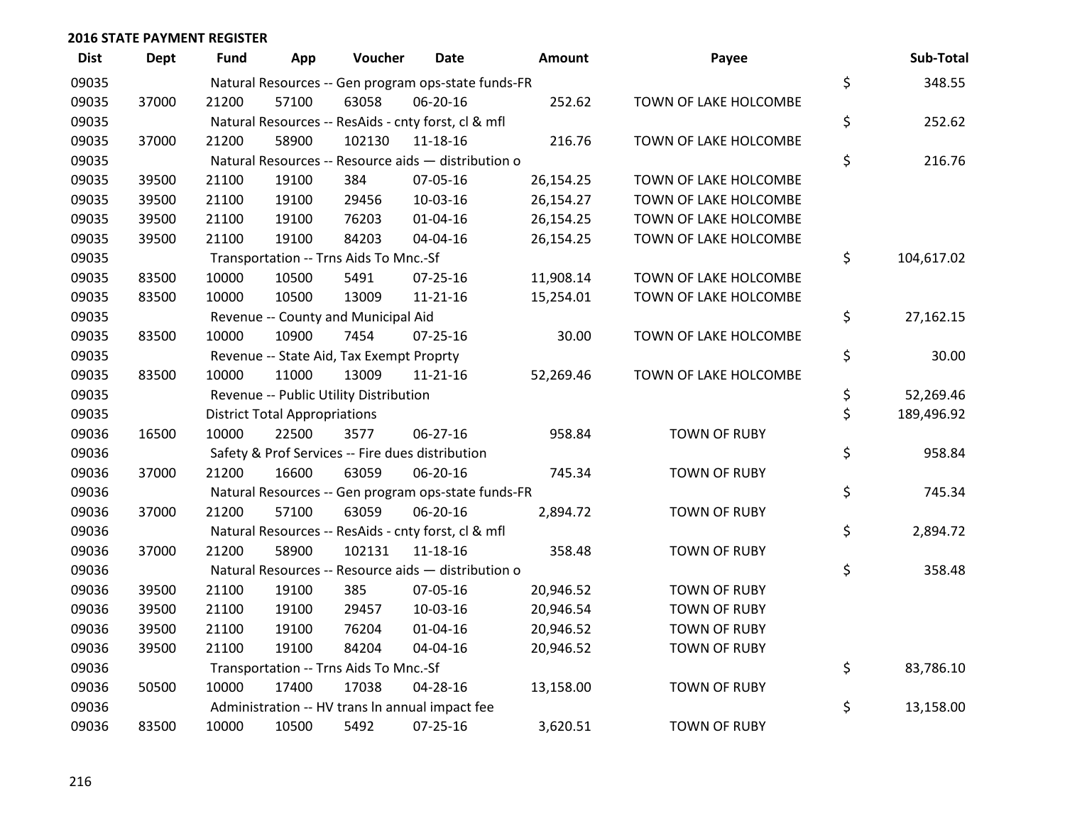## 2016 STATE PAYMENT REGISTER

| Dist | Dept | Fund | App | Voucher | Date | Amount | Payee | | Sub-Total |
|---|---|---|---|---|---|---|---|---|---|
| 09035 | | Natural Resources -- Gen program ops-state funds-FR | | | | | | $ | 348.55 |
| 09035 | 37000 | 21200 | 57100 | 63058 | 06-20-16 | 252.62 | TOWN OF LAKE HOLCOMBE | | |
| 09035 | | Natural Resources -- ResAids - cnty forst, cl & mfl | | | | | | $ | 252.62 |
| 09035 | 37000 | 21200 | 58900 | 102130 | 11-18-16 | 216.76 | TOWN OF LAKE HOLCOMBE | | |
| 09035 | | Natural Resources -- Resource aids — distribution o | | | | | | $ | 216.76 |
| 09035 | 39500 | 21100 | 19100 | 384 | 07-05-16 | 26,154.25 | TOWN OF LAKE HOLCOMBE | | |
| 09035 | 39500 | 21100 | 19100 | 29456 | 10-03-16 | 26,154.27 | TOWN OF LAKE HOLCOMBE | | |
| 09035 | 39500 | 21100 | 19100 | 76203 | 01-04-16 | 26,154.25 | TOWN OF LAKE HOLCOMBE | | |
| 09035 | 39500 | 21100 | 19100 | 84203 | 04-04-16 | 26,154.25 | TOWN OF LAKE HOLCOMBE | | |
| 09035 | | Transportation -- Trns Aids To Mnc.-Sf | | | | | | $ | 104,617.02 |
| 09035 | 83500 | 10000 | 10500 | 5491 | 07-25-16 | 11,908.14 | TOWN OF LAKE HOLCOMBE | | |
| 09035 | 83500 | 10000 | 10500 | 13009 | 11-21-16 | 15,254.01 | TOWN OF LAKE HOLCOMBE | | |
| 09035 | | Revenue -- County and Municipal Aid | | | | | | $ | 27,162.15 |
| 09035 | 83500 | 10000 | 10900 | 7454 | 07-25-16 | 30.00 | TOWN OF LAKE HOLCOMBE | | |
| 09035 | | Revenue -- State Aid, Tax Exempt Proprty | | | | | | $ | 30.00 |
| 09035 | 83500 | 10000 | 11000 | 13009 | 11-21-16 | 52,269.46 | TOWN OF LAKE HOLCOMBE | | |
| 09035 | | Revenue -- Public Utility Distribution | | | | | | $ | 52,269.46 |
| 09035 | | District Total Appropriations | | | | | | $ | 189,496.92 |
| 09036 | 16500 | 10000 | 22500 | 3577 | 06-27-16 | 958.84 | TOWN OF RUBY | | |
| 09036 | | Safety & Prof Services -- Fire dues distribution | | | | | | $ | 958.84 |
| 09036 | 37000 | 21200 | 16600 | 63059 | 06-20-16 | 745.34 | TOWN OF RUBY | | |
| 09036 | | Natural Resources -- Gen program ops-state funds-FR | | | | | | $ | 745.34 |
| 09036 | 37000 | 21200 | 57100 | 63059 | 06-20-16 | 2,894.72 | TOWN OF RUBY | | |
| 09036 | | Natural Resources -- ResAids - cnty forst, cl & mfl | | | | | | $ | 2,894.72 |
| 09036 | 37000 | 21200 | 58900 | 102131 | 11-18-16 | 358.48 | TOWN OF RUBY | | |
| 09036 | | Natural Resources -- Resource aids — distribution o | | | | | | $ | 358.48 |
| 09036 | 39500 | 21100 | 19100 | 385 | 07-05-16 | 20,946.52 | TOWN OF RUBY | | |
| 09036 | 39500 | 21100 | 19100 | 29457 | 10-03-16 | 20,946.54 | TOWN OF RUBY | | |
| 09036 | 39500 | 21100 | 19100 | 76204 | 01-04-16 | 20,946.52 | TOWN OF RUBY | | |
| 09036 | 39500 | 21100 | 19100 | 84204 | 04-04-16 | 20,946.52 | TOWN OF RUBY | | |
| 09036 | | Transportation -- Trns Aids To Mnc.-Sf | | | | | | $ | 83,786.10 |
| 09036 | 50500 | 10000 | 17400 | 17038 | 04-28-16 | 13,158.00 | TOWN OF RUBY | | |
| 09036 | | Administration -- HV trans ln annual impact fee | | | | | | $ | 13,158.00 |
| 09036 | 83500 | 10000 | 10500 | 5492 | 07-25-16 | 3,620.51 | TOWN OF RUBY | | |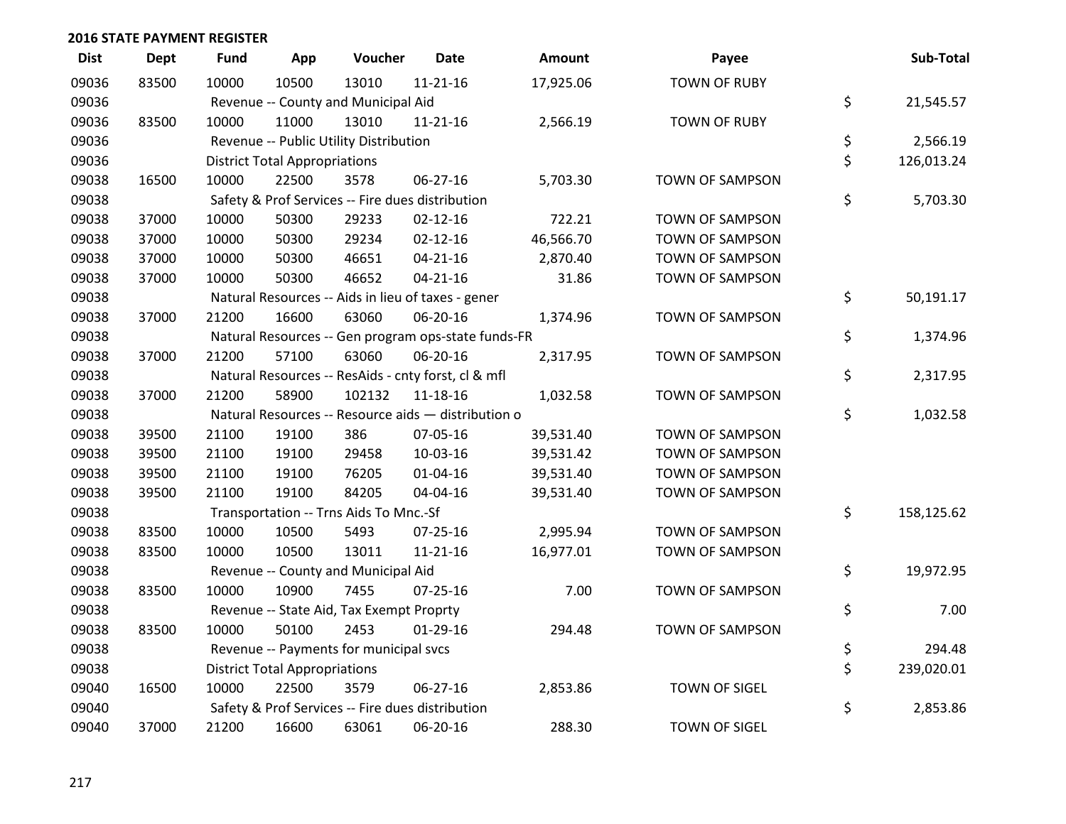**2016 STATE PAYMENT REGISTER**

| Dist | Dept | Fund | App | Voucher | Date | Amount | Payee | | Sub-Total |
|---|---|---|---|---|---|---|---|---|---|
| 09036 | 83500 | 10000 | 10500 | 13010 | 11-21-16 | 17,925.06 | TOWN OF RUBY | | |
| 09036 | | Revenue -- County and Municipal Aid | | | | | | $ | 21,545.57 |
| 09036 | 83500 | 10000 | 11000 | 13010 | 11-21-16 | 2,566.19 | TOWN OF RUBY | | |
| 09036 | | Revenue -- Public Utility Distribution | | | | | | $ | 2,566.19 |
| 09036 | | District Total Appropriations | | | | | | $ | 126,013.24 |
| 09038 | 16500 | 10000 | 22500 | 3578 | 06-27-16 | 5,703.30 | TOWN OF SAMPSON | | |
| 09038 | | Safety & Prof Services -- Fire dues distribution | | | | | | $ | 5,703.30 |
| 09038 | 37000 | 10000 | 50300 | 29233 | 02-12-16 | 722.21 | TOWN OF SAMPSON | | |
| 09038 | 37000 | 10000 | 50300 | 29234 | 02-12-16 | 46,566.70 | TOWN OF SAMPSON | | |
| 09038 | 37000 | 10000 | 50300 | 46651 | 04-21-16 | 2,870.40 | TOWN OF SAMPSON | | |
| 09038 | 37000 | 10000 | 50300 | 46652 | 04-21-16 | 31.86 | TOWN OF SAMPSON | | |
| 09038 | | Natural Resources -- Aids in lieu of taxes - gener | | | | | | $ | 50,191.17 |
| 09038 | 37000 | 21200 | 16600 | 63060 | 06-20-16 | 1,374.96 | TOWN OF SAMPSON | | |
| 09038 | | Natural Resources -- Gen program ops-state funds-FR | | | | | | $ | 1,374.96 |
| 09038 | 37000 | 21200 | 57100 | 63060 | 06-20-16 | 2,317.95 | TOWN OF SAMPSON | | |
| 09038 | | Natural Resources -- ResAids - cnty forst, cl & mfl | | | | | | $ | 2,317.95 |
| 09038 | 37000 | 21200 | 58900 | 102132 | 11-18-16 | 1,032.58 | TOWN OF SAMPSON | | |
| 09038 | | Natural Resources -- Resource aids — distribution o | | | | | | $ | 1,032.58 |
| 09038 | 39500 | 21100 | 19100 | 386 | 07-05-16 | 39,531.40 | TOWN OF SAMPSON | | |
| 09038 | 39500 | 21100 | 19100 | 29458 | 10-03-16 | 39,531.42 | TOWN OF SAMPSON | | |
| 09038 | 39500 | 21100 | 19100 | 76205 | 01-04-16 | 39,531.40 | TOWN OF SAMPSON | | |
| 09038 | 39500 | 21100 | 19100 | 84205 | 04-04-16 | 39,531.40 | TOWN OF SAMPSON | | |
| 09038 | | Transportation -- Trns Aids To Mnc.-Sf | | | | | | $ | 158,125.62 |
| 09038 | 83500 | 10000 | 10500 | 5493 | 07-25-16 | 2,995.94 | TOWN OF SAMPSON | | |
| 09038 | 83500 | 10000 | 10500 | 13011 | 11-21-16 | 16,977.01 | TOWN OF SAMPSON | | |
| 09038 | | Revenue -- County and Municipal Aid | | | | | | $ | 19,972.95 |
| 09038 | 83500 | 10000 | 10900 | 7455 | 07-25-16 | 7.00 | TOWN OF SAMPSON | | |
| 09038 | | Revenue -- State Aid, Tax Exempt Proprty | | | | | | $ | 7.00 |
| 09038 | 83500 | 10000 | 50100 | 2453 | 01-29-16 | 294.48 | TOWN OF SAMPSON | | |
| 09038 | | Revenue -- Payments for municipal svcs | | | | | | $ | 294.48 |
| 09038 | | District Total Appropriations | | | | | | $ | 239,020.01 |
| 09040 | 16500 | 10000 | 22500 | 3579 | 06-27-16 | 2,853.86 | TOWN OF SIGEL | | |
| 09040 | | Safety & Prof Services -- Fire dues distribution | | | | | | $ | 2,853.86 |
| 09040 | 37000 | 21200 | 16600 | 63061 | 06-20-16 | 288.30 | TOWN OF SIGEL | | |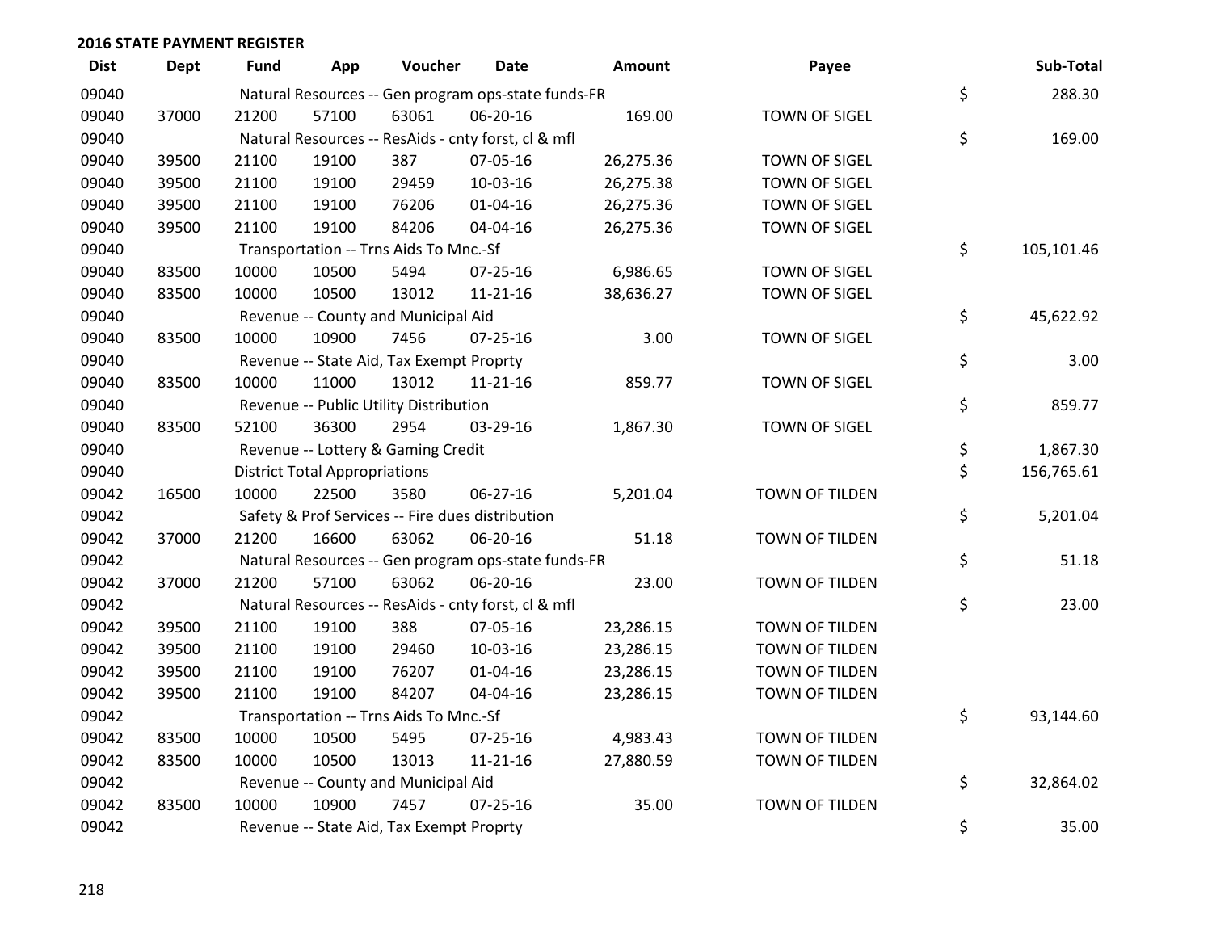## 2016 STATE PAYMENT REGISTER

| Dist | Dept | Fund | App | Voucher | Date | Amount | Payee | | Sub-Total |
|---|---|---|---|---|---|---|---|---|---|
| 09040 | | Natural Resources -- Gen program ops-state funds-FR | | | | | | $ | 288.30 |
| 09040 | 37000 | 21200 | 57100 | 63061 | 06-20-16 | 169.00 | TOWN OF SIGEL | | |
| 09040 | | Natural Resources -- ResAids - cnty forst, cl & mfl | | | | | | $ | 169.00 |
| 09040 | 39500 | 21100 | 19100 | 387 | 07-05-16 | 26,275.36 | TOWN OF SIGEL | | |
| 09040 | 39500 | 21100 | 19100 | 29459 | 10-03-16 | 26,275.38 | TOWN OF SIGEL | | |
| 09040 | 39500 | 21100 | 19100 | 76206 | 01-04-16 | 26,275.36 | TOWN OF SIGEL | | |
| 09040 | 39500 | 21100 | 19100 | 84206 | 04-04-16 | 26,275.36 | TOWN OF SIGEL | | |
| 09040 | | Transportation -- Trns Aids To Mnc.-Sf | | | | | | $ | 105,101.46 |
| 09040 | 83500 | 10000 | 10500 | 5494 | 07-25-16 | 6,986.65 | TOWN OF SIGEL | | |
| 09040 | 83500 | 10000 | 10500 | 13012 | 11-21-16 | 38,636.27 | TOWN OF SIGEL | | |
| 09040 | | Revenue -- County and Municipal Aid | | | | | | $ | 45,622.92 |
| 09040 | 83500 | 10000 | 10900 | 7456 | 07-25-16 | 3.00 | TOWN OF SIGEL | | |
| 09040 | | Revenue -- State Aid, Tax Exempt Proprty | | | | | | $ | 3.00 |
| 09040 | 83500 | 10000 | 11000 | 13012 | 11-21-16 | 859.77 | TOWN OF SIGEL | | |
| 09040 | | Revenue -- Public Utility Distribution | | | | | | $ | 859.77 |
| 09040 | 83500 | 52100 | 36300 | 2954 | 03-29-16 | 1,867.30 | TOWN OF SIGEL | | |
| 09040 | | Revenue -- Lottery & Gaming Credit | | | | | | $ | 1,867.30 |
| 09040 | | District Total Appropriations | | | | | | $ | 156,765.61 |
| 09042 | 16500 | 10000 | 22500 | 3580 | 06-27-16 | 5,201.04 | TOWN OF TILDEN | | |
| 09042 | | Safety & Prof Services -- Fire dues distribution | | | | | | $ | 5,201.04 |
| 09042 | 37000 | 21200 | 16600 | 63062 | 06-20-16 | 51.18 | TOWN OF TILDEN | | |
| 09042 | | Natural Resources -- Gen program ops-state funds-FR | | | | | | $ | 51.18 |
| 09042 | 37000 | 21200 | 57100 | 63062 | 06-20-16 | 23.00 | TOWN OF TILDEN | | |
| 09042 | | Natural Resources -- ResAids - cnty forst, cl & mfl | | | | | | $ | 23.00 |
| 09042 | 39500 | 21100 | 19100 | 388 | 07-05-16 | 23,286.15 | TOWN OF TILDEN | | |
| 09042 | 39500 | 21100 | 19100 | 29460 | 10-03-16 | 23,286.15 | TOWN OF TILDEN | | |
| 09042 | 39500 | 21100 | 19100 | 76207 | 01-04-16 | 23,286.15 | TOWN OF TILDEN | | |
| 09042 | 39500 | 21100 | 19100 | 84207 | 04-04-16 | 23,286.15 | TOWN OF TILDEN | | |
| 09042 | | Transportation -- Trns Aids To Mnc.-Sf | | | | | | $ | 93,144.60 |
| 09042 | 83500 | 10000 | 10500 | 5495 | 07-25-16 | 4,983.43 | TOWN OF TILDEN | | |
| 09042 | 83500 | 10000 | 10500 | 13013 | 11-21-16 | 27,880.59 | TOWN OF TILDEN | | |
| 09042 | | Revenue -- County and Municipal Aid | | | | | | $ | 32,864.02 |
| 09042 | 83500 | 10000 | 10900 | 7457 | 07-25-16 | 35.00 | TOWN OF TILDEN | | |
| 09042 | | Revenue -- State Aid, Tax Exempt Proprty | | | | | | $ | 35.00 |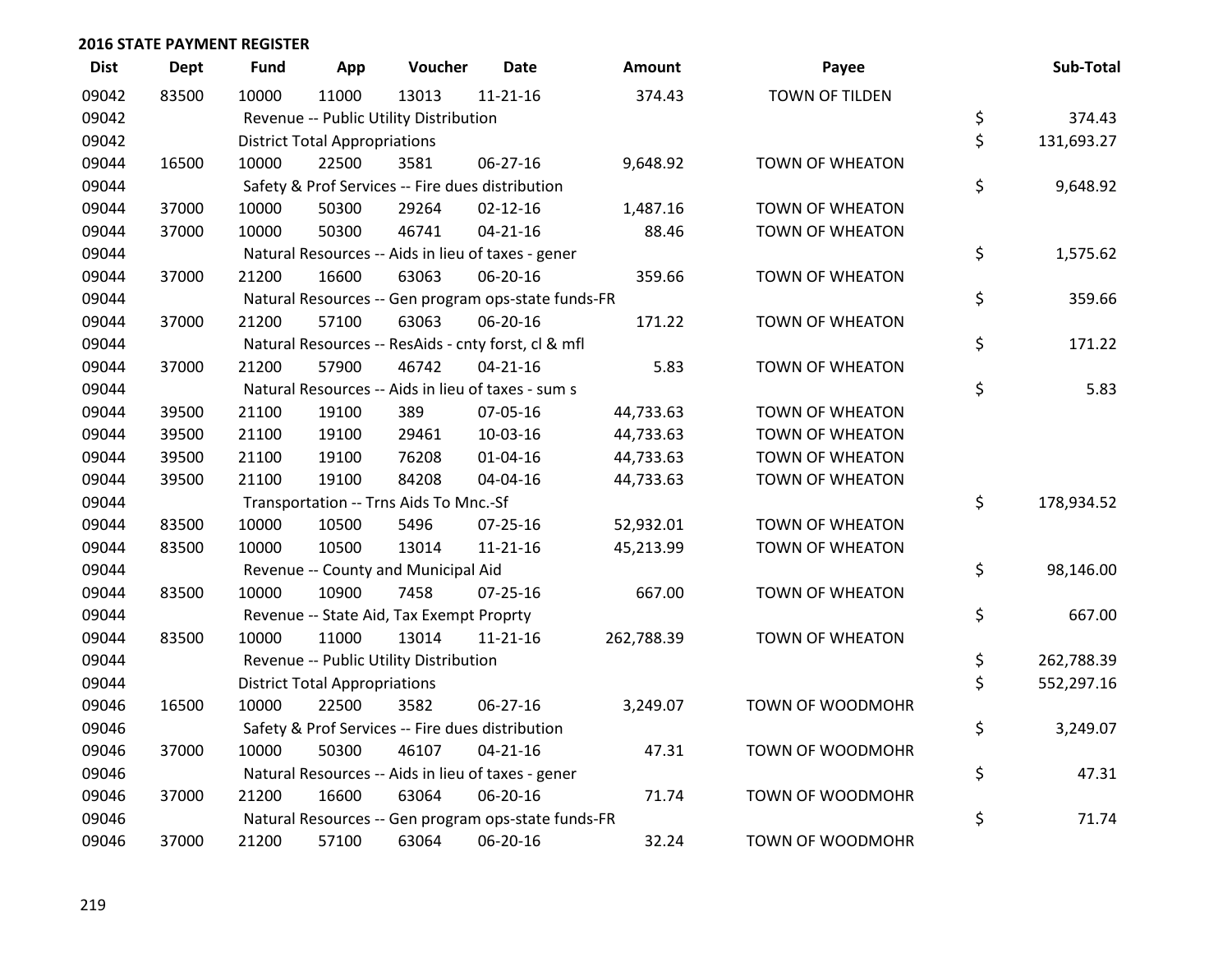## 2016 STATE PAYMENT REGISTER

| Dist | Dept | Fund | App | Voucher | Date | Amount | Payee | Sub-Total |
|---|---|---|---|---|---|---|---|---|
| 09042 | 83500 | 10000 | 11000 | 13013 | 11-21-16 | 374.43 | TOWN OF TILDEN | |
| 09042 | | Revenue -- Public Utility Distribution | | | | | | $ 374.43 |
| 09042 | | District Total Appropriations | | | | | | $ 131,693.27 |
| 09044 | 16500 | 10000 | 22500 | 3581 | 06-27-16 | 9,648.92 | TOWN OF WHEATON | |
| 09044 | | Safety & Prof Services -- Fire dues distribution | | | | | | $ 9,648.92 |
| 09044 | 37000 | 10000 | 50300 | 29264 | 02-12-16 | 1,487.16 | TOWN OF WHEATON | |
| 09044 | 37000 | 10000 | 50300 | 46741 | 04-21-16 | 88.46 | TOWN OF WHEATON | |
| 09044 | | Natural Resources -- Aids in lieu of taxes - gener | | | | | | $ 1,575.62 |
| 09044 | 37000 | 21200 | 16600 | 63063 | 06-20-16 | 359.66 | TOWN OF WHEATON | |
| 09044 | | Natural Resources -- Gen program ops-state funds-FR | | | | | | $ 359.66 |
| 09044 | 37000 | 21200 | 57100 | 63063 | 06-20-16 | 171.22 | TOWN OF WHEATON | |
| 09044 | | Natural Resources -- ResAids - cnty forst, cl & mfl | | | | | | $ 171.22 |
| 09044 | 37000 | 21200 | 57900 | 46742 | 04-21-16 | 5.83 | TOWN OF WHEATON | |
| 09044 | | Natural Resources -- Aids in lieu of taxes - sum s | | | | | | $ 5.83 |
| 09044 | 39500 | 21100 | 19100 | 389 | 07-05-16 | 44,733.63 | TOWN OF WHEATON | |
| 09044 | 39500 | 21100 | 19100 | 29461 | 10-03-16 | 44,733.63 | TOWN OF WHEATON | |
| 09044 | 39500 | 21100 | 19100 | 76208 | 01-04-16 | 44,733.63 | TOWN OF WHEATON | |
| 09044 | 39500 | 21100 | 19100 | 84208 | 04-04-16 | 44,733.63 | TOWN OF WHEATON | |
| 09044 | | Transportation -- Trns Aids To Mnc.-Sf | | | | | | $ 178,934.52 |
| 09044 | 83500 | 10000 | 10500 | 5496 | 07-25-16 | 52,932.01 | TOWN OF WHEATON | |
| 09044 | 83500 | 10000 | 10500 | 13014 | 11-21-16 | 45,213.99 | TOWN OF WHEATON | |
| 09044 | | Revenue -- County and Municipal Aid | | | | | | $ 98,146.00 |
| 09044 | 83500 | 10000 | 10900 | 7458 | 07-25-16 | 667.00 | TOWN OF WHEATON | |
| 09044 | | Revenue -- State Aid, Tax Exempt Proprty | | | | | | $ 667.00 |
| 09044 | 83500 | 10000 | 11000 | 13014 | 11-21-16 | 262,788.39 | TOWN OF WHEATON | |
| 09044 | | Revenue -- Public Utility Distribution | | | | | | $ 262,788.39 |
| 09044 | | District Total Appropriations | | | | | | $ 552,297.16 |
| 09046 | 16500 | 10000 | 22500 | 3582 | 06-27-16 | 3,249.07 | TOWN OF WOODMOHR | |
| 09046 | | Safety & Prof Services -- Fire dues distribution | | | | | | $ 3,249.07 |
| 09046 | 37000 | 10000 | 50300 | 46107 | 04-21-16 | 47.31 | TOWN OF WOODMOHR | |
| 09046 | | Natural Resources -- Aids in lieu of taxes - gener | | | | | | $ 47.31 |
| 09046 | 37000 | 21200 | 16600 | 63064 | 06-20-16 | 71.74 | TOWN OF WOODMOHR | |
| 09046 | | Natural Resources -- Gen program ops-state funds-FR | | | | | | $ 71.74 |
| 09046 | 37000 | 21200 | 57100 | 63064 | 06-20-16 | 32.24 | TOWN OF WOODMOHR | |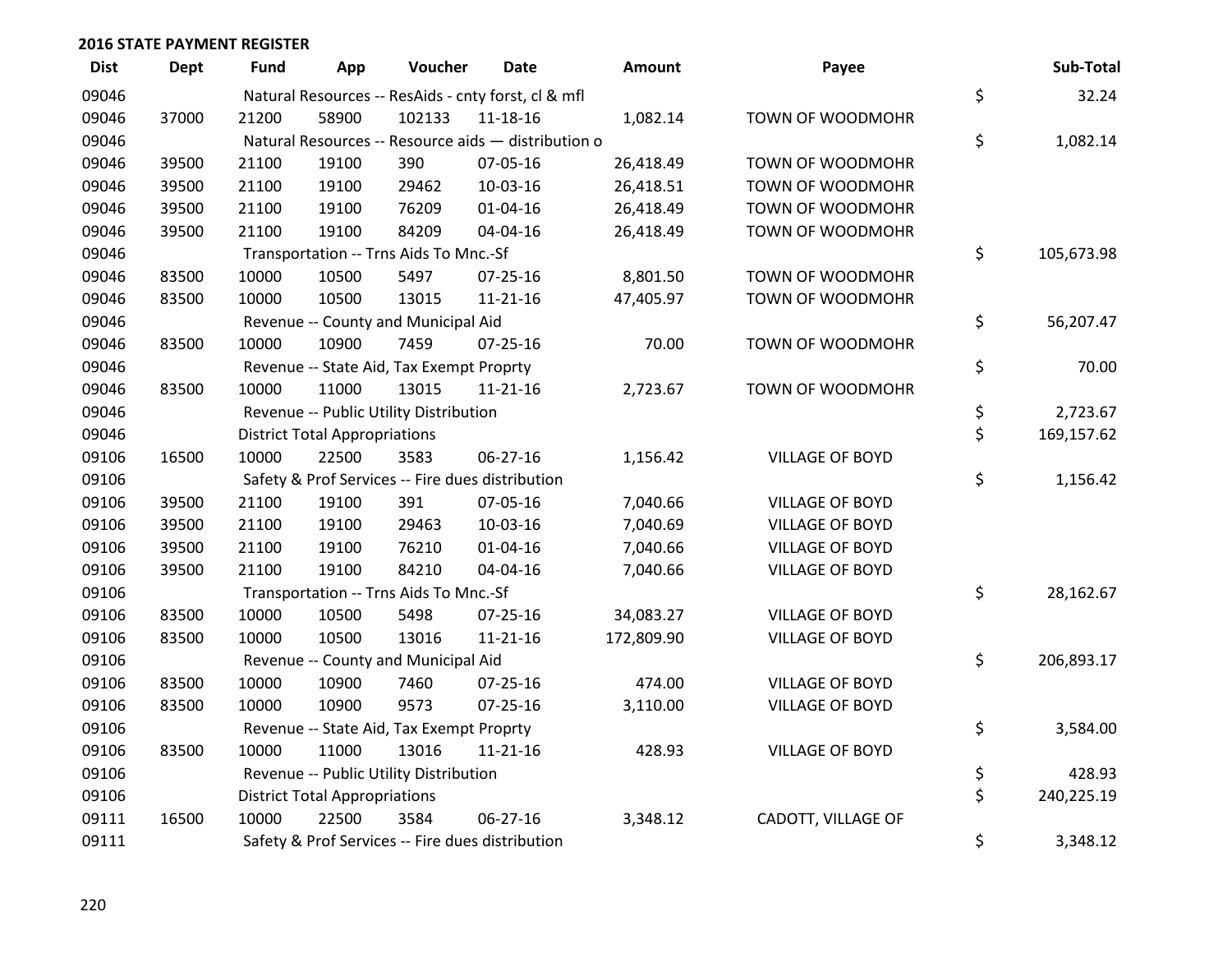**2016 STATE PAYMENT REGISTER**

| Dist | Dept | Fund | App | Voucher | Date | Amount | Payee | | Sub-Total |
|---|---|---|---|---|---|---|---|---|---|
| 09046 | | Natural Resources -- ResAids - cnty forst, cl & mfl | | | | | | $ | 32.24 |
| 09046 | 37000 | 21200 | 58900 | 102133 | 11-18-16 | 1,082.14 | TOWN OF WOODMOHR | | |
| 09046 | | Natural Resources -- Resource aids — distribution o | | | | | | $ | 1,082.14 |
| 09046 | 39500 | 21100 | 19100 | 390 | 07-05-16 | 26,418.49 | TOWN OF WOODMOHR | | |
| 09046 | 39500 | 21100 | 19100 | 29462 | 10-03-16 | 26,418.51 | TOWN OF WOODMOHR | | |
| 09046 | 39500 | 21100 | 19100 | 76209 | 01-04-16 | 26,418.49 | TOWN OF WOODMOHR | | |
| 09046 | 39500 | 21100 | 19100 | 84209 | 04-04-16 | 26,418.49 | TOWN OF WOODMOHR | | |
| 09046 | | Transportation -- Trns Aids To Mnc.-Sf | | | | | | $ | 105,673.98 |
| 09046 | 83500 | 10000 | 10500 | 5497 | 07-25-16 | 8,801.50 | TOWN OF WOODMOHR | | |
| 09046 | 83500 | 10000 | 10500 | 13015 | 11-21-16 | 47,405.97 | TOWN OF WOODMOHR | | |
| 09046 | | Revenue -- County and Municipal Aid | | | | | | $ | 56,207.47 |
| 09046 | 83500 | 10000 | 10900 | 7459 | 07-25-16 | 70.00 | TOWN OF WOODMOHR | | |
| 09046 | | Revenue -- State Aid, Tax Exempt Proprty | | | | | | $ | 70.00 |
| 09046 | 83500 | 10000 | 11000 | 13015 | 11-21-16 | 2,723.67 | TOWN OF WOODMOHR | | |
| 09046 | | Revenue -- Public Utility Distribution | | | | | | $ | 2,723.67 |
| 09046 | | District Total Appropriations | | | | | | $ | 169,157.62 |
| 09106 | 16500 | 10000 | 22500 | 3583 | 06-27-16 | 1,156.42 | VILLAGE OF BOYD | | |
| 09106 | | Safety & Prof Services -- Fire dues distribution | | | | | | $ | 1,156.42 |
| 09106 | 39500 | 21100 | 19100 | 391 | 07-05-16 | 7,040.66 | VILLAGE OF BOYD | | |
| 09106 | 39500 | 21100 | 19100 | 29463 | 10-03-16 | 7,040.69 | VILLAGE OF BOYD | | |
| 09106 | 39500 | 21100 | 19100 | 76210 | 01-04-16 | 7,040.66 | VILLAGE OF BOYD | | |
| 09106 | 39500 | 21100 | 19100 | 84210 | 04-04-16 | 7,040.66 | VILLAGE OF BOYD | | |
| 09106 | | Transportation -- Trns Aids To Mnc.-Sf | | | | | | $ | 28,162.67 |
| 09106 | 83500 | 10000 | 10500 | 5498 | 07-25-16 | 34,083.27 | VILLAGE OF BOYD | | |
| 09106 | 83500 | 10000 | 10500 | 13016 | 11-21-16 | 172,809.90 | VILLAGE OF BOYD | | |
| 09106 | | Revenue -- County and Municipal Aid | | | | | | $ | 206,893.17 |
| 09106 | 83500 | 10000 | 10900 | 7460 | 07-25-16 | 474.00 | VILLAGE OF BOYD | | |
| 09106 | 83500 | 10000 | 10900 | 9573 | 07-25-16 | 3,110.00 | VILLAGE OF BOYD | | |
| 09106 | | Revenue -- State Aid, Tax Exempt Proprty | | | | | | $ | 3,584.00 |
| 09106 | 83500 | 10000 | 11000 | 13016 | 11-21-16 | 428.93 | VILLAGE OF BOYD | | |
| 09106 | | Revenue -- Public Utility Distribution | | | | | | $ | 428.93 |
| 09106 | | District Total Appropriations | | | | | | $ | 240,225.19 |
| 09111 | 16500 | 10000 | 22500 | 3584 | 06-27-16 | 3,348.12 | CADOTT, VILLAGE OF | | |
| 09111 | | Safety & Prof Services -- Fire dues distribution | | | | | | $ | 3,348.12 |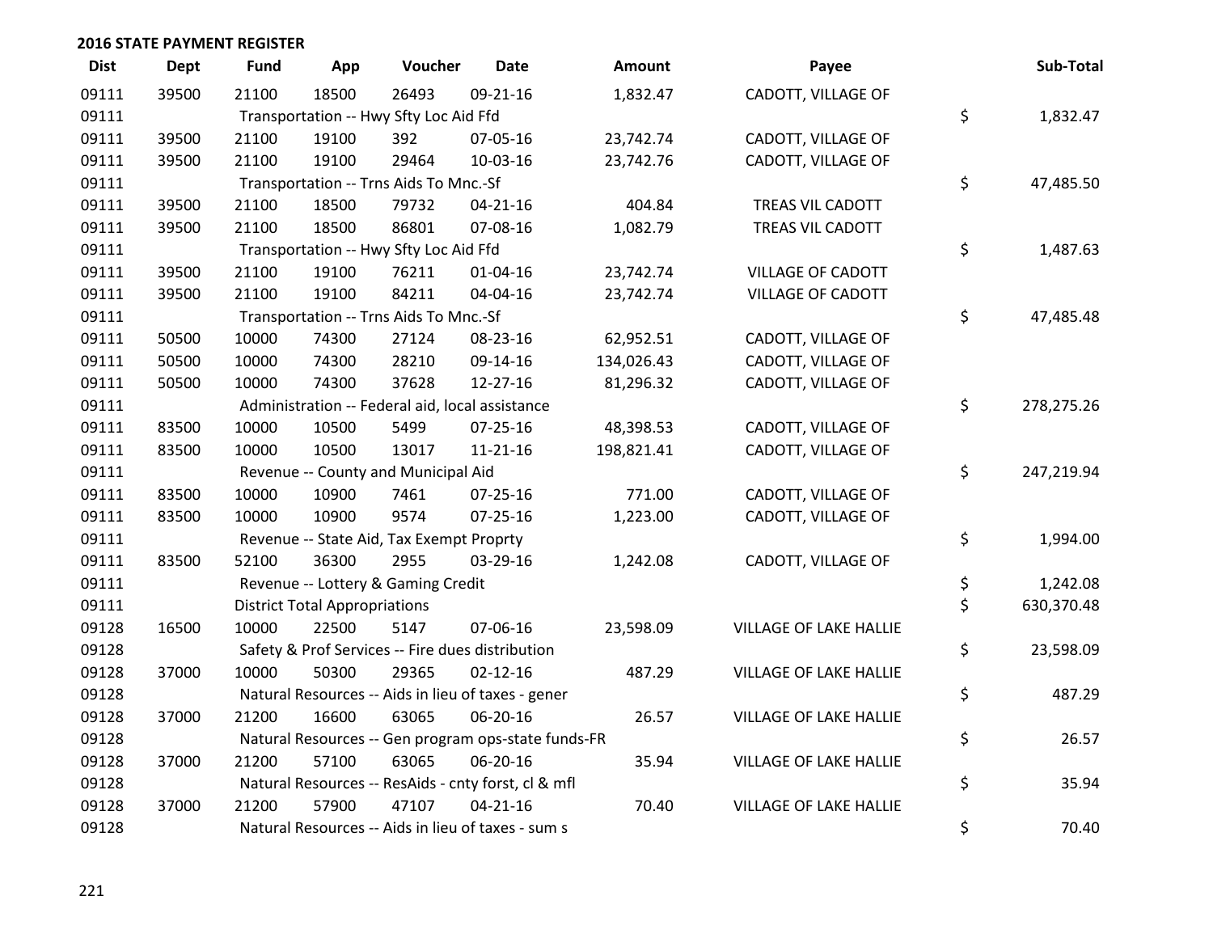## 2016 STATE PAYMENT REGISTER

| Dist | Dept | Fund | App | Voucher | Date | Amount | Payee | Sub-Total |
|---|---|---|---|---|---|---|---|---|
| 09111 | 39500 | 21100 | 18500 | 26493 | 09-21-16 | 1,832.47 | CADOTT, VILLAGE OF | |
| 09111 | | Transportation -- Hwy Sfty Loc Aid Ffd | | | | | | $ 1,832.47 |
| 09111 | 39500 | 21100 | 19100 | 392 | 07-05-16 | 23,742.74 | CADOTT, VILLAGE OF | |
| 09111 | 39500 | 21100 | 19100 | 29464 | 10-03-16 | 23,742.76 | CADOTT, VILLAGE OF | |
| 09111 | | Transportation -- Trns Aids To Mnc.-Sf | | | | | | $ 47,485.50 |
| 09111 | 39500 | 21100 | 18500 | 79732 | 04-21-16 | 404.84 | TREAS VIL CADOTT | |
| 09111 | 39500 | 21100 | 18500 | 86801 | 07-08-16 | 1,082.79 | TREAS VIL CADOTT | |
| 09111 | | Transportation -- Hwy Sfty Loc Aid Ffd | | | | | | $ 1,487.63 |
| 09111 | 39500 | 21100 | 19100 | 76211 | 01-04-16 | 23,742.74 | VILLAGE OF CADOTT | |
| 09111 | 39500 | 21100 | 19100 | 84211 | 04-04-16 | 23,742.74 | VILLAGE OF CADOTT | |
| 09111 | | Transportation -- Trns Aids To Mnc.-Sf | | | | | | $ 47,485.48 |
| 09111 | 50500 | 10000 | 74300 | 27124 | 08-23-16 | 62,952.51 | CADOTT, VILLAGE OF | |
| 09111 | 50500 | 10000 | 74300 | 28210 | 09-14-16 | 134,026.43 | CADOTT, VILLAGE OF | |
| 09111 | 50500 | 10000 | 74300 | 37628 | 12-27-16 | 81,296.32 | CADOTT, VILLAGE OF | |
| 09111 | | Administration -- Federal aid, local assistance | | | | | | $ 278,275.26 |
| 09111 | 83500 | 10000 | 10500 | 5499 | 07-25-16 | 48,398.53 | CADOTT, VILLAGE OF | |
| 09111 | 83500 | 10000 | 10500 | 13017 | 11-21-16 | 198,821.41 | CADOTT, VILLAGE OF | |
| 09111 | | Revenue -- County and Municipal Aid | | | | | | $ 247,219.94 |
| 09111 | 83500 | 10000 | 10900 | 7461 | 07-25-16 | 771.00 | CADOTT, VILLAGE OF | |
| 09111 | 83500 | 10000 | 10900 | 9574 | 07-25-16 | 1,223.00 | CADOTT, VILLAGE OF | |
| 09111 | | Revenue -- State Aid, Tax Exempt Proprty | | | | | | $ 1,994.00 |
| 09111 | 83500 | 52100 | 36300 | 2955 | 03-29-16 | 1,242.08 | CADOTT, VILLAGE OF | |
| 09111 | | Revenue -- Lottery & Gaming Credit | | | | | | $ 1,242.08 |
| 09111 | | District Total Appropriations | | | | | | $ 630,370.48 |
| 09128 | 16500 | 10000 | 22500 | 5147 | 07-06-16 | 23,598.09 | VILLAGE OF LAKE HALLIE | |
| 09128 | | Safety & Prof Services -- Fire dues distribution | | | | | | $ 23,598.09 |
| 09128 | 37000 | 10000 | 50300 | 29365 | 02-12-16 | 487.29 | VILLAGE OF LAKE HALLIE | |
| 09128 | | Natural Resources -- Aids in lieu of taxes - gener | | | | | | $ 487.29 |
| 09128 | 37000 | 21200 | 16600 | 63065 | 06-20-16 | 26.57 | VILLAGE OF LAKE HALLIE | |
| 09128 | | Natural Resources -- Gen program ops-state funds-FR | | | | | | $ 26.57 |
| 09128 | 37000 | 21200 | 57100 | 63065 | 06-20-16 | 35.94 | VILLAGE OF LAKE HALLIE | |
| 09128 | | Natural Resources -- ResAids - cnty forst, cl & mfl | | | | | | $ 35.94 |
| 09128 | 37000 | 21200 | 57900 | 47107 | 04-21-16 | 70.40 | VILLAGE OF LAKE HALLIE | |
| 09128 | | Natural Resources -- Aids in lieu of taxes - sum s | | | | | | $ 70.40 |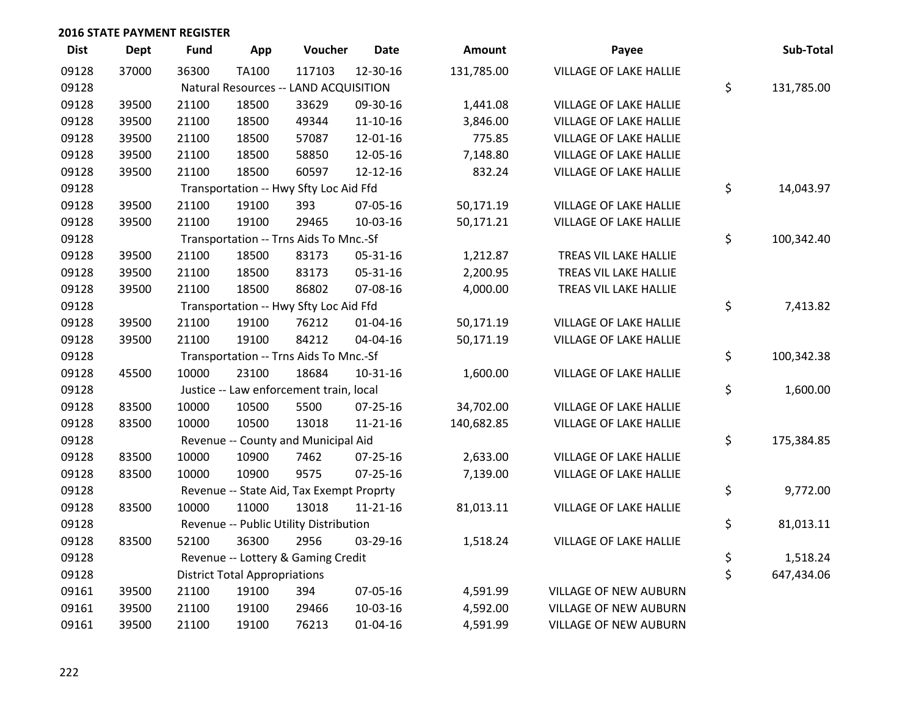## 2016 STATE PAYMENT REGISTER

| Dist | Dept | Fund | App | Voucher | Date | Amount | Payee | Sub-Total |
|---|---|---|---|---|---|---|---|---|
| 09128 | 37000 | 36300 | TA100 | 117103 | 12-30-16 | 131,785.00 | VILLAGE OF LAKE HALLIE | |
| 09128 | | Natural Resources -- LAND ACQUISITION | | | | | | $ 131,785.00 |
| 09128 | 39500 | 21100 | 18500 | 33629 | 09-30-16 | 1,441.08 | VILLAGE OF LAKE HALLIE | |
| 09128 | 39500 | 21100 | 18500 | 49344 | 11-10-16 | 3,846.00 | VILLAGE OF LAKE HALLIE | |
| 09128 | 39500 | 21100 | 18500 | 57087 | 12-01-16 | 775.85 | VILLAGE OF LAKE HALLIE | |
| 09128 | 39500 | 21100 | 18500 | 58850 | 12-05-16 | 7,148.80 | VILLAGE OF LAKE HALLIE | |
| 09128 | 39500 | 21100 | 18500 | 60597 | 12-12-16 | 832.24 | VILLAGE OF LAKE HALLIE | |
| 09128 | | Transportation -- Hwy Sfty Loc Aid Ffd | | | | | | $ 14,043.97 |
| 09128 | 39500 | 21100 | 19100 | 393 | 07-05-16 | 50,171.19 | VILLAGE OF LAKE HALLIE | |
| 09128 | 39500 | 21100 | 19100 | 29465 | 10-03-16 | 50,171.21 | VILLAGE OF LAKE HALLIE | |
| 09128 | | Transportation -- Trns Aids To Mnc.-Sf | | | | | | $ 100,342.40 |
| 09128 | 39500 | 21100 | 18500 | 83173 | 05-31-16 | 1,212.87 | TREAS VIL LAKE HALLIE | |
| 09128 | 39500 | 21100 | 18500 | 83173 | 05-31-16 | 2,200.95 | TREAS VIL LAKE HALLIE | |
| 09128 | 39500 | 21100 | 18500 | 86802 | 07-08-16 | 4,000.00 | TREAS VIL LAKE HALLIE | |
| 09128 | | Transportation -- Hwy Sfty Loc Aid Ffd | | | | | | $ 7,413.82 |
| 09128 | 39500 | 21100 | 19100 | 76212 | 01-04-16 | 50,171.19 | VILLAGE OF LAKE HALLIE | |
| 09128 | 39500 | 21100 | 19100 | 84212 | 04-04-16 | 50,171.19 | VILLAGE OF LAKE HALLIE | |
| 09128 | | Transportation -- Trns Aids To Mnc.-Sf | | | | | | $ 100,342.38 |
| 09128 | 45500 | 10000 | 23100 | 18684 | 10-31-16 | 1,600.00 | VILLAGE OF LAKE HALLIE | |
| 09128 | | Justice -- Law enforcement train, local | | | | | | $ 1,600.00 |
| 09128 | 83500 | 10000 | 10500 | 5500 | 07-25-16 | 34,702.00 | VILLAGE OF LAKE HALLIE | |
| 09128 | 83500 | 10000 | 10500 | 13018 | 11-21-16 | 140,682.85 | VILLAGE OF LAKE HALLIE | |
| 09128 | | Revenue -- County and Municipal Aid | | | | | | $ 175,384.85 |
| 09128 | 83500 | 10000 | 10900 | 7462 | 07-25-16 | 2,633.00 | VILLAGE OF LAKE HALLIE | |
| 09128 | 83500 | 10000 | 10900 | 9575 | 07-25-16 | 7,139.00 | VILLAGE OF LAKE HALLIE | |
| 09128 | | Revenue -- State Aid, Tax Exempt Proprty | | | | | | $ 9,772.00 |
| 09128 | 83500 | 10000 | 11000 | 13018 | 11-21-16 | 81,013.11 | VILLAGE OF LAKE HALLIE | |
| 09128 | | Revenue -- Public Utility Distribution | | | | | | $ 81,013.11 |
| 09128 | 83500 | 52100 | 36300 | 2956 | 03-29-16 | 1,518.24 | VILLAGE OF LAKE HALLIE | |
| 09128 | | Revenue -- Lottery & Gaming Credit | | | | | | $ 1,518.24 |
| 09128 | | District Total Appropriations | | | | | | $ 647,434.06 |
| 09161 | 39500 | 21100 | 19100 | 394 | 07-05-16 | 4,591.99 | VILLAGE OF NEW AUBURN | |
| 09161 | 39500 | 21100 | 19100 | 29466 | 10-03-16 | 4,592.00 | VILLAGE OF NEW AUBURN | |
| 09161 | 39500 | 21100 | 19100 | 76213 | 01-04-16 | 4,591.99 | VILLAGE OF NEW AUBURN | |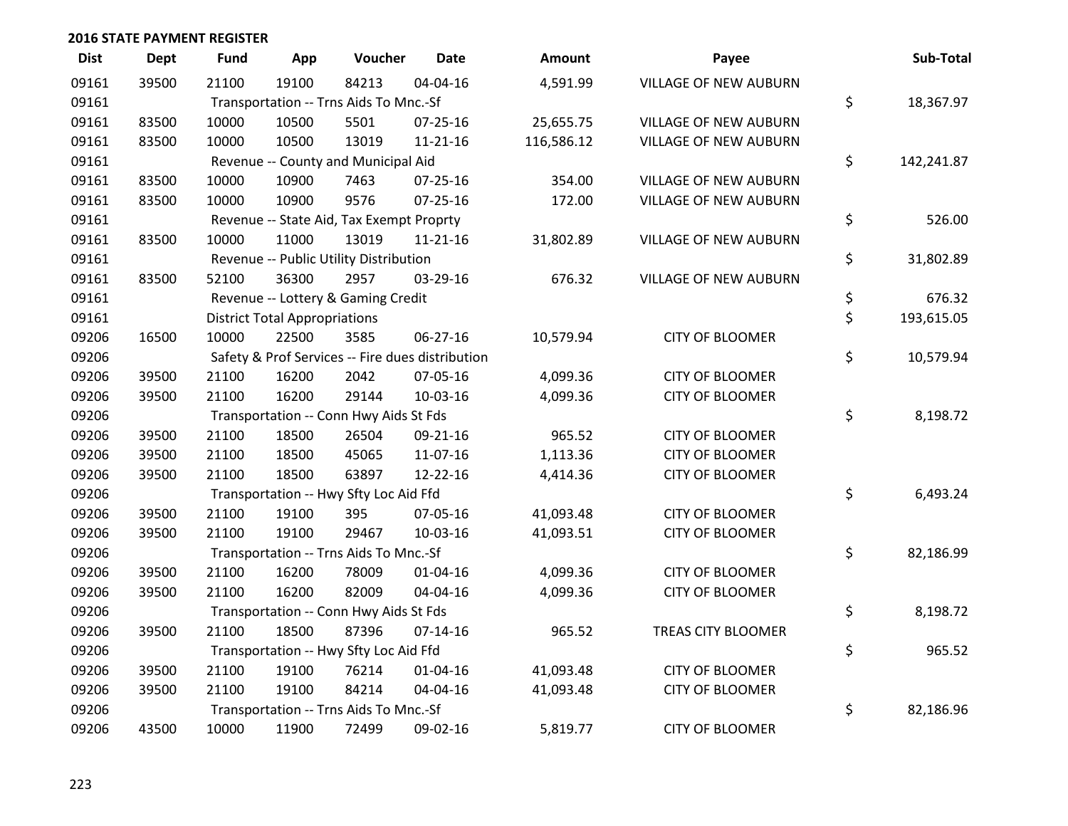## 2016 STATE PAYMENT REGISTER

| Dist | Dept | Fund | App | Voucher | Date | Amount | Payee | Sub-Total |
|---|---|---|---|---|---|---|---|---|
| 09161 | 39500 | 21100 | 19100 | 84213 | 04-04-16 | 4,591.99 | VILLAGE OF NEW AUBURN | |
| 09161 | | Transportation -- Trns Aids To Mnc.-Sf | | | | | | $ 18,367.97 |
| 09161 | 83500 | 10000 | 10500 | 5501 | 07-25-16 | 25,655.75 | VILLAGE OF NEW AUBURN | |
| 09161 | 83500 | 10000 | 10500 | 13019 | 11-21-16 | 116,586.12 | VILLAGE OF NEW AUBURN | |
| 09161 | | Revenue -- County and Municipal Aid | | | | | | $ 142,241.87 |
| 09161 | 83500 | 10000 | 10900 | 7463 | 07-25-16 | 354.00 | VILLAGE OF NEW AUBURN | |
| 09161 | 83500 | 10000 | 10900 | 9576 | 07-25-16 | 172.00 | VILLAGE OF NEW AUBURN | |
| 09161 | | Revenue -- State Aid, Tax Exempt Proprty | | | | | | $ 526.00 |
| 09161 | 83500 | 10000 | 11000 | 13019 | 11-21-16 | 31,802.89 | VILLAGE OF NEW AUBURN | |
| 09161 | | Revenue -- Public Utility Distribution | | | | | | $ 31,802.89 |
| 09161 | 83500 | 52100 | 36300 | 2957 | 03-29-16 | 676.32 | VILLAGE OF NEW AUBURN | |
| 09161 | | Revenue -- Lottery & Gaming Credit | | | | | | $ 676.32 |
| 09161 | | District Total Appropriations | | | | | | $ 193,615.05 |
| 09206 | 16500 | 10000 | 22500 | 3585 | 06-27-16 | 10,579.94 | CITY OF BLOOMER | |
| 09206 | | Safety & Prof Services -- Fire dues distribution | | | | | | $ 10,579.94 |
| 09206 | 39500 | 21100 | 16200 | 2042 | 07-05-16 | 4,099.36 | CITY OF BLOOMER | |
| 09206 | 39500 | 21100 | 16200 | 29144 | 10-03-16 | 4,099.36 | CITY OF BLOOMER | |
| 09206 | | Transportation -- Conn Hwy Aids St Fds | | | | | | $ 8,198.72 |
| 09206 | 39500 | 21100 | 18500 | 26504 | 09-21-16 | 965.52 | CITY OF BLOOMER | |
| 09206 | 39500 | 21100 | 18500 | 45065 | 11-07-16 | 1,113.36 | CITY OF BLOOMER | |
| 09206 | 39500 | 21100 | 18500 | 63897 | 12-22-16 | 4,414.36 | CITY OF BLOOMER | |
| 09206 | | Transportation -- Hwy Sfty Loc Aid Ffd | | | | | | $ 6,493.24 |
| 09206 | 39500 | 21100 | 19100 | 395 | 07-05-16 | 41,093.48 | CITY OF BLOOMER | |
| 09206 | 39500 | 21100 | 19100 | 29467 | 10-03-16 | 41,093.51 | CITY OF BLOOMER | |
| 09206 | | Transportation -- Trns Aids To Mnc.-Sf | | | | | | $ 82,186.99 |
| 09206 | 39500 | 21100 | 16200 | 78009 | 01-04-16 | 4,099.36 | CITY OF BLOOMER | |
| 09206 | 39500 | 21100 | 16200 | 82009 | 04-04-16 | 4,099.36 | CITY OF BLOOMER | |
| 09206 | | Transportation -- Conn Hwy Aids St Fds | | | | | | $ 8,198.72 |
| 09206 | 39500 | 21100 | 18500 | 87396 | 07-14-16 | 965.52 | TREAS CITY BLOOMER | |
| 09206 | | Transportation -- Hwy Sfty Loc Aid Ffd | | | | | | $ 965.52 |
| 09206 | 39500 | 21100 | 19100 | 76214 | 01-04-16 | 41,093.48 | CITY OF BLOOMER | |
| 09206 | 39500 | 21100 | 19100 | 84214 | 04-04-16 | 41,093.48 | CITY OF BLOOMER | |
| 09206 | | Transportation -- Trns Aids To Mnc.-Sf | | | | | | $ 82,186.96 |
| 09206 | 43500 | 10000 | 11900 | 72499 | 09-02-16 | 5,819.77 | CITY OF BLOOMER | |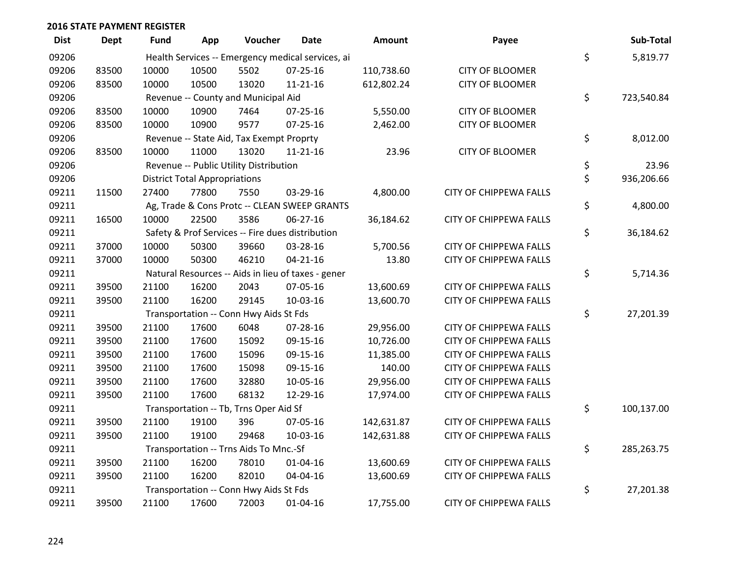## 2016 STATE PAYMENT REGISTER

| Dist | Dept | Fund | App | Voucher | Date | Amount | Payee | Sub-Total |
|---|---|---|---|---|---|---|---|---|
| 09206 | | Health Services -- Emergency medical services, ai | | | | | | $ 5,819.77 |
| 09206 | 83500 | 10000 | 10500 | 5502 | 07-25-16 | 110,738.60 | CITY OF BLOOMER | |
| 09206 | 83500 | 10000 | 10500 | 13020 | 11-21-16 | 612,802.24 | CITY OF BLOOMER | |
| 09206 | | Revenue -- County and Municipal Aid | | | | | | $ 723,540.84 |
| 09206 | 83500 | 10000 | 10900 | 7464 | 07-25-16 | 5,550.00 | CITY OF BLOOMER | |
| 09206 | 83500 | 10000 | 10900 | 9577 | 07-25-16 | 2,462.00 | CITY OF BLOOMER | |
| 09206 | | Revenue -- State Aid, Tax Exempt Proprty | | | | | | $ 8,012.00 |
| 09206 | 83500 | 10000 | 11000 | 13020 | 11-21-16 | 23.96 | CITY OF BLOOMER | |
| 09206 | | Revenue -- Public Utility Distribution | | | | | | $ 23.96 |
| 09206 | | District Total Appropriations | | | | | | $ 936,206.66 |
| 09211 | 11500 | 27400 | 77800 | 7550 | 03-29-16 | 4,800.00 | CITY OF CHIPPEWA FALLS | |
| 09211 | | Ag, Trade & Cons Protc -- CLEAN SWEEP GRANTS | | | | | | $ 4,800.00 |
| 09211 | 16500 | 10000 | 22500 | 3586 | 06-27-16 | 36,184.62 | CITY OF CHIPPEWA FALLS | |
| 09211 | | Safety & Prof Services -- Fire dues distribution | | | | | | $ 36,184.62 |
| 09211 | 37000 | 10000 | 50300 | 39660 | 03-28-16 | 5,700.56 | CITY OF CHIPPEWA FALLS | |
| 09211 | 37000 | 10000 | 50300 | 46210 | 04-21-16 | 13.80 | CITY OF CHIPPEWA FALLS | |
| 09211 | | Natural Resources -- Aids in lieu of taxes - gener | | | | | | $ 5,714.36 |
| 09211 | 39500 | 21100 | 16200 | 2043 | 07-05-16 | 13,600.69 | CITY OF CHIPPEWA FALLS | |
| 09211 | 39500 | 21100 | 16200 | 29145 | 10-03-16 | 13,600.70 | CITY OF CHIPPEWA FALLS | |
| 09211 | | Transportation -- Conn Hwy Aids St Fds | | | | | | $ 27,201.39 |
| 09211 | 39500 | 21100 | 17600 | 6048 | 07-28-16 | 29,956.00 | CITY OF CHIPPEWA FALLS | |
| 09211 | 39500 | 21100 | 17600 | 15092 | 09-15-16 | 10,726.00 | CITY OF CHIPPEWA FALLS | |
| 09211 | 39500 | 21100 | 17600 | 15096 | 09-15-16 | 11,385.00 | CITY OF CHIPPEWA FALLS | |
| 09211 | 39500 | 21100 | 17600 | 15098 | 09-15-16 | 140.00 | CITY OF CHIPPEWA FALLS | |
| 09211 | 39500 | 21100 | 17600 | 32880 | 10-05-16 | 29,956.00 | CITY OF CHIPPEWA FALLS | |
| 09211 | 39500 | 21100 | 17600 | 68132 | 12-29-16 | 17,974.00 | CITY OF CHIPPEWA FALLS | |
| 09211 | | Transportation -- Tb, Trns Oper Aid Sf | | | | | | $ 100,137.00 |
| 09211 | 39500 | 21100 | 19100 | 396 | 07-05-16 | 142,631.87 | CITY OF CHIPPEWA FALLS | |
| 09211 | 39500 | 21100 | 19100 | 29468 | 10-03-16 | 142,631.88 | CITY OF CHIPPEWA FALLS | |
| 09211 | | Transportation -- Trns Aids To Mnc.-Sf | | | | | | $ 285,263.75 |
| 09211 | 39500 | 21100 | 16200 | 78010 | 01-04-16 | 13,600.69 | CITY OF CHIPPEWA FALLS | |
| 09211 | 39500 | 21100 | 16200 | 82010 | 04-04-16 | 13,600.69 | CITY OF CHIPPEWA FALLS | |
| 09211 | | Transportation -- Conn Hwy Aids St Fds | | | | | | $ 27,201.38 |
| 09211 | 39500 | 21100 | 17600 | 72003 | 01-04-16 | 17,755.00 | CITY OF CHIPPEWA FALLS | |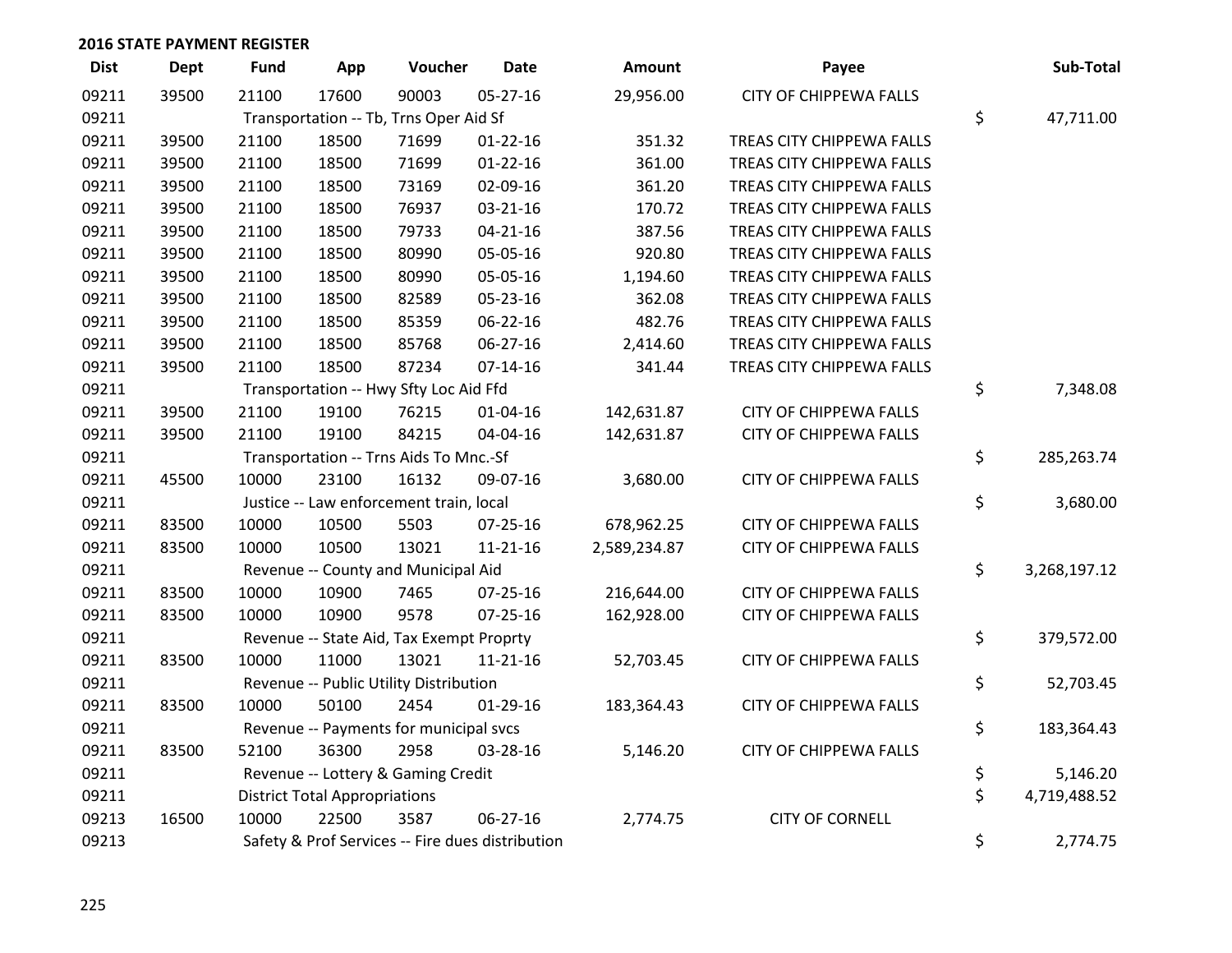## 2016 STATE PAYMENT REGISTER

| Dist | Dept | Fund | App | Voucher | Date | Amount | Payee | Sub-Total |
|---|---|---|---|---|---|---|---|---|
| 09211 | 39500 | 21100 | 17600 | 90003 | 05-27-16 | 29,956.00 | CITY OF CHIPPEWA FALLS | |
| 09211 | | Transportation -- Tb, Trns Oper Aid Sf | | | | | | $ 47,711.00 |
| 09211 | 39500 | 21100 | 18500 | 71699 | 01-22-16 | 351.32 | TREAS CITY CHIPPEWA FALLS | |
| 09211 | 39500 | 21100 | 18500 | 71699 | 01-22-16 | 361.00 | TREAS CITY CHIPPEWA FALLS | |
| 09211 | 39500 | 21100 | 18500 | 73169 | 02-09-16 | 361.20 | TREAS CITY CHIPPEWA FALLS | |
| 09211 | 39500 | 21100 | 18500 | 76937 | 03-21-16 | 170.72 | TREAS CITY CHIPPEWA FALLS | |
| 09211 | 39500 | 21100 | 18500 | 79733 | 04-21-16 | 387.56 | TREAS CITY CHIPPEWA FALLS | |
| 09211 | 39500 | 21100 | 18500 | 80990 | 05-05-16 | 920.80 | TREAS CITY CHIPPEWA FALLS | |
| 09211 | 39500 | 21100 | 18500 | 80990 | 05-05-16 | 1,194.60 | TREAS CITY CHIPPEWA FALLS | |
| 09211 | 39500 | 21100 | 18500 | 82589 | 05-23-16 | 362.08 | TREAS CITY CHIPPEWA FALLS | |
| 09211 | 39500 | 21100 | 18500 | 85359 | 06-22-16 | 482.76 | TREAS CITY CHIPPEWA FALLS | |
| 09211 | 39500 | 21100 | 18500 | 85768 | 06-27-16 | 2,414.60 | TREAS CITY CHIPPEWA FALLS | |
| 09211 | 39500 | 21100 | 18500 | 87234 | 07-14-16 | 341.44 | TREAS CITY CHIPPEWA FALLS | |
| 09211 | | Transportation -- Hwy Sfty Loc Aid Ffd | | | | | | $ 7,348.08 |
| 09211 | 39500 | 21100 | 19100 | 76215 | 01-04-16 | 142,631.87 | CITY OF CHIPPEWA FALLS | |
| 09211 | 39500 | 21100 | 19100 | 84215 | 04-04-16 | 142,631.87 | CITY OF CHIPPEWA FALLS | |
| 09211 | | Transportation -- Trns Aids To Mnc.-Sf | | | | | | $ 285,263.74 |
| 09211 | 45500 | 10000 | 23100 | 16132 | 09-07-16 | 3,680.00 | CITY OF CHIPPEWA FALLS | |
| 09211 | | Justice -- Law enforcement train, local | | | | | | $ 3,680.00 |
| 09211 | 83500 | 10000 | 10500 | 5503 | 07-25-16 | 678,962.25 | CITY OF CHIPPEWA FALLS | |
| 09211 | 83500 | 10000 | 10500 | 13021 | 11-21-16 | 2,589,234.87 | CITY OF CHIPPEWA FALLS | |
| 09211 | | Revenue -- County and Municipal Aid | | | | | | $ 3,268,197.12 |
| 09211 | 83500 | 10000 | 10900 | 7465 | 07-25-16 | 216,644.00 | CITY OF CHIPPEWA FALLS | |
| 09211 | 83500 | 10000 | 10900 | 9578 | 07-25-16 | 162,928.00 | CITY OF CHIPPEWA FALLS | |
| 09211 | | Revenue -- State Aid, Tax Exempt Proprty | | | | | | $ 379,572.00 |
| 09211 | 83500 | 10000 | 11000 | 13021 | 11-21-16 | 52,703.45 | CITY OF CHIPPEWA FALLS | |
| 09211 | | Revenue -- Public Utility Distribution | | | | | | $ 52,703.45 |
| 09211 | 83500 | 10000 | 50100 | 2454 | 01-29-16 | 183,364.43 | CITY OF CHIPPEWA FALLS | |
| 09211 | | Revenue -- Payments for municipal svcs | | | | | | $ 183,364.43 |
| 09211 | 83500 | 52100 | 36300 | 2958 | 03-28-16 | 5,146.20 | CITY OF CHIPPEWA FALLS | |
| 09211 | | Revenue -- Lottery & Gaming Credit | | | | | | $ 5,146.20 |
| 09211 | | District Total Appropriations | | | | | | $ 4,719,488.52 |
| 09213 | 16500 | 10000 | 22500 | 3587 | 06-27-16 | 2,774.75 | CITY OF CORNELL | |
| 09213 | | Safety & Prof Services -- Fire dues distribution | | | | | | $ 2,774.75 |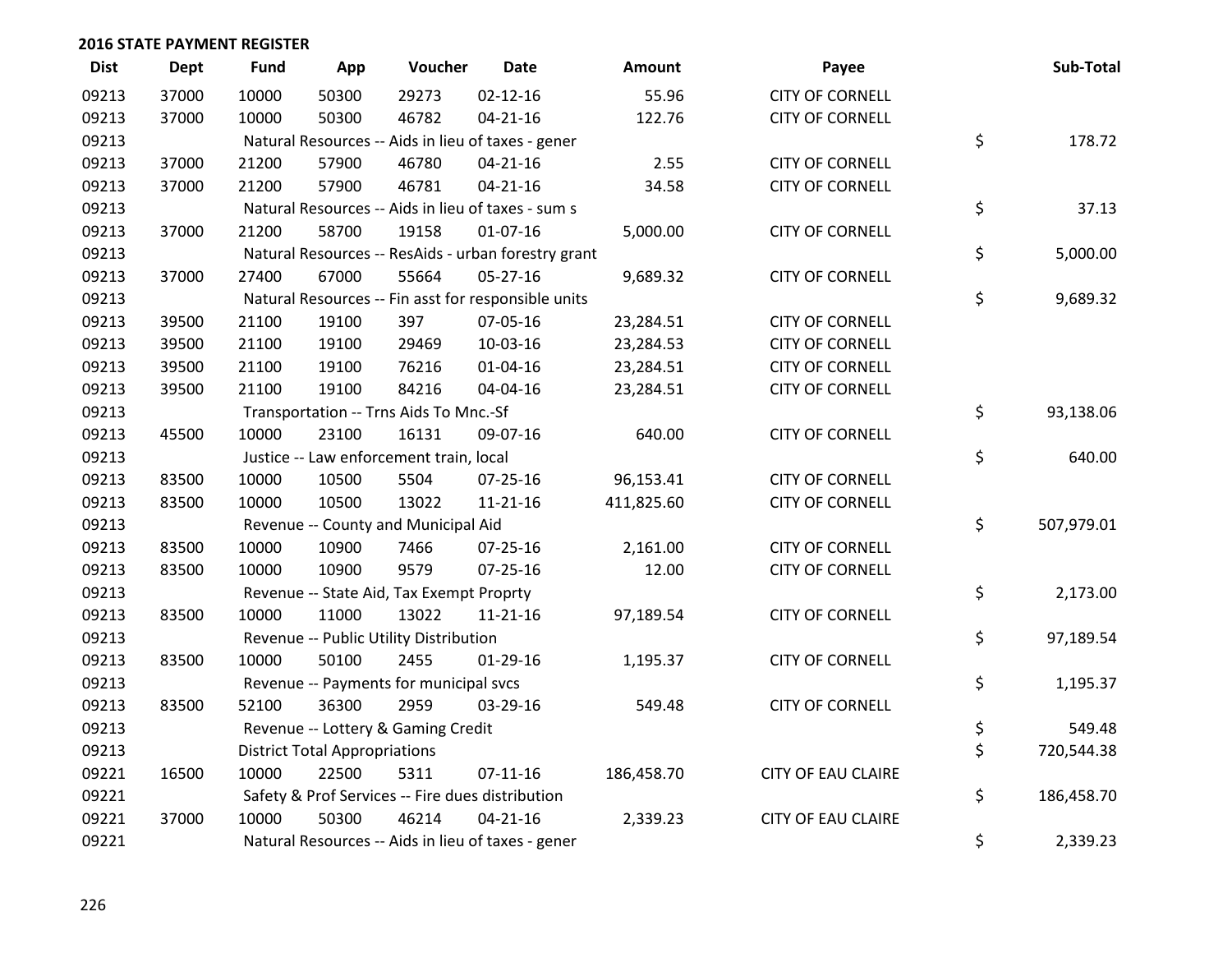## 2016 STATE PAYMENT REGISTER

| Dist | Dept | Fund | App | Voucher | Date | Amount | Payee | Sub-Total |
|---|---|---|---|---|---|---|---|---|
| 09213 | 37000 | 10000 | 50300 | 29273 | 02-12-16 | 55.96 | CITY OF CORNELL | |
| 09213 | 37000 | 10000 | 50300 | 46782 | 04-21-16 | 122.76 | CITY OF CORNELL | |
| 09213 | | Natural Resources -- Aids in lieu of taxes - gener | | | | | | $ 178.72 |
| 09213 | 37000 | 21200 | 57900 | 46780 | 04-21-16 | 2.55 | CITY OF CORNELL | |
| 09213 | 37000 | 21200 | 57900 | 46781 | 04-21-16 | 34.58 | CITY OF CORNELL | |
| 09213 | | Natural Resources -- Aids in lieu of taxes - sum s | | | | | | $ 37.13 |
| 09213 | 37000 | 21200 | 58700 | 19158 | 01-07-16 | 5,000.00 | CITY OF CORNELL | |
| 09213 | | Natural Resources -- ResAids - urban forestry grant | | | | | | $ 5,000.00 |
| 09213 | 37000 | 27400 | 67000 | 55664 | 05-27-16 | 9,689.32 | CITY OF CORNELL | |
| 09213 | | Natural Resources -- Fin asst for responsible units | | | | | | $ 9,689.32 |
| 09213 | 39500 | 21100 | 19100 | 397 | 07-05-16 | 23,284.51 | CITY OF CORNELL | |
| 09213 | 39500 | 21100 | 19100 | 29469 | 10-03-16 | 23,284.53 | CITY OF CORNELL | |
| 09213 | 39500 | 21100 | 19100 | 76216 | 01-04-16 | 23,284.51 | CITY OF CORNELL | |
| 09213 | 39500 | 21100 | 19100 | 84216 | 04-04-16 | 23,284.51 | CITY OF CORNELL | |
| 09213 | | Transportation -- Trns Aids To Mnc.-Sf | | | | | | $ 93,138.06 |
| 09213 | 45500 | 10000 | 23100 | 16131 | 09-07-16 | 640.00 | CITY OF CORNELL | |
| 09213 | | Justice -- Law enforcement train, local | | | | | | $ 640.00 |
| 09213 | 83500 | 10000 | 10500 | 5504 | 07-25-16 | 96,153.41 | CITY OF CORNELL | |
| 09213 | 83500 | 10000 | 10500 | 13022 | 11-21-16 | 411,825.60 | CITY OF CORNELL | |
| 09213 | | Revenue -- County and Municipal Aid | | | | | | $ 507,979.01 |
| 09213 | 83500 | 10000 | 10900 | 7466 | 07-25-16 | 2,161.00 | CITY OF CORNELL | |
| 09213 | 83500 | 10000 | 10900 | 9579 | 07-25-16 | 12.00 | CITY OF CORNELL | |
| 09213 | | Revenue -- State Aid, Tax Exempt Proprty | | | | | | $ 2,173.00 |
| 09213 | 83500 | 10000 | 11000 | 13022 | 11-21-16 | 97,189.54 | CITY OF CORNELL | |
| 09213 | | Revenue -- Public Utility Distribution | | | | | | $ 97,189.54 |
| 09213 | 83500 | 10000 | 50100 | 2455 | 01-29-16 | 1,195.37 | CITY OF CORNELL | |
| 09213 | | Revenue -- Payments for municipal svcs | | | | | | $ 1,195.37 |
| 09213 | 83500 | 52100 | 36300 | 2959 | 03-29-16 | 549.48 | CITY OF CORNELL | |
| 09213 | | Revenue -- Lottery & Gaming Credit | | | | | | $ 549.48 |
| 09213 | | District Total Appropriations | | | | | | $ 720,544.38 |
| 09221 | 16500 | 10000 | 22500 | 5311 | 07-11-16 | 186,458.70 | CITY OF EAU CLAIRE | |
| 09221 | | Safety & Prof Services -- Fire dues distribution | | | | | | $ 186,458.70 |
| 09221 | 37000 | 10000 | 50300 | 46214 | 04-21-16 | 2,339.23 | CITY OF EAU CLAIRE | |
| 09221 | | Natural Resources -- Aids in lieu of taxes - gener | | | | | | $ 2,339.23 |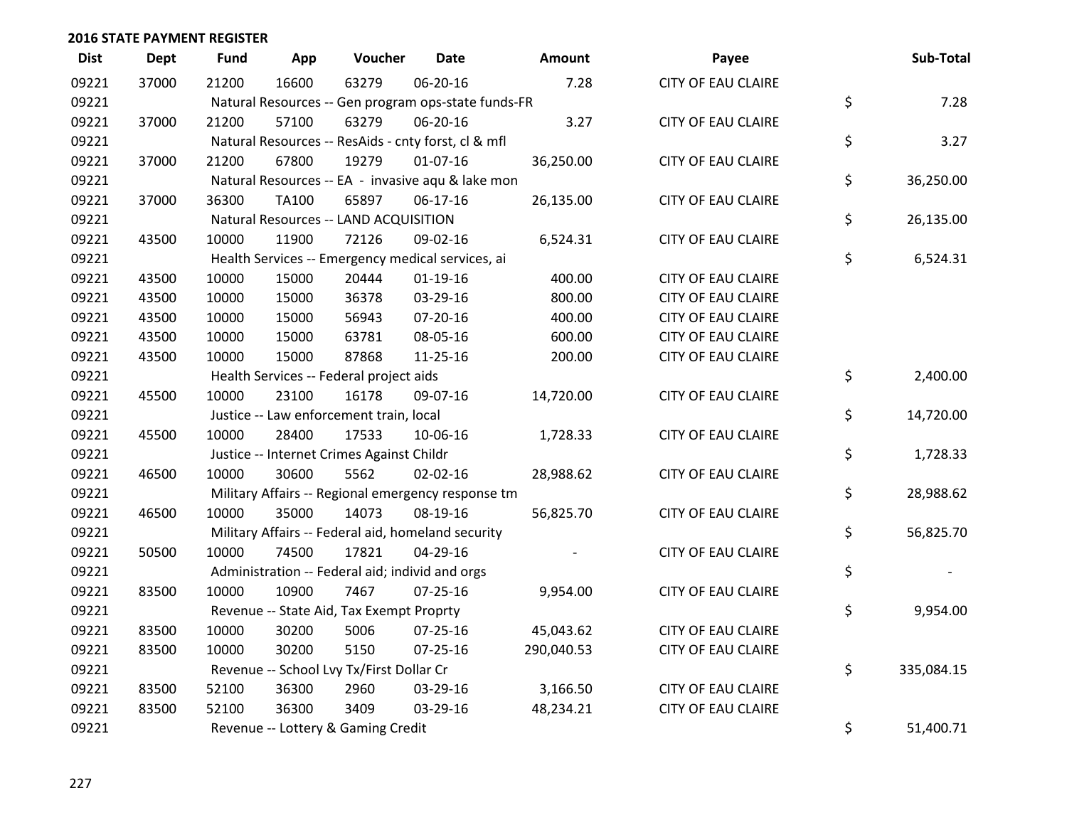## 2016 STATE PAYMENT REGISTER

| Dist | Dept | Fund | App | Voucher | Date | Amount | Payee | Sub-Total |
|---|---|---|---|---|---|---|---|---|
| 09221 | 37000 | 21200 | 16600 | 63279 | 06-20-16 | 7.28 | CITY OF EAU CLAIRE | |
| 09221 | | Natural Resources -- Gen program ops-state funds-FR | | | | | | $ 7.28 |
| 09221 | 37000 | 21200 | 57100 | 63279 | 06-20-16 | 3.27 | CITY OF EAU CLAIRE | |
| 09221 | | Natural Resources -- ResAids - cnty forst, cl & mfl | | | | | | $ 3.27 |
| 09221 | 37000 | 21200 | 67800 | 19279 | 01-07-16 | 36,250.00 | CITY OF EAU CLAIRE | |
| 09221 | | Natural Resources -- EA - invasive aqu & lake mon | | | | | | $ 36,250.00 |
| 09221 | 37000 | 36300 | TA100 | 65897 | 06-17-16 | 26,135.00 | CITY OF EAU CLAIRE | |
| 09221 | | Natural Resources -- LAND ACQUISITION | | | | | | $ 26,135.00 |
| 09221 | 43500 | 10000 | 11900 | 72126 | 09-02-16 | 6,524.31 | CITY OF EAU CLAIRE | |
| 09221 | | Health Services -- Emergency medical services, ai | | | | | | $ 6,524.31 |
| 09221 | 43500 | 10000 | 15000 | 20444 | 01-19-16 | 400.00 | CITY OF EAU CLAIRE | |
| 09221 | 43500 | 10000 | 15000 | 36378 | 03-29-16 | 800.00 | CITY OF EAU CLAIRE | |
| 09221 | 43500 | 10000 | 15000 | 56943 | 07-20-16 | 400.00 | CITY OF EAU CLAIRE | |
| 09221 | 43500 | 10000 | 15000 | 63781 | 08-05-16 | 600.00 | CITY OF EAU CLAIRE | |
| 09221 | 43500 | 10000 | 15000 | 87868 | 11-25-16 | 200.00 | CITY OF EAU CLAIRE | |
| 09221 | | Health Services -- Federal project aids | | | | | | $ 2,400.00 |
| 09221 | 45500 | 10000 | 23100 | 16178 | 09-07-16 | 14,720.00 | CITY OF EAU CLAIRE | |
| 09221 | | Justice -- Law enforcement train, local | | | | | | $ 14,720.00 |
| 09221 | 45500 | 10000 | 28400 | 17533 | 10-06-16 | 1,728.33 | CITY OF EAU CLAIRE | |
| 09221 | | Justice -- Internet Crimes Against Childr | | | | | | $ 1,728.33 |
| 09221 | 46500 | 10000 | 30600 | 5562 | 02-02-16 | 28,988.62 | CITY OF EAU CLAIRE | |
| 09221 | | Military Affairs -- Regional emergency response tm | | | | | | $ 28,988.62 |
| 09221 | 46500 | 10000 | 35000 | 14073 | 08-19-16 | 56,825.70 | CITY OF EAU CLAIRE | |
| 09221 | | Military Affairs -- Federal aid, homeland security | | | | | | $ 56,825.70 |
| 09221 | 50500 | 10000 | 74500 | 17821 | 04-29-16 | - | CITY OF EAU CLAIRE | |
| 09221 | | Administration -- Federal aid; individ and orgs | | | | | | $ - |
| 09221 | 83500 | 10000 | 10900 | 7467 | 07-25-16 | 9,954.00 | CITY OF EAU CLAIRE | |
| 09221 | | Revenue -- State Aid, Tax Exempt Proprty | | | | | | $ 9,954.00 |
| 09221 | 83500 | 10000 | 30200 | 5006 | 07-25-16 | 45,043.62 | CITY OF EAU CLAIRE | |
| 09221 | 83500 | 10000 | 30200 | 5150 | 07-25-16 | 290,040.53 | CITY OF EAU CLAIRE | |
| 09221 | | Revenue -- School Lvy Tx/First Dollar Cr | | | | | | $ 335,084.15 |
| 09221 | 83500 | 52100 | 36300 | 2960 | 03-29-16 | 3,166.50 | CITY OF EAU CLAIRE | |
| 09221 | 83500 | 52100 | 36300 | 3409 | 03-29-16 | 48,234.21 | CITY OF EAU CLAIRE | |
| 09221 | | Revenue -- Lottery & Gaming Credit | | | | | | $ 51,400.71 |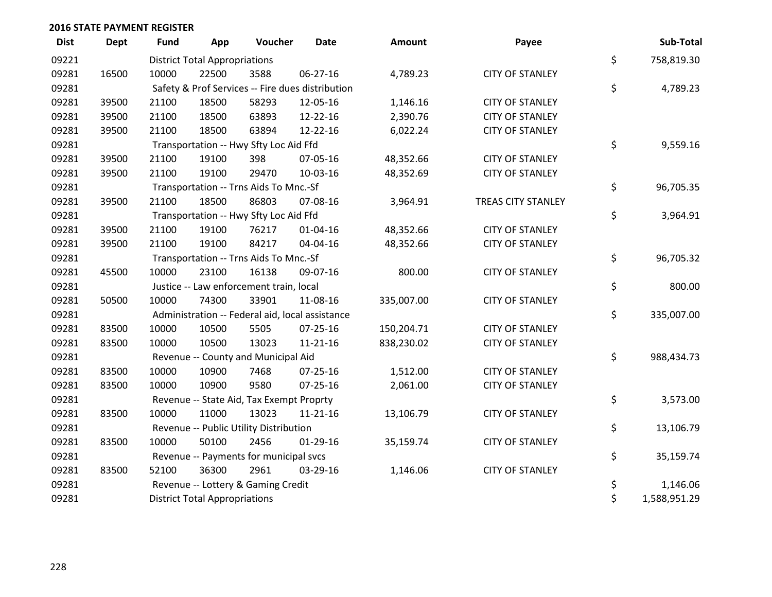## 2016 STATE PAYMENT REGISTER

| Dist | Dept | Fund | App | Voucher | Date | Amount | Payee | | Sub-Total |
|---|---|---|---|---|---|---|---|---|---|
| 09221 | | District Total Appropriations | | | | | | $ | 758,819.30 |
| 09281 | 16500 | 10000 | 22500 | 3588 | 06-27-16 | 4,789.23 | CITY OF STANLEY | | |
| 09281 | | Safety & Prof Services -- Fire dues distribution | | | | | | $ | 4,789.23 |
| 09281 | 39500 | 21100 | 18500 | 58293 | 12-05-16 | 1,146.16 | CITY OF STANLEY | | |
| 09281 | 39500 | 21100 | 18500 | 63893 | 12-22-16 | 2,390.76 | CITY OF STANLEY | | |
| 09281 | 39500 | 21100 | 18500 | 63894 | 12-22-16 | 6,022.24 | CITY OF STANLEY | | |
| 09281 | | Transportation -- Hwy Sfty Loc Aid Ffd | | | | | | $ | 9,559.16 |
| 09281 | 39500 | 21100 | 19100 | 398 | 07-05-16 | 48,352.66 | CITY OF STANLEY | | |
| 09281 | 39500 | 21100 | 19100 | 29470 | 10-03-16 | 48,352.69 | CITY OF STANLEY | | |
| 09281 | | Transportation -- Trns Aids To Mnc.-Sf | | | | | | $ | 96,705.35 |
| 09281 | 39500 | 21100 | 18500 | 86803 | 07-08-16 | 3,964.91 | TREAS CITY STANLEY | | |
| 09281 | | Transportation -- Hwy Sfty Loc Aid Ffd | | | | | | $ | 3,964.91 |
| 09281 | 39500 | 21100 | 19100 | 76217 | 01-04-16 | 48,352.66 | CITY OF STANLEY | | |
| 09281 | 39500 | 21100 | 19100 | 84217 | 04-04-16 | 48,352.66 | CITY OF STANLEY | | |
| 09281 | | Transportation -- Trns Aids To Mnc.-Sf | | | | | | $ | 96,705.32 |
| 09281 | 45500 | 10000 | 23100 | 16138 | 09-07-16 | 800.00 | CITY OF STANLEY | | |
| 09281 | | Justice -- Law enforcement train, local | | | | | | $ | 800.00 |
| 09281 | 50500 | 10000 | 74300 | 33901 | 11-08-16 | 335,007.00 | CITY OF STANLEY | | |
| 09281 | | Administration -- Federal aid, local assistance | | | | | | $ | 335,007.00 |
| 09281 | 83500 | 10000 | 10500 | 5505 | 07-25-16 | 150,204.71 | CITY OF STANLEY | | |
| 09281 | 83500 | 10000 | 10500 | 13023 | 11-21-16 | 838,230.02 | CITY OF STANLEY | | |
| 09281 | | Revenue -- County and Municipal Aid | | | | | | $ | 988,434.73 |
| 09281 | 83500 | 10000 | 10900 | 7468 | 07-25-16 | 1,512.00 | CITY OF STANLEY | | |
| 09281 | 83500 | 10000 | 10900 | 9580 | 07-25-16 | 2,061.00 | CITY OF STANLEY | | |
| 09281 | | Revenue -- State Aid, Tax Exempt Proprty | | | | | | $ | 3,573.00 |
| 09281 | 83500 | 10000 | 11000 | 13023 | 11-21-16 | 13,106.79 | CITY OF STANLEY | | |
| 09281 | | Revenue -- Public Utility Distribution | | | | | | $ | 13,106.79 |
| 09281 | 83500 | 10000 | 50100 | 2456 | 01-29-16 | 35,159.74 | CITY OF STANLEY | | |
| 09281 | | Revenue -- Payments for municipal svcs | | | | | | $ | 35,159.74 |
| 09281 | 83500 | 52100 | 36300 | 2961 | 03-29-16 | 1,146.06 | CITY OF STANLEY | | |
| 09281 | | Revenue -- Lottery & Gaming Credit | | | | | | $ | 1,146.06 |
| 09281 | | District Total Appropriations | | | | | | $ | 1,588,951.29 |